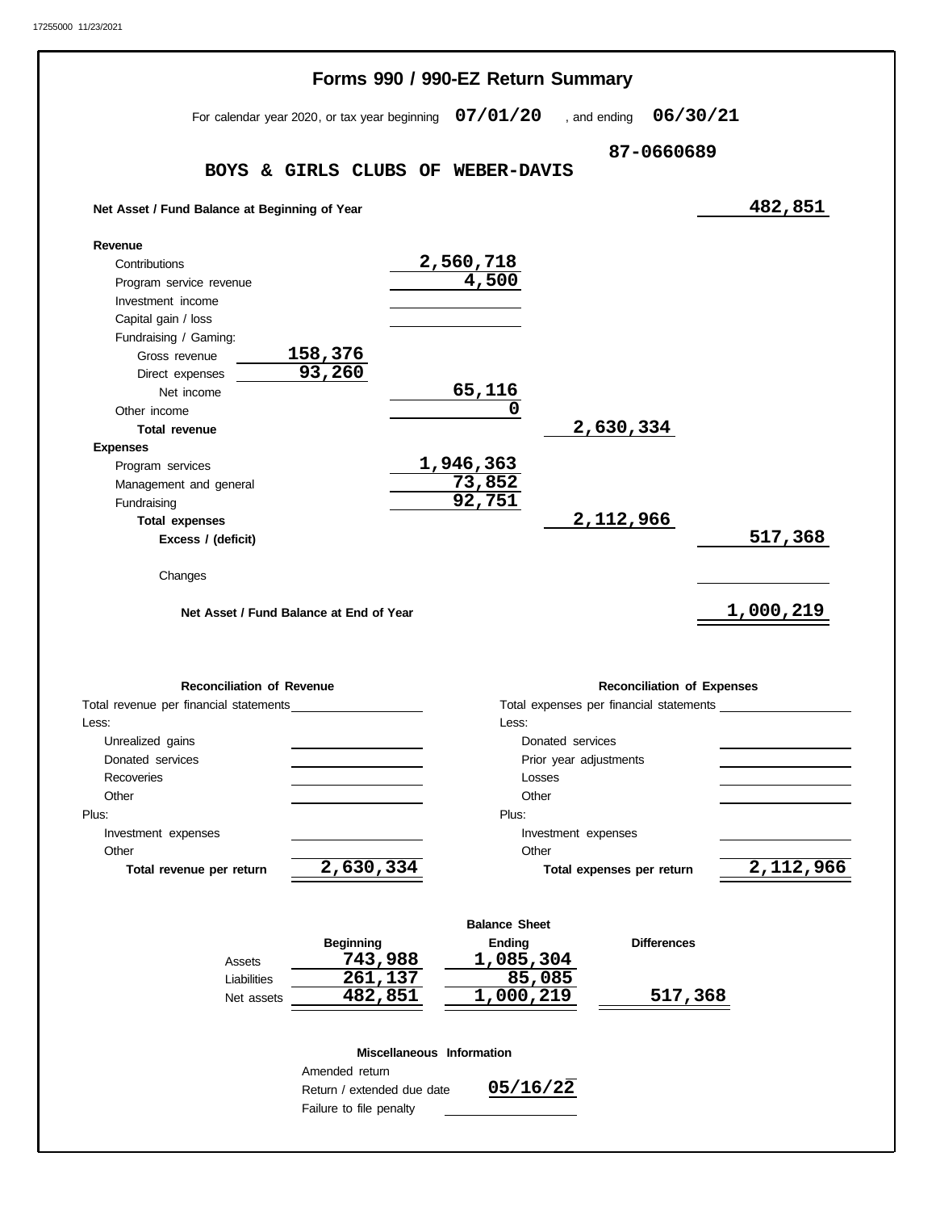17255000 11/23/2021

# Forms 990 / 990-EZ Return Summary

For calendar year 2020, or tax year beginning **07/01/20** , and ending **06/30/21**

**BOYS & GIRLS CLUBS OF WEBER-DAVIS** **87-0660689**

| | | | | |
|---|---|---|---|---|
| **Net Asset / Fund Balance at Beginning of Year** | | | | 482,851 |
| **Revenue** | | | | |
| Contributions | | 2,560,718 | | |
| Program service revenue | | 4,500 | | |
| Investment income | | | | |
| Capital gain / loss | | | | |
| Fundraising / Gaming: | | | | |
| Gross revenue | 158,376 | | | |
| Direct expenses | 93,260 | | | |
| Net income | | 65,116 | | |
| Other income | | 0 | | |
| **Total revenue** | | | 2,630,334 | |
| **Expenses** | | | | |
| Program services | | 1,946,363 | | |
| Management and general | | 73,852 | | |
| Fundraising | | 92,751 | | |
| **Total expenses** | | | 2,112,966 | |
| **Excess / (deficit)** | | | | 517,368 |
| Changes | | | | |
| **Net Asset / Fund Balance at End of Year** | | | | 1,000,219 |

| **Reconciliation of Revenue** | | **Reconciliation of Expenses** | |
|---|---|---|---|
| Total revenue per financial statements | | Total expenses per financial statements | |
| Less: | | Less: | |
| Unrealized gains | | Donated services | |
| Donated services | | Prior year adjustments | |
| Recoveries | | Losses | |
| Other | | Other | |
| Plus: | | Plus: | |
| Investment expenses | | Investment expenses | |
| Other | | Other | |
| **Total revenue per return** | 2,630,334 | **Total expenses per return** | 2,112,966 |

**Balance Sheet**

| | Beginning | Ending | Differences |
|---|---|---|---|
| Assets | 743,988 | 1,085,304 | |
| Liabilities | 261,137 | 85,085 | |
| Net assets | 482,851 | 1,000,219 | 517,368 |

**Miscellaneous Information**

| | |
|---|---|
| Amended return | |
| Return / extended due date | 05/16/22 |
| Failure to file penalty | |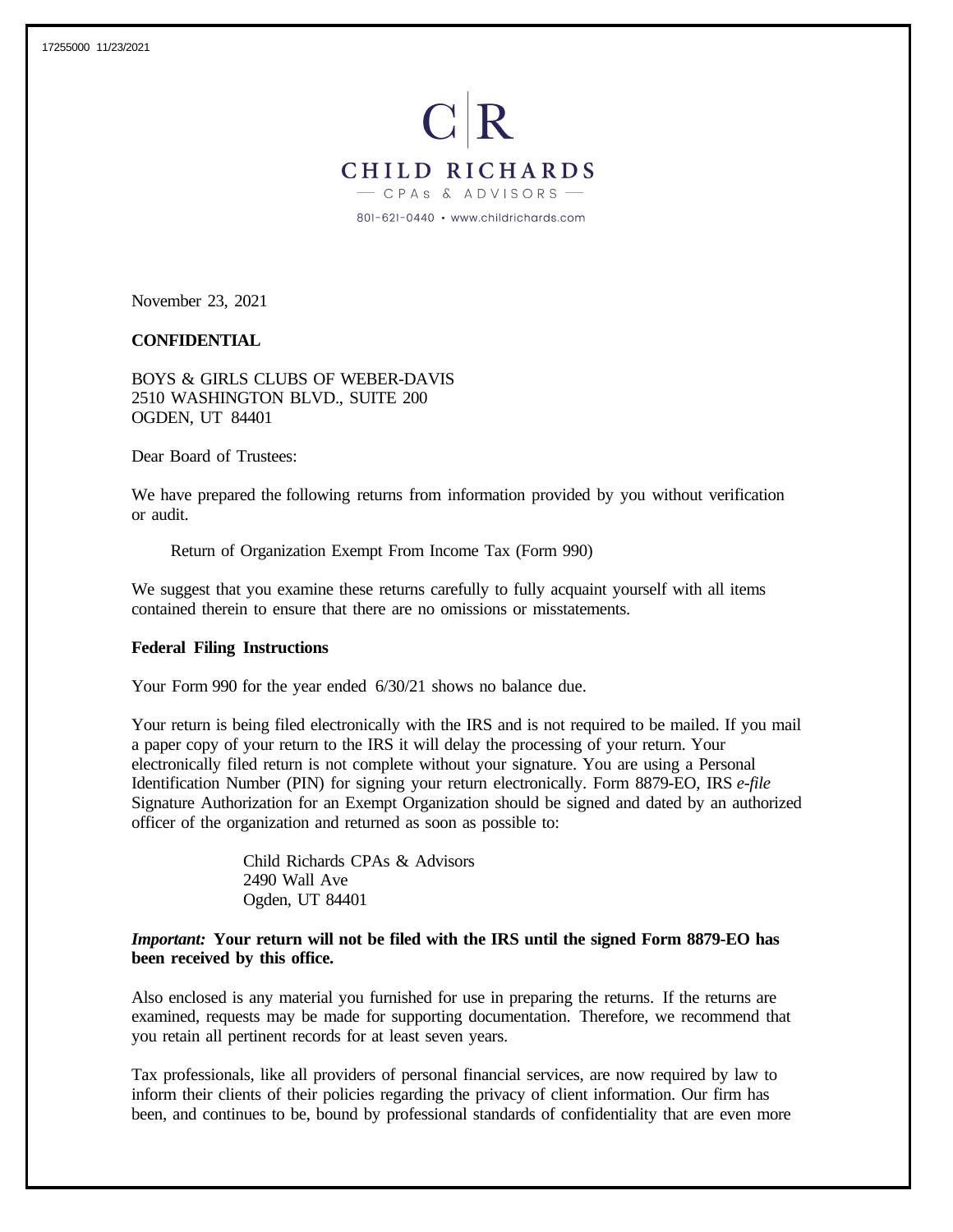# CHILD RICHARDS

CPAs & ADVISORS

801-621-0440 • www.childrichards.com

November 23, 2021

**CONFIDENTIAL**

BOYS & GIRLS CLUBS OF WEBER-DAVIS
2510 WASHINGTON BLVD., SUITE 200
OGDEN, UT 84401

Dear Board of Trustees:

We have prepared the following returns from information provided by you without verification or audit.

Return of Organization Exempt From Income Tax (Form 990)

We suggest that you examine these returns carefully to fully acquaint yourself with all items contained therein to ensure that there are no omissions or misstatements.

**Federal Filing Instructions**

Your Form 990 for the year ended 6/30/21 shows no balance due.

Your return is being filed electronically with the IRS and is not required to be mailed. If you mail a paper copy of your return to the IRS it will delay the processing of your return. Your electronically filed return is not complete without your signature. You are using a Personal Identification Number (PIN) for signing your return electronically. Form 8879-EO, IRS *e-file* Signature Authorization for an Exempt Organization should be signed and dated by an authorized officer of the organization and returned as soon as possible to:

Child Richards CPAs & Advisors
2490 Wall Ave
Ogden, UT 84401

***Important:*** **Your return will not be filed with the IRS until the signed Form 8879-EO has been received by this office.**

Also enclosed is any material you furnished for use in preparing the returns. If the returns are examined, requests may be made for supporting documentation. Therefore, we recommend that you retain all pertinent records for at least seven years.

Tax professionals, like all providers of personal financial services, are now required by law to inform their clients of their policies regarding the privacy of client information. Our firm has been, and continues to be, bound by professional standards of confidentiality that are even more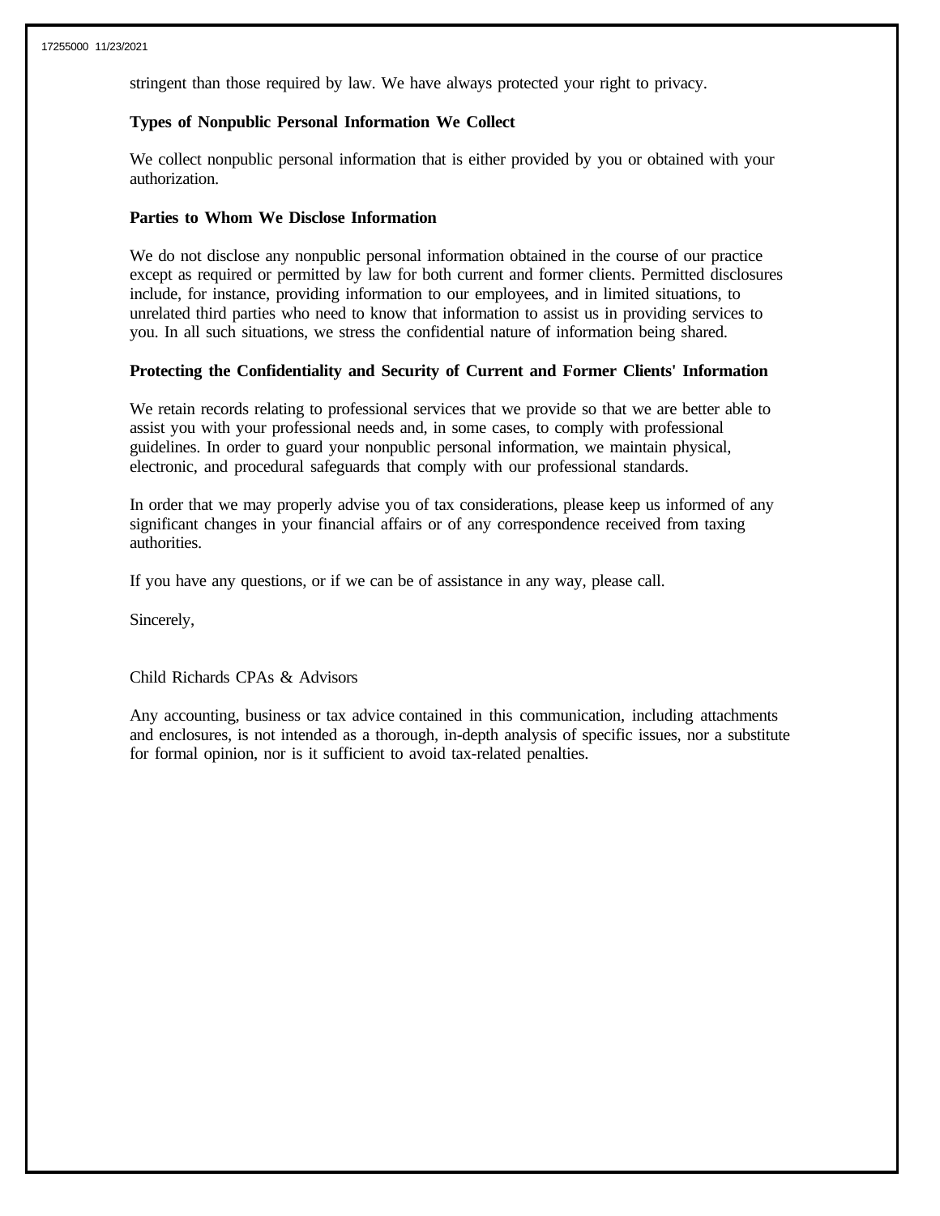stringent than those required by law. We have always protected your right to privacy.

**Types of Nonpublic Personal Information We Collect**

We collect nonpublic personal information that is either provided by you or obtained with your authorization.

**Parties to Whom We Disclose Information**

We do not disclose any nonpublic personal information obtained in the course of our practice except as required or permitted by law for both current and former clients. Permitted disclosures include, for instance, providing information to our employees, and in limited situations, to unrelated third parties who need to know that information to assist us in providing services to you. In all such situations, we stress the confidential nature of information being shared.

**Protecting the Confidentiality and Security of Current and Former Clients' Information**

We retain records relating to professional services that we provide so that we are better able to assist you with your professional needs and, in some cases, to comply with professional guidelines. In order to guard your nonpublic personal information, we maintain physical, electronic, and procedural safeguards that comply with our professional standards.

In order that we may properly advise you of tax considerations, please keep us informed of any significant changes in your financial affairs or of any correspondence received from taxing authorities.

If you have any questions, or if we can be of assistance in any way, please call.

Sincerely,

Child Richards CPAs & Advisors

Any accounting, business or tax advice contained in this communication, including attachments and enclosures, is not intended as a thorough, in-depth analysis of specific issues, nor a substitute for formal opinion, nor is it sufficient to avoid tax-related penalties.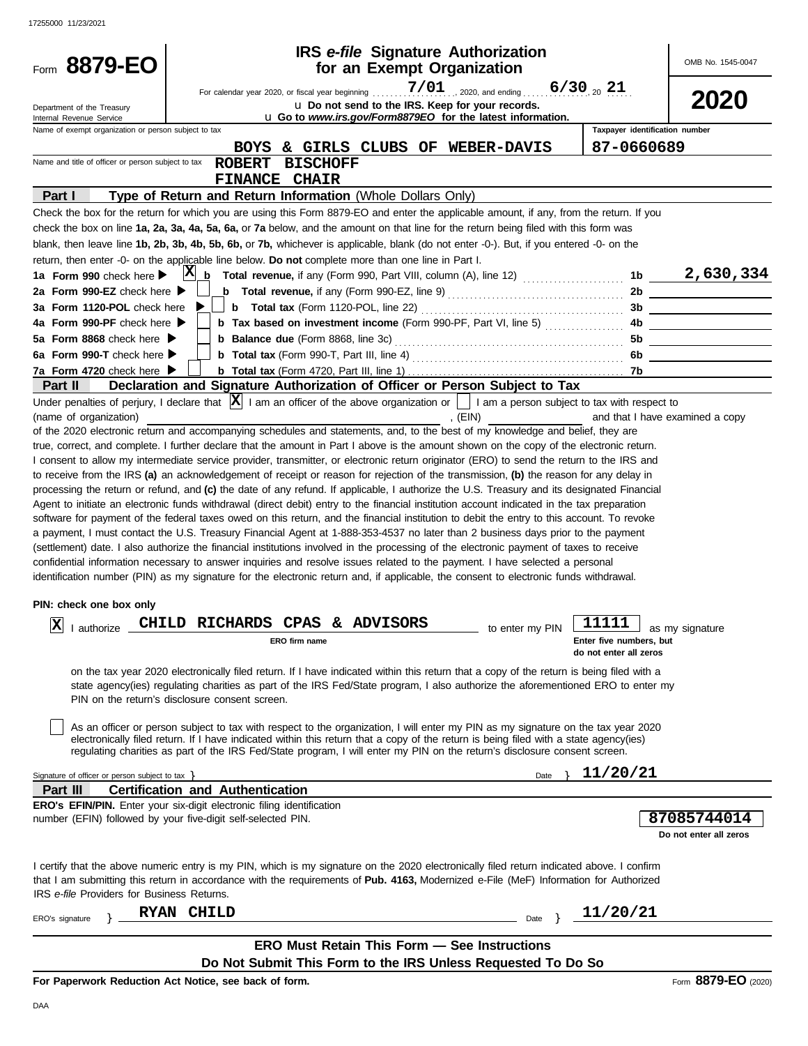17255000 11/23/2021

# Form 8879-EO

**IRS *e-file* Signature Authorization for an Exempt Organization**

OMB No. 1545-0047

**2020**

For calendar year 2020, or fiscal year beginning 7/01, 2020, and ending 6/30, 20 21

Department of the Treasury
Internal Revenue Service

u Do not send to the IRS. Keep for your records.
u Go to *www.irs.gov/Form8879EO* for the latest information.

Name of exempt organization or person subject to tax: **BOYS & GIRLS CLUBS OF WEBER-DAVIS**

Taxpayer identification number: **87-0660689**

Name and title of officer or person subject to tax: **ROBERT BISCHOFF**
**FINANCE CHAIR**

## Part I — Type of Return and Return Information (Whole Dollars Only)

Check the box for the return for which you are using this Form 8879-EO and enter the applicable amount, if any, from the return. If you check the box on line **1a, 2a, 3a, 4a, 5a, 6a,** or **7a** below, and the amount on that line for the return being filed with this form was blank, then leave line **1b, 2b, 3b, 4b, 5b, 6b,** or **7b,** whichever is applicable, blank (do not enter -0-). But, if you entered -0- on the return, then enter -0- on the applicable line below. **Do not** complete more than one line in Part I.

| Line | Check | Description | Line | Amount |
|---|---|---|---|---|
| 1a Form 990 check here ▶ | X | b Total revenue, if any (Form 990, Part VIII, column (A), line 12) | 1b | 2,630,334 |
| 2a Form 990-EZ check here ▶ | | b Total revenue, if any (Form 990-EZ, line 9) | 2b | |
| 3a Form 1120-POL check here ▶ | | b Total tax (Form 1120-POL, line 22) | 3b | |
| 4a Form 990-PF check here ▶ | | b Tax based on investment income (Form 990-PF, Part VI, line 5) | 4b | |
| 5a Form 8868 check here ▶ | | b Balance due (Form 8868, line 3c) | 5b | |
| 6a Form 990-T check here ▶ | | b Total tax (Form 990-T, Part III, line 4) | 6b | |
| 7a Form 4720 check here ▶ | | b Total tax (Form 4720, Part III, line 1) | 7b | |

## Part II — Declaration and Signature Authorization of Officer or Person Subject to Tax

Under penalties of perjury, I declare that [X] I am an officer of the above organization or [ ] I am a person subject to tax with respect to (name of organization) \_\_\_\_\_\_\_\_\_\_, (EIN) \_\_\_\_\_\_\_\_ and that I have examined a copy of the 2020 electronic return and accompanying schedules and statements, and, to the best of my knowledge and belief, they are true, correct, and complete. I further declare that the amount in Part I above is the amount shown on the copy of the electronic return. I consent to allow my intermediate service provider, transmitter, or electronic return originator (ERO) to send the return to the IRS and to receive from the IRS **(a)** an acknowledgement of receipt or reason for rejection of the transmission, **(b)** the reason for any delay in processing the return or refund, and **(c)** the date of any refund. If applicable, I authorize the U.S. Treasury and its designated Financial Agent to initiate an electronic funds withdrawal (direct debit) entry to the financial institution account indicated in the tax preparation software for payment of the federal taxes owed on this return, and the financial institution to debit the entry to this account. To revoke a payment, I must contact the U.S. Treasury Financial Agent at 1-888-353-4537 no later than 2 business days prior to the payment (settlement) date. I also authorize the financial institutions involved in the processing of the electronic payment of taxes to receive confidential information necessary to answer inquiries and resolve issues related to the payment. I have selected a personal identification number (PIN) as my signature for the electronic return and, if applicable, the consent to electronic funds withdrawal.

**PIN: check one box only**

[X] I authorize **CHILD RICHARDS CPAS & ADVISORS** (ERO firm name) to enter my PIN **11111** (Enter five numbers, but do not enter all zeros) as my signature on the tax year 2020 electronically filed return. If I have indicated within this return that a copy of the return is being filed with a state agency(ies) regulating charities as part of the IRS Fed/State program, I also authorize the aforementioned ERO to enter my PIN on the return's disclosure consent screen.

[ ] As an officer or person subject to tax with respect to the organization, I will enter my PIN as my signature on the tax year 2020 electronically filed return. If I have indicated within this return that a copy of the return is being filed with a state agency(ies) regulating charities as part of the IRS Fed/State program, I will enter my PIN on the return's disclosure consent screen.

Signature of officer or person subject to tax } \_\_\_\_\_\_\_\_ Date } **11/20/21**

## Part III — Certification and Authentication

**ERO's EFIN/PIN.** Enter your six-digit electronic filing identification number (EFIN) followed by your five-digit self-selected PIN.

**87085744014**
**Do not enter all zeros**

I certify that the above numeric entry is my PIN, which is my signature on the 2020 electronically filed return indicated above. I confirm that I am submitting this return in accordance with the requirements of **Pub. 4163,** Modernized e-File (MeF) Information for Authorized IRS *e-file* Providers for Business Returns.

ERO's signature } **RYAN CHILD** Date } **11/20/21**

**ERO Must Retain This Form — See Instructions**
**Do Not Submit This Form to the IRS Unless Requested To Do So**

**For Paperwork Reduction Act Notice, see back of form.**

Form **8879-EO** (2020)

DAA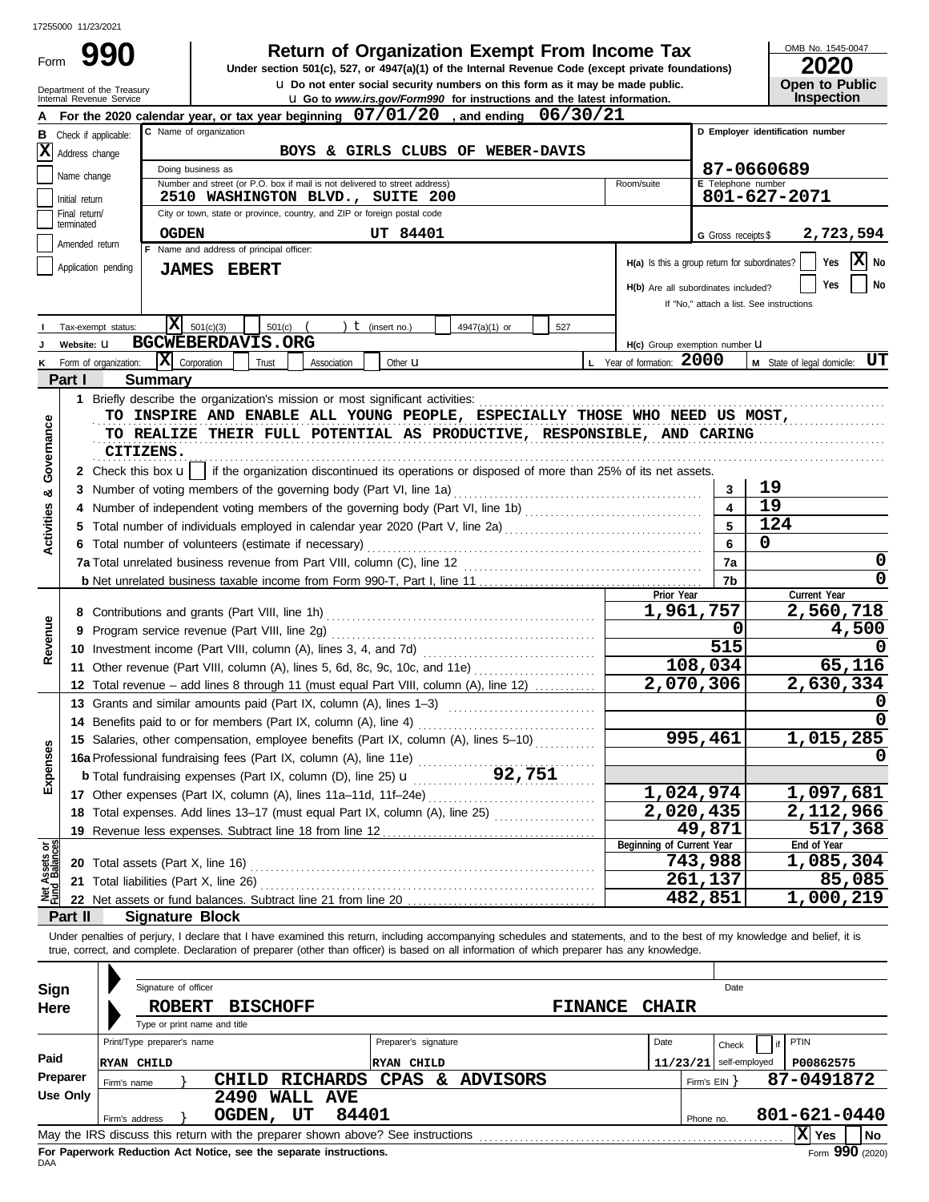17255000 11/23/2021

# Form 990 — Return of Organization Exempt From Income Tax

Under section 501(c), 527, or 4947(a)(1) of the Internal Revenue Code (except private foundations)

u Do not enter social security numbers on this form as it may be made public.

u Go to *www.irs.gov/Form990* for instructions and the latest information.

Department of the Treasury
Internal Revenue Service

OMB No. 1545-0047

**2020**

**Open to Public Inspection**

**A** For the 2020 calendar year, or tax year beginning **07/01/20**, and ending **06/30/21**

**B** Check if applicable:
- [X] Address change
- [ ] Name change
- [ ] Initial return
- [ ] Final return/terminated
- [ ] Amended return
- [ ] Application pending

**C** Name of organization: **BOYS & GIRLS CLUBS OF WEBER-DAVIS**

Doing business as

Number and street (or P.O. box if mail is not delivered to street address): **2510 WASHINGTON BLVD., SUITE 200** Room/suite

City or town, state or province, country, and ZIP or foreign postal code: **OGDEN UT 84401**

**D** Employer identification number: **87-0660689**

**E** Telephone number: **801-627-2071**

**G** Gross receipts $ **2,723,594**

**F** Name and address of principal officer: **JAMES EBERT**

**H(a)** Is this a group return for subordinates? [ ] Yes [X] No

**H(b)** Are all subordinates included? [ ] Yes [ ] No
If "No," attach a list. See instructions

**I** Tax-exempt status: [X] 501(c)(3) [ ] 501(c) ( ) t (insert no.) [ ] 4947(a)(1) or [ ] 527

**J** Website: u **BGCWEBERDAVIS.ORG**

**H(c)** Group exemption number u

**K** Form of organization: [X] Corporation [ ] Trust [ ] Association [ ] Other u

**L** Year of formation: **2000**

**M** State of legal domicile: **UT**

## Part I — Summary

### Activities & Governance

1 Briefly describe the organization's mission or most significant activities:
TO INSPIRE AND ENABLE ALL YOUNG PEOPLE, ESPECIALLY THOSE WHO NEED US MOST, TO REALIZE THEIR FULL POTENTIAL AS PRODUCTIVE, RESPONSIBLE, AND CARING CITIZENS.

2 Check this box u [ ] if the organization discontinued its operations or disposed of more than 25% of its net assets.

| Line | Description | | Value |
|---|---|---|---|
| 3 | Number of voting members of the governing body (Part VI, line 1a) | 3 | 19 |
| 4 | Number of independent voting members of the governing body (Part VI, line 1b) | 4 | 19 |
| 5 | Total number of individuals employed in calendar year 2020 (Part V, line 2a) | 5 | 124 |
| 6 | Total number of volunteers (estimate if necessary) | 6 | 0 |
| 7a | Total unrelated business revenue from Part VIII, column (C), line 12 | 7a | 0 |
| b | Net unrelated business taxable income from Form 990-T, Part I, line 11 | 7b | 0 |

### Revenue / Expenses

| Line | Description | Prior Year | Current Year |
|---|---|---|---|
| 8 | Contributions and grants (Part VIII, line 1h) | 1,961,757 | 2,560,718 |
| 9 | Program service revenue (Part VIII, line 2g) | 0 | 4,500 |
| 10 | Investment income (Part VIII, column (A), lines 3, 4, and 7d) | 515 | 0 |
| 11 | Other revenue (Part VIII, column (A), lines 5, 6d, 8c, 9c, 10c, and 11e) | 108,034 | 65,116 |
| 12 | Total revenue – add lines 8 through 11 (must equal Part VIII, column (A), line 12) | 2,070,306 | 2,630,334 |
| 13 | Grants and similar amounts paid (Part IX, column (A), lines 1–3) | | 0 |
| 14 | Benefits paid to or for members (Part IX, column (A), line 4) | | 0 |
| 15 | Salaries, other compensation, employee benefits (Part IX, column (A), lines 5–10) | 995,461 | 1,015,285 |
| 16a | Professional fundraising fees (Part IX, column (A), line 11e) | | 0 |
| b | Total fundraising expenses (Part IX, column (D), line 25) u 92,751 | | |
| 17 | Other expenses (Part IX, column (A), lines 11a–11d, 11f–24e) | 1,024,974 | 1,097,681 |
| 18 | Total expenses. Add lines 13–17 (must equal Part IX, column (A), line 25) | 2,020,435 | 2,112,966 |
| 19 | Revenue less expenses. Subtract line 18 from line 12 | 49,871 | 517,368 |

### Net Assets or Fund Balances

| Line | Description | Beginning of Current Year | End of Year |
|---|---|---|---|
| 20 | Total assets (Part X, line 16) | 743,988 | 1,085,304 |
| 21 | Total liabilities (Part X, line 26) | 261,137 | 85,085 |
| 22 | Net assets or fund balances. Subtract line 21 from line 20 | 482,851 | 1,000,219 |

## Part II — Signature Block

Under penalties of perjury, I declare that I have examined this return, including accompanying schedules and statements, and to the best of my knowledge and belief, it is true, correct, and complete. Declaration of preparer (other than officer) is based on all information of which preparer has any knowledge.

**Sign Here**

Signature of officer — Date

**ROBERT BISCHOFF — FINANCE CHAIR**
Type or print name and title

**Paid Preparer Use Only**

| Print/Type preparer's name | Preparer's signature | Date | Check if self-employed | PTIN |
|---|---|---|---|---|
| RYAN CHILD | RYAN CHILD | 11/23/21 | | P00862575 |

Firm's name: **CHILD RICHARDS CPAS & ADVISORS** — Firm's EIN: **87-0491872**

Firm's address: **2490 WALL AVE, OGDEN, UT 84401** — Phone no. **801-621-0440**

May the IRS discuss this return with the preparer shown above? See instructions [X] Yes [ ] No

**For Paperwork Reduction Act Notice, see the separate instructions.**

DAA Form **990** (2020)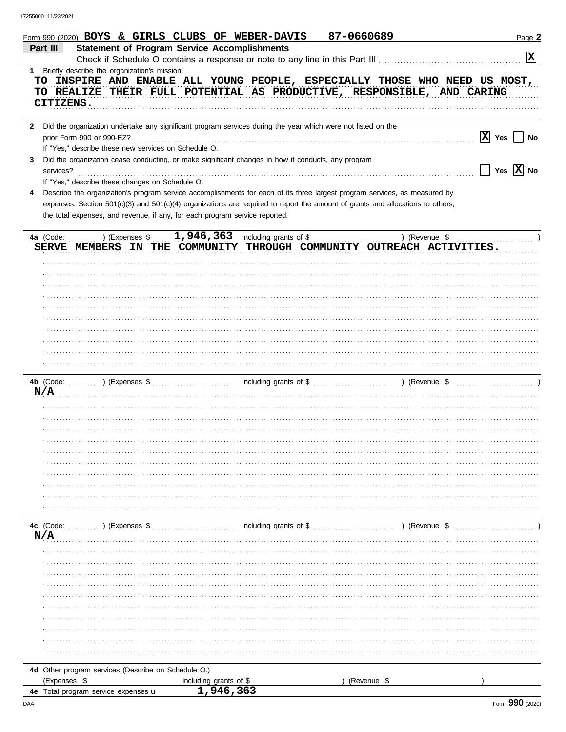Form 990 (2020) BOYS & GIRLS CLUBS OF WEBER-DAVIS 87-0660689 Page **2**

**Part III** **Statement of Program Service Accomplishments**

Check if Schedule O contains a response or note to any line in this Part III . . . . . . . . . . . . . . . . . . . . . . . . . . . . **[X]**

**1** Briefly describe the organization's mission:

TO INSPIRE AND ENABLE ALL YOUNG PEOPLE, ESPECIALLY THOSE WHO NEED US MOST, TO REALIZE THEIR FULL POTENTIAL AS PRODUCTIVE, RESPONSIBLE, AND CARING CITIZENS.

**2** Did the organization undertake any significant program services during the year which were not listed on the prior Form 990 or 990-EZ? . . . . . . . . . . **[X] Yes [ ] No**

If "Yes," describe these new services on Schedule O.

**3** Did the organization cease conducting, or make significant changes in how it conducts, any program services? . . . . . . . . . . **[ ] Yes [X] No**

If "Yes," describe these changes on Schedule O.

**4** Describe the organization's program service accomplishments for each of its three largest program services, as measured by expenses. Section 501(c)(3) and 501(c)(4) organizations are required to report the amount of grants and allocations to others, the total expenses, and revenue, if any, for each program service reported.

**4a** (Code: ) (Expenses $ 1,946,363 including grants of $ ) (Revenue $ )

SERVE MEMBERS IN THE COMMUNITY THROUGH COMMUNITY OUTREACH ACTIVITIES.

**4b** (Code: ) (Expenses $ including grants of $ ) (Revenue $ )

N/A

**4c** (Code: ) (Expenses $ including grants of $ ) (Revenue $ )

N/A

**4d** Other program services (Describe on Schedule O.)

(Expenses $ including grants of $ ) (Revenue $ )

**4e** Total program service expenses 1,946,363

Form **990** (2020)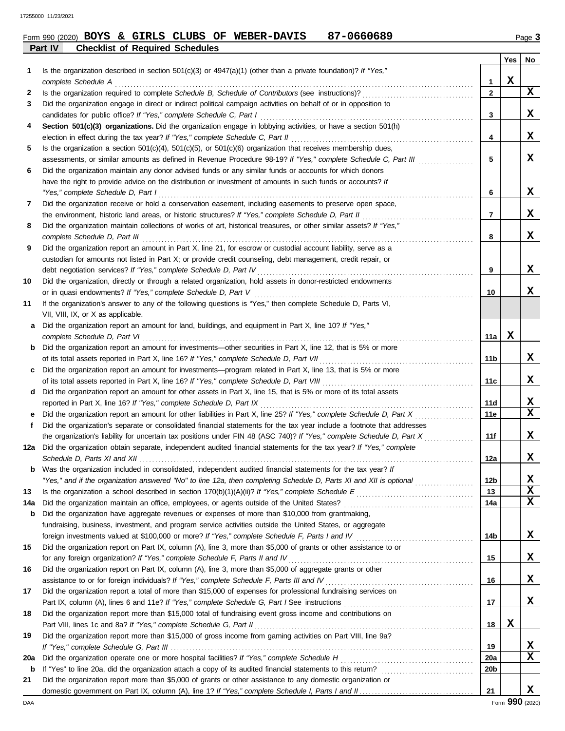Form 990 (2020) **BOYS & GIRLS CLUBS OF WEBER-DAVIS 87-0660689** Page **3**

## Part IV Checklist of Required Schedules

| | | | Yes | No |
|---|---|---|---|---|
| 1 | Is the organization described in section 501(c)(3) or 4947(a)(1) (other than a private foundation)? *If "Yes," complete Schedule A* | 1 | X | |
| 2 | Is the organization required to complete *Schedule B, Schedule of Contributors* (see instructions)? | 2 | | X |
| 3 | Did the organization engage in direct or indirect political campaign activities on behalf of or in opposition to candidates for public office? *If "Yes," complete Schedule C, Part I* | 3 | | X |
| 4 | **Section 501(c)(3) organizations.** Did the organization engage in lobbying activities, or have a section 501(h) election in effect during the tax year? *If "Yes," complete Schedule C, Part II* | 4 | | X |
| 5 | Is the organization a section 501(c)(4), 501(c)(5), or 501(c)(6) organization that receives membership dues, assessments, or similar amounts as defined in Revenue Procedure 98-19? *If "Yes," complete Schedule C, Part III* | 5 | | X |
| 6 | Did the organization maintain any donor advised funds or any similar funds or accounts for which donors have the right to provide advice on the distribution or investment of amounts in such funds or accounts? *If "Yes," complete Schedule D, Part I* | 6 | | X |
| 7 | Did the organization receive or hold a conservation easement, including easements to preserve open space, the environment, historic land areas, or historic structures? *If "Yes," complete Schedule D, Part II* | 7 | | X |
| 8 | Did the organization maintain collections of works of art, historical treasures, or other similar assets? *If "Yes," complete Schedule D, Part III* | 8 | | X |
| 9 | Did the organization report an amount in Part X, line 21, for escrow or custodial account liability, serve as a custodian for amounts not listed in Part X; or provide credit counseling, debt management, credit repair, or debt negotiation services? *If "Yes," complete Schedule D, Part IV* | 9 | | X |
| 10 | Did the organization, directly or through a related organization, hold assets in donor-restricted endowments or in quasi endowments? *If "Yes," complete Schedule D, Part V* | 10 | | X |
| 11 | If the organization's answer to any of the following questions is "Yes," then complete Schedule D, Parts VI, VII, VIII, IX, or X as applicable. | | | |
| a | Did the organization report an amount for land, buildings, and equipment in Part X, line 10? *If "Yes," complete Schedule D, Part VI* | 11a | X | |
| b | Did the organization report an amount for investments—other securities in Part X, line 12, that is 5% or more of its total assets reported in Part X, line 16? *If "Yes," complete Schedule D, Part VII* | 11b | | X |
| c | Did the organization report an amount for investments—program related in Part X, line 13, that is 5% or more of its total assets reported in Part X, line 16? *If "Yes," complete Schedule D, Part VIII* | 11c | | X |
| d | Did the organization report an amount for other assets in Part X, line 15, that is 5% or more of its total assets reported in Part X, line 16? *If "Yes," complete Schedule D, Part IX* | 11d | | X |
| e | Did the organization report an amount for other liabilities in Part X, line 25? *If "Yes," complete Schedule D, Part X* | 11e | | X |
| f | Did the organization's separate or consolidated financial statements for the tax year include a footnote that addresses the organization's liability for uncertain tax positions under FIN 48 (ASC 740)? *If "Yes," complete Schedule D, Part X* | 11f | | X |
| 12a | Did the organization obtain separate, independent audited financial statements for the tax year? *If "Yes," complete Schedule D, Parts XI and XII* | 12a | | X |
| b | Was the organization included in consolidated, independent audited financial statements for the tax year? *If "Yes," and if the organization answered "No" to line 12a, then completing Schedule D, Parts XI and XII is optional* | 12b | | X |
| 13 | Is the organization a school described in section 170(b)(1)(A)(ii)? *If "Yes," complete Schedule E* | 13 | | X |
| 14a | Did the organization maintain an office, employees, or agents outside of the United States? | 14a | | X |
| b | Did the organization have aggregate revenues or expenses of more than $10,000 from grantmaking, fundraising, business, investment, and program service activities outside the United States, or aggregate foreign investments valued at $100,000 or more? *If "Yes," complete Schedule F, Parts I and IV* | 14b | | X |
| 15 | Did the organization report on Part IX, column (A), line 3, more than $5,000 of grants or other assistance to or for any foreign organization? *If "Yes," complete Schedule F, Parts II and IV* | 15 | | X |
| 16 | Did the organization report on Part IX, column (A), line 3, more than $5,000 of aggregate grants or other assistance to or for foreign individuals? *If "Yes," complete Schedule F, Parts III and IV* | 16 | | X |
| 17 | Did the organization report a total of more than $15,000 of expenses for professional fundraising services on Part IX, column (A), lines 6 and 11e? *If "Yes," complete Schedule G, Part I* See instructions | 17 | | X |
| 18 | Did the organization report more than $15,000 total of fundraising event gross income and contributions on Part VIII, lines 1c and 8a? *If "Yes," complete Schedule G, Part II* | 18 | X | |
| 19 | Did the organization report more than $15,000 of gross income from gaming activities on Part VIII, line 9a? *If "Yes," complete Schedule G, Part III* | 19 | | X |
| 20a | Did the organization operate one or more hospital facilities? *If "Yes," complete Schedule H* | 20a | | X |
| b | If "Yes" to line 20a, did the organization attach a copy of its audited financial statements to this return? | 20b | | |
| 21 | Did the organization report more than $5,000 of grants or other assistance to any domestic organization or domestic government on Part IX, column (A), line 1? *If "Yes," complete Schedule I, Parts I and II* | 21 | | X |

Form **990** (2020)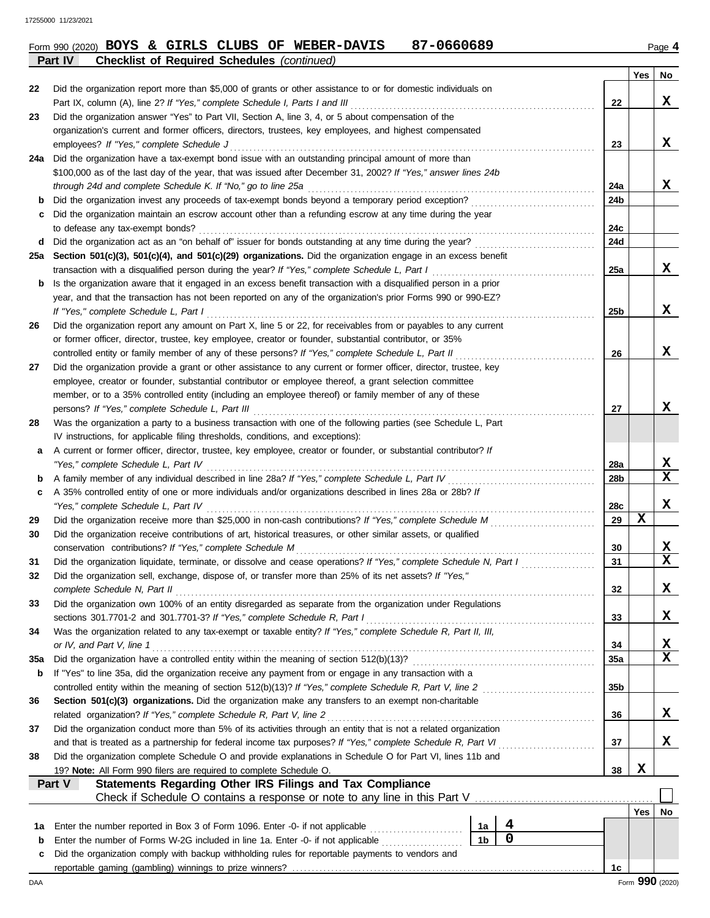Form 990 (2020) **BOYS & GIRLS CLUBS OF WEBER-DAVIS 87-0660689** Page 4

**Part IV Checklist of Required Schedules** *(continued)*

| | | | Yes | No |
|---|---|---|---|---|
| 22 | Did the organization report more than $5,000 of grants or other assistance to or for domestic individuals on Part IX, column (A), line 2? *If "Yes," complete Schedule I, Parts I and III* | 22 | | X |
| 23 | Did the organization answer "Yes" to Part VII, Section A, line 3, 4, or 5 about compensation of the organization's current and former officers, directors, trustees, key employees, and highest compensated employees? *If "Yes," complete Schedule J* | 23 | | X |
| 24a | Did the organization have a tax-exempt bond issue with an outstanding principal amount of more than $100,000 as of the last day of the year, that was issued after December 31, 2002? *If "Yes," answer lines 24b through 24d and complete Schedule K. If "No," go to line 25a* | 24a | | X |
| b | Did the organization invest any proceeds of tax-exempt bonds beyond a temporary period exception? | 24b | | |
| c | Did the organization maintain an escrow account other than a refunding escrow at any time during the year to defease any tax-exempt bonds? | 24c | | |
| d | Did the organization act as an "on behalf of" issuer for bonds outstanding at any time during the year? | 24d | | |
| 25a | **Section 501(c)(3), 501(c)(4), and 501(c)(29) organizations.** Did the organization engage in an excess benefit transaction with a disqualified person during the year? *If "Yes," complete Schedule L, Part I* | 25a | | X |
| b | Is the organization aware that it engaged in an excess benefit transaction with a disqualified person in a prior year, and that the transaction has not been reported on any of the organization's prior Forms 990 or 990-EZ? *If "Yes," complete Schedule L, Part I* | 25b | | X |
| 26 | Did the organization report any amount on Part X, line 5 or 22, for receivables from or payables to any current or former officer, director, trustee, key employee, creator or founder, substantial contributor, or 35% controlled entity or family member of any of these persons? *If "Yes," complete Schedule L, Part II* | 26 | | X |
| 27 | Did the organization provide a grant or other assistance to any current or former officer, director, trustee, key employee, creator or founder, substantial contributor or employee thereof, a grant selection committee member, or to a 35% controlled entity (including an employee thereof) or family member of any of these persons? *If "Yes," complete Schedule L, Part III* | 27 | | X |
| 28 | Was the organization a party to a business transaction with one of the following parties (see Schedule L, Part IV instructions, for applicable filing thresholds, conditions, and exceptions): | | | |
| a | A current or former officer, director, trustee, key employee, creator or founder, or substantial contributor? *If "Yes," complete Schedule L, Part IV* | 28a | | X |
| b | A family member of any individual described in line 28a? *If "Yes," complete Schedule L, Part IV* | 28b | | X |
| c | A 35% controlled entity of one or more individuals and/or organizations described in lines 28a or 28b? *If "Yes," complete Schedule L, Part IV* | 28c | | X |
| 29 | Did the organization receive more than $25,000 in non-cash contributions? *If "Yes," complete Schedule M* | 29 | X | |
| 30 | Did the organization receive contributions of art, historical treasures, or other similar assets, or qualified conservation contributions? *If "Yes," complete Schedule M* | 30 | | X |
| 31 | Did the organization liquidate, terminate, or dissolve and cease operations? *If "Yes," complete Schedule N, Part I* | 31 | | X |
| 32 | Did the organization sell, exchange, dispose of, or transfer more than 25% of its net assets? *If "Yes," complete Schedule N, Part II* | 32 | | X |
| 33 | Did the organization own 100% of an entity disregarded as separate from the organization under Regulations sections 301.7701-2 and 301.7701-3? *If "Yes," complete Schedule R, Part I* | 33 | | X |
| 34 | Was the organization related to any tax-exempt or taxable entity? *If "Yes," complete Schedule R, Part II, III, or IV, and Part V, line 1* | 34 | | X |
| 35a | Did the organization have a controlled entity within the meaning of section 512(b)(13)? | 35a | | X |
| b | If "Yes" to line 35a, did the organization receive any payment from or engage in any transaction with a controlled entity within the meaning of section 512(b)(13)? *If "Yes," complete Schedule R, Part V, line 2* | 35b | | |
| 36 | **Section 501(c)(3) organizations.** Did the organization make any transfers to an exempt non-charitable related organization? *If "Yes," complete Schedule R, Part V, line 2* | 36 | | X |
| 37 | Did the organization conduct more than 5% of its activities through an entity that is not a related organization and that is treated as a partnership for federal income tax purposes? *If "Yes," complete Schedule R, Part VI* | 37 | | X |
| 38 | Did the organization complete Schedule O and provide explanations in Schedule O for Part VI, lines 11b and 19? **Note:** All Form 990 filers are required to complete Schedule O. | 38 | X | |

**Part V Statements Regarding Other IRS Filings and Tax Compliance**

Check if Schedule O contains a response or note to any line in this Part V ☐

| | | | | | Yes | No |
|---|---|---|---|---|---|---|
| 1a | Enter the number reported in Box 3 of Form 1096. Enter -0- if not applicable | 1a | 4 | | | |
| b | Enter the number of Forms W-2G included in line 1a. Enter -0- if not applicable | 1b | 0 | | | |
| c | Did the organization comply with backup withholding rules for reportable payments to vendors and reportable gaming (gambling) winnings to prize winners? | | | 1c | | |

Form **990** (2020)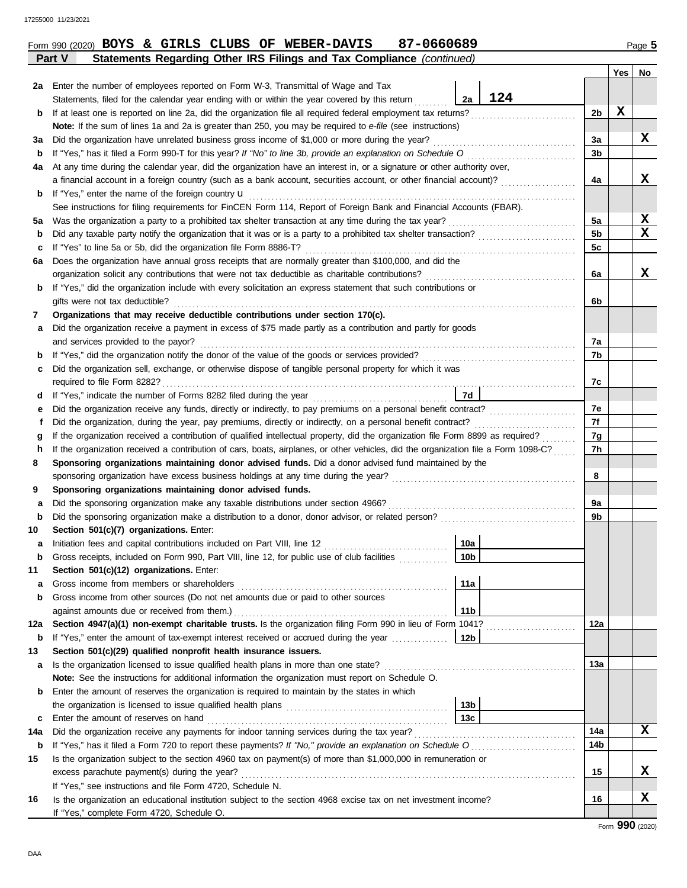Form 990 (2020) **BOYS & GIRLS CLUBS OF WEBER-DAVIS 87-0660689** Page **5**

## Part V Statements Regarding Other IRS Filings and Tax Compliance *(continued)*

| | | | | Line | Yes | No |
|---|---|---|---|---|---|---|
| **2a** | Enter the number of employees reported on Form W-3, Transmittal of Wage and Tax Statements, filed for the calendar year ending with or within the year covered by this return | 2a | 124 | | | |
| **b** | If at least one is reported on line 2a, did the organization file all required federal employment tax returns? | | | 2b | X | |
| | **Note:** If the sum of lines 1a and 2a is greater than 250, you may be required to *e-file* (see instructions) | | | | | |
| **3a** | Did the organization have unrelated business gross income of $1,000 or more during the year? | | | 3a | | X |
| **b** | If "Yes," has it filed a Form 990-T for this year? *If "No" to line 3b, provide an explanation on Schedule O* | | | 3b | | |
| **4a** | At any time during the calendar year, did the organization have an interest in, or a signature or other authority over, a financial account in a foreign country (such as a bank account, securities account, or other financial account)? | | | 4a | | X |
| **b** | If "Yes," enter the name of the foreign country u | | | | | |
| | See instructions for filing requirements for FinCEN Form 114, Report of Foreign Bank and Financial Accounts (FBAR). | | | | | |
| **5a** | Was the organization a party to a prohibited tax shelter transaction at any time during the tax year? | | | 5a | | X |
| **b** | Did any taxable party notify the organization that it was or is a party to a prohibited tax shelter transaction? | | | 5b | | X |
| **c** | If "Yes" to line 5a or 5b, did the organization file Form 8886-T? | | | 5c | | |
| **6a** | Does the organization have annual gross receipts that are normally greater than $100,000, and did the organization solicit any contributions that were not tax deductible as charitable contributions? | | | 6a | | X |
| **b** | If "Yes," did the organization include with every solicitation an express statement that such contributions or gifts were not tax deductible? | | | 6b | | |
| **7** | **Organizations that may receive deductible contributions under section 170(c).** | | | | | |
| **a** | Did the organization receive a payment in excess of $75 made partly as a contribution and partly for goods and services provided to the payor? | | | 7a | | |
| **b** | If "Yes," did the organization notify the donor of the value of the goods or services provided? | | | 7b | | |
| **c** | Did the organization sell, exchange, or otherwise dispose of tangible personal property for which it was required to file Form 8282? | | | 7c | | |
| **d** | If "Yes," indicate the number of Forms 8282 filed during the year | 7d | | | | |
| **e** | Did the organization receive any funds, directly or indirectly, to pay premiums on a personal benefit contract? | | | 7e | | |
| **f** | Did the organization, during the year, pay premiums, directly or indirectly, on a personal benefit contract? | | | 7f | | |
| **g** | If the organization received a contribution of qualified intellectual property, did the organization file Form 8899 as required? | | | 7g | | |
| **h** | If the organization received a contribution of cars, boats, airplanes, or other vehicles, did the organization file a Form 1098-C? | | | 7h | | |
| **8** | **Sponsoring organizations maintaining donor advised funds.** Did a donor advised fund maintained by the sponsoring organization have excess business holdings at any time during the year? | | | 8 | | |
| **9** | **Sponsoring organizations maintaining donor advised funds.** | | | | | |
| **a** | Did the sponsoring organization make any taxable distributions under section 4966? | | | 9a | | |
| **b** | Did the sponsoring organization make a distribution to a donor, donor advisor, or related person? | | | 9b | | |
| **10** | **Section 501(c)(7) organizations.** Enter: | | | | | |
| **a** | Initiation fees and capital contributions included on Part VIII, line 12 | 10a | | | | |
| **b** | Gross receipts, included on Form 990, Part VIII, line 12, for public use of club facilities | 10b | | | | |
| **11** | **Section 501(c)(12) organizations.** Enter: | | | | | |
| **a** | Gross income from members or shareholders | 11a | | | | |
| **b** | Gross income from other sources (Do not net amounts due or paid to other sources against amounts due or received from them.) | 11b | | | | |
| **12a** | **Section 4947(a)(1) non-exempt charitable trusts.** Is the organization filing Form 990 in lieu of Form 1041? | | | 12a | | |
| **b** | If "Yes," enter the amount of tax-exempt interest received or accrued during the year | 12b | | | | |
| **13** | **Section 501(c)(29) qualified nonprofit health insurance issuers.** | | | | | |
| **a** | Is the organization licensed to issue qualified health plans in more than one state? | | | 13a | | |
| | **Note:** See the instructions for additional information the organization must report on Schedule O. | | | | | |
| **b** | Enter the amount of reserves the organization is required to maintain by the states in which the organization is licensed to issue qualified health plans | 13b | | | | |
| **c** | Enter the amount of reserves on hand | 13c | | | | |
| **14a** | Did the organization receive any payments for indoor tanning services during the tax year? | | | 14a | | X |
| **b** | If "Yes," has it filed a Form 720 to report these payments? *If "No," provide an explanation on Schedule O* | | | 14b | | |
| **15** | Is the organization subject to the section 4960 tax on payment(s) of more than $1,000,000 in remuneration or excess parachute payment(s) during the year? | | | 15 | | X |
| | If "Yes," see instructions and file Form 4720, Schedule N. | | | | | |
| **16** | Is the organization an educational institution subject to the section 4968 excise tax on net investment income? | | | 16 | | X |
| | If "Yes," complete Form 4720, Schedule O. | | | | | |

Form **990** (2020)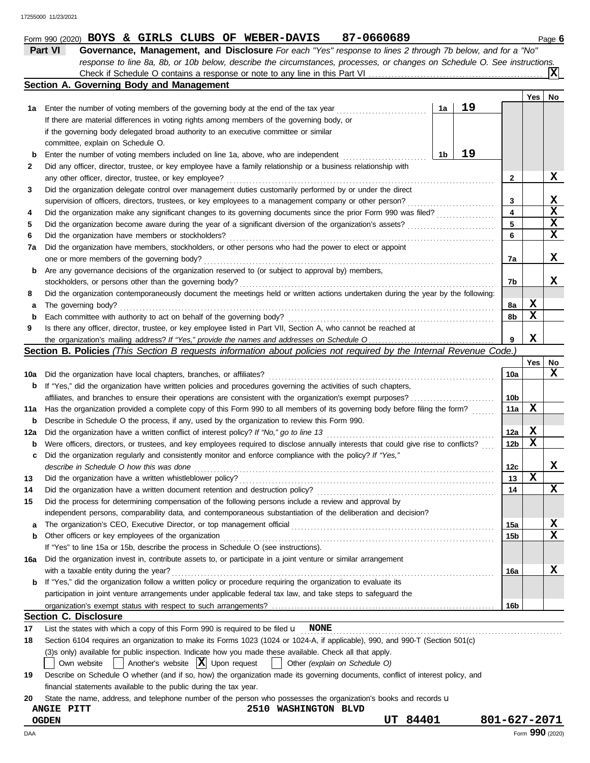Form 990 (2020) **BOYS & GIRLS CLUBS OF WEBER-DAVIS 87-0660689** Page **6**

## Part VI Governance, Management, and Disclosure

*For each "Yes" response to lines 2 through 7b below, and for a "No" response to line 8a, 8b, or 10b below, describe the circumstances, processes, or changes on Schedule O. See instructions.*

Check if Schedule O contains a response or note to any line in this Part VI .......... [X]

### Section A. Governing Body and Management

| | | | | | Yes | No |
|---|---|---|---|---|---|---|
| **1a** | Enter the number of voting members of the governing body at the end of the tax year | 1a | 19 | | | |
| | If there are material differences in voting rights among members of the governing body, or if the governing body delegated broad authority to an executive committee or similar committee, explain on Schedule O. | | | | | |
| **b** | Enter the number of voting members included on line 1a, above, who are independent | 1b | 19 | | | |
| **2** | Did any officer, director, trustee, or key employee have a family relationship or a business relationship with any other officer, director, trustee, or key employee? | | | 2 | | X |
| **3** | Did the organization delegate control over management duties customarily performed by or under the direct supervision of officers, directors, trustees, or key employees to a management company or other person? | | | 3 | | X |
| **4** | Did the organization make any significant changes to its governing documents since the prior Form 990 was filed? | | | 4 | | X |
| **5** | Did the organization become aware during the year of a significant diversion of the organization's assets? | | | 5 | | X |
| **6** | Did the organization have members or stockholders? | | | 6 | | X |
| **7a** | Did the organization have members, stockholders, or other persons who had the power to elect or appoint one or more members of the governing body? | | | 7a | | X |
| **b** | Are any governance decisions of the organization reserved to (or subject to approval by) members, stockholders, or persons other than the governing body? | | | 7b | | X |
| **8** | Did the organization contemporaneously document the meetings held or written actions undertaken during the year by the following: | | | | | |
| **a** | The governing body? | | | 8a | X | |
| **b** | Each committee with authority to act on behalf of the governing body? | | | 8b | X | |
| **9** | Is there any officer, director, trustee, or key employee listed in Part VII, Section A, who cannot be reached at the organization's mailing address? *If "Yes," provide the names and addresses on Schedule O* | | | 9 | X | |

### Section B. Policies *(This Section B requests information about policies not required by the Internal Revenue Code.)*

| | | | Yes | No |
|---|---|---|---|---|
| **10a** | Did the organization have local chapters, branches, or affiliates? | 10a | | X |
| **b** | If "Yes," did the organization have written policies and procedures governing the activities of such chapters, affiliates, and branches to ensure their operations are consistent with the organization's exempt purposes? | 10b | | |
| **11a** | Has the organization provided a complete copy of this Form 990 to all members of its governing body before filing the form? | 11a | X | |
| **b** | Describe in Schedule O the process, if any, used by the organization to review this Form 990. | | | |
| **12a** | Did the organization have a written conflict of interest policy? *If "No," go to line 13* | 12a | X | |
| **b** | Were officers, directors, or trustees, and key employees required to disclose annually interests that could give rise to conflicts? | 12b | X | |
| **c** | Did the organization regularly and consistently monitor and enforce compliance with the policy? *If "Yes," describe in Schedule O how this was done* | 12c | | X |
| **13** | Did the organization have a written whistleblower policy? | 13 | X | |
| **14** | Did the organization have a written document retention and destruction policy? | 14 | | X |
| **15** | Did the process for determining compensation of the following persons include a review and approval by independent persons, comparability data, and contemporaneous substantiation of the deliberation and decision? | | | |
| **a** | The organization's CEO, Executive Director, or top management official | 15a | | X |
| **b** | Other officers or key employees of the organization | 15b | | X |
| | If "Yes" to line 15a or 15b, describe the process in Schedule O (see instructions). | | | |
| **16a** | Did the organization invest in, contribute assets to, or participate in a joint venture or similar arrangement with a taxable entity during the year? | 16a | | X |
| **b** | If "Yes," did the organization follow a written policy or procedure requiring the organization to evaluate its participation in joint venture arrangements under applicable federal tax law, and take steps to safeguard the organization's exempt status with respect to such arrangements? | 16b | | |

### Section C. Disclosure

**17** List the states with which a copy of this Form 990 is required to be filed u **NONE**

**18** Section 6104 requires an organization to make its Forms 1023 (1024 or 1024-A, if applicable), 990, and 990-T (Section 501(c)(3)s only) available for public inspection. Indicate how you made these available. Check all that apply.

[ ] Own website [ ] Another's website [X] Upon request [ ] Other *(explain on Schedule O)*

**19** Describe on Schedule O whether (and if so, how) the organization made its governing documents, conflict of interest policy, and financial statements available to the public during the tax year.

**20** State the name, address, and telephone number of the person who possesses the organization's books and records u

**ANGIE PITT** **2510 WASHINGTON BLVD**
**OGDEN** **UT 84401** **801-627-2071**

Form **990** (2020)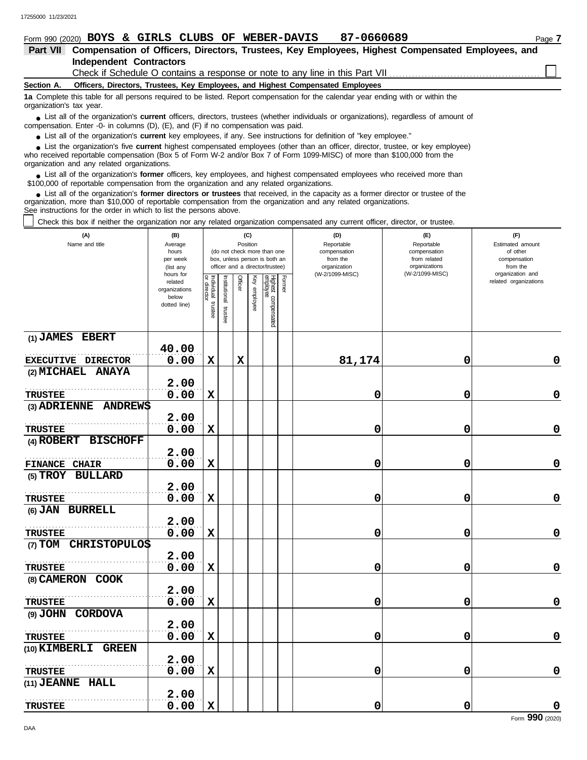Form 990 (2020) **BOYS & GIRLS CLUBS OF WEBER-DAVIS 87-0660689** Page 7

**Part VII Compensation of Officers, Directors, Trustees, Key Employees, Highest Compensated Employees, and Independent Contractors**

Check if Schedule O contains a response or note to any line in this Part VII ☐

**Section A. Officers, Directors, Trustees, Key Employees, and Highest Compensated Employees**

**1a** Complete this table for all persons required to be listed. Report compensation for the calendar year ending with or within the organization's tax year.

- List all of the organization's **current** officers, directors, trustees (whether individuals or organizations), regardless of amount of compensation. Enter -0- in columns (D), (E), and (F) if no compensation was paid.
- List all of the organization's **current** key employees, if any. See instructions for definition of "key employee."
- List the organization's five **current** highest compensated employees (other than an officer, director, trustee, or key employee) who received reportable compensation (Box 5 of Form W-2 and/or Box 7 of Form 1099-MISC) of more than $100,000 from the organization and any related organizations.
- List all of the organization's **former** officers, key employees, and highest compensated employees who received more than $100,000 of reportable compensation from the organization and any related organizations.
- List all of the organization's **former directors or trustees** that received, in the capacity as a former director or trustee of the organization, more than $10,000 of reportable compensation from the organization and any related organizations.

See instructions for the order in which to list the persons above.

☐ Check this box if neither the organization nor any related organization compensated any current officer, director, or trustee.

| (A) Name and title | (B) Average hours per week (list any hours for related organizations below dotted line) | (C) Position (do not check more than one box, unless person is both an officer and a director/trustee) | | | | | | (D) Reportable compensation from the organization (W-2/1099-MISC) | (E) Reportable compensation from related organizations (W-2/1099-MISC) | (F) Estimated amount of other compensation from the organization and related organizations |
|---|---|---|---|---|---|---|---|---|---|---|
| | | Individual trustee or director | Institutional trustee | Officer | Key employee | Highest compensated employee | Former | | | |
| (1) JAMES EBERT<br>EXECUTIVE DIRECTOR | 40.00<br>0.00 | X | | X | | | | 81,174 | 0 | 0 |
| (2) MICHAEL ANAYA<br>TRUSTEE | 2.00<br>0.00 | X | | | | | | 0 | 0 | 0 |
| (3) ADRIENNE ANDREWS<br>TRUSTEE | 2.00<br>0.00 | X | | | | | | 0 | 0 | 0 |
| (4) ROBERT BISCHOFF<br>FINANCE CHAIR | 2.00<br>0.00 | X | | | | | | 0 | 0 | 0 |
| (5) TROY BULLARD<br>TRUSTEE | 2.00<br>0.00 | X | | | | | | 0 | 0 | 0 |
| (6) JAN BURRELL<br>TRUSTEE | 2.00<br>0.00 | X | | | | | | 0 | 0 | 0 |
| (7) TOM CHRISTOPULOS<br>TRUSTEE | 2.00<br>0.00 | X | | | | | | 0 | 0 | 0 |
| (8) CAMERON COOK<br>TRUSTEE | 2.00<br>0.00 | X | | | | | | 0 | 0 | 0 |
| (9) JOHN CORDOVA<br>TRUSTEE | 2.00<br>0.00 | X | | | | | | 0 | 0 | 0 |
| (10) KIMBERLI GREEN<br>TRUSTEE | 2.00<br>0.00 | X | | | | | | 0 | 0 | 0 |
| (11) JEANNE HALL<br>TRUSTEE | 2.00<br>0.00 | X | | | | | | 0 | 0 | 0 |

Form **990** (2020)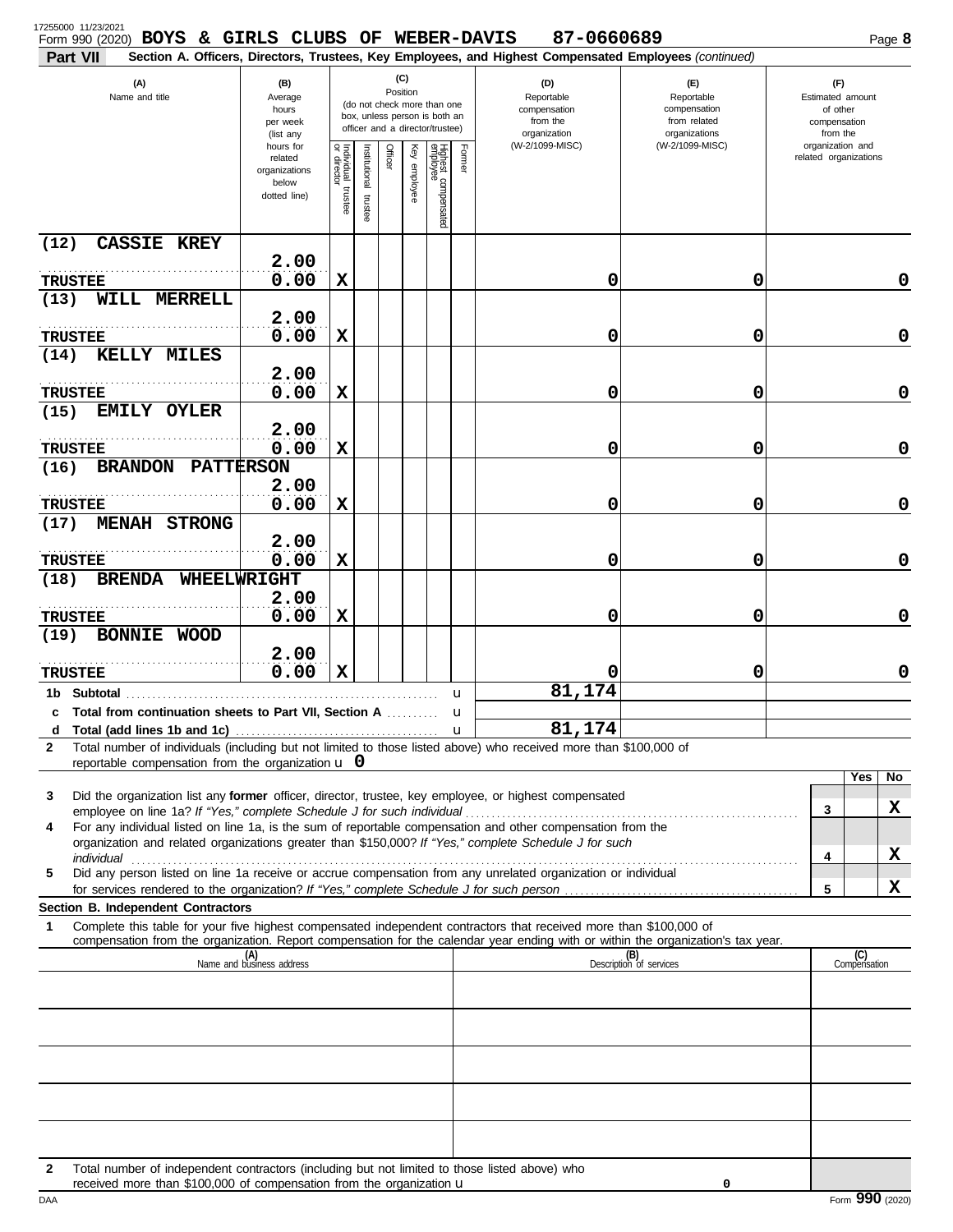17255000 11/23/2021

Form 990 (2020) **BOYS & GIRLS CLUBS OF WEBER-DAVIS** **87-0660689** Page **8**

**Part VII** **Section A. Officers, Directors, Trustees, Key Employees, and Highest Compensated Employees** *(continued)*

| (A) Name and title | (B) Average hours per week (list any hours for related organizations below dotted line) | (C) Position: Individual trustee or director | Institutional trustee | Officer | Key employee | Highest compensated employee | Former | (D) Reportable compensation from the organization (W-2/1099-MISC) | (E) Reportable compensation from related organizations (W-2/1099-MISC) | (F) Estimated amount of other compensation from the organization and related organizations |
|---|---|---|---|---|---|---|---|---|---|---|
| (12) CASSIE KREY<br>TRUSTEE | 2.00<br>0.00 | X | | | | | | 0 | 0 | 0 |
| (13) WILL MERRELL<br>TRUSTEE | 2.00<br>0.00 | X | | | | | | 0 | 0 | 0 |
| (14) KELLY MILES<br>TRUSTEE | 2.00<br>0.00 | X | | | | | | 0 | 0 | 0 |
| (15) EMILY OYLER<br>TRUSTEE | 2.00<br>0.00 | X | | | | | | 0 | 0 | 0 |
| (16) BRANDON PATTERSON<br>TRUSTEE | 2.00<br>0.00 | X | | | | | | 0 | 0 | 0 |
| (17) MENAH STRONG<br>TRUSTEE | 2.00<br>0.00 | X | | | | | | 0 | 0 | 0 |
| (18) BRENDA WHEELWRIGHT<br>TRUSTEE | 2.00<br>0.00 | X | | | | | | 0 | 0 | 0 |
| (19) BONNIE WOOD<br>TRUSTEE | 2.00<br>0.00 | X | | | | | | 0 | 0 | 0 |
| **1b Subtotal** | | | | | | | | 81,174 | | |
| **c Total from continuation sheets to Part VII, Section A** | | | | | | | | | | |
| **d Total (add lines 1b and 1c)** | | | | | | | | 81,174 | | |

**2** Total number of individuals (including but not limited to those listed above) who received more than $100,000 of reportable compensation from the organization u **0**

| | | Yes | No |
|---|---|---|---|
| **3** Did the organization list any **former** officer, director, trustee, key employee, or highest compensated employee on line 1a? *If "Yes," complete Schedule J for such individual* | 3 | | X |
| **4** For any individual listed on line 1a, is the sum of reportable compensation and other compensation from the organization and related organizations greater than $150,000? *If "Yes," complete Schedule J for such individual* | 4 | | X |
| **5** Did any person listed on line 1a receive or accrue compensation from any unrelated organization or individual for services rendered to the organization? *If "Yes," complete Schedule J for such person* | 5 | | X |

**Section B. Independent Contractors**

**1** Complete this table for your five highest compensated independent contractors that received more than $100,000 of compensation from the organization. Report compensation for the calendar year ending with or within the organization's tax year.

| (A) Name and business address | (B) Description of services | (C) Compensation |
|---|---|---|
| | | |
| | | |
| | | |
| | | |
| | | |

**2** Total number of independent contractors (including but not limited to those listed above) who received more than $100,000 of compensation from the organization u **0**

DAA Form **990** (2020)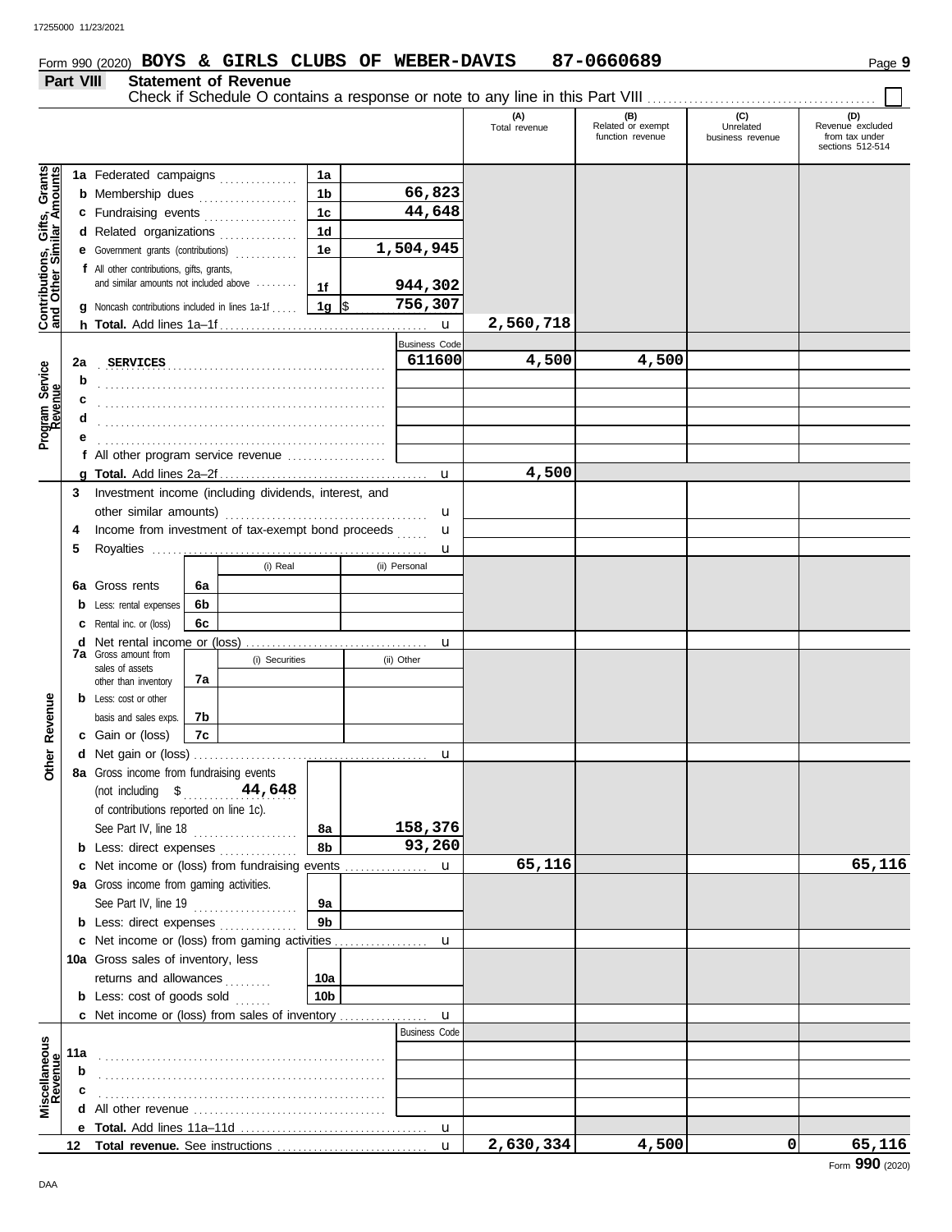Form 990 (2020) **BOYS & GIRLS CLUBS OF WEBER-DAVIS 87-0660689** Page 9

## Part VIII Statement of Revenue

Check if Schedule O contains a response or note to any line in this Part VIII ☐

| | | | (A) Total revenue | (B) Related or exempt function revenue | (C) Unrelated business revenue | (D) Revenue excluded from tax under sections 512-514 |
|---|---|---|---|---|---|---|
| **Contributions, Gifts, Grants and Other Similar Amounts** | 1a Federated campaigns | 1a | | | | |
| | b Membership dues | 1b 66,823 | | | | |
| | c Fundraising events | 1c 44,648 | | | | |
| | d Related organizations | 1d | | | | |
| | e Government grants (contributions) | 1e 1,504,945 | | | | |
| | f All other contributions, gifts, grants, and similar amounts not included above | 1f 944,302 | | | | |
| | g Noncash contributions included in lines 1a-1f | 1g $ 756,307 | | | | |
| | h **Total.** Add lines 1a–1f | u | 2,560,718 | | | |
| **Program Service Revenue** | | Business Code | | | | |
| | 2a SERVICES | 611600 | 4,500 | 4,500 | | |
| | b | | | | | |
| | c | | | | | |
| | d | | | | | |
| | e | | | | | |
| | f All other program service revenue | | | | | |
| | g **Total.** Add lines 2a–2f | u | 4,500 | | | |
| **Other Revenue** | 3 Investment income (including dividends, interest, and other similar amounts) | u | | | | |
| | 4 Income from investment of tax-exempt bond proceeds | u | | | | |
| | 5 Royalties | u | | | | |
| | | (i) Real / (ii) Personal | | | | |
| | 6a Gross rents | 6a | | | | |
| | b Less: rental expenses | 6b | | | | |
| | c Rental inc. or (loss) | 6c | | | | |
| | d Net rental income or (loss) | u | | | | |
| | 7a Gross amount from sales of assets other than inventory | (i) Securities / (ii) Other 7a | | | | |
| | b Less: cost or other basis and sales exps. | 7b | | | | |
| | c Gain or (loss) | 7c | | | | |
| | d Net gain or (loss) | u | | | | |
| | 8a Gross income from fundraising events (not including $ 44,648 of contributions reported on line 1c). See Part IV, line 18 | 8a 158,376 | | | | |
| | b Less: direct expenses | 8b 93,260 | | | | |
| | c Net income or (loss) from fundraising events | u | 65,116 | | | 65,116 |
| | 9a Gross income from gaming activities. See Part IV, line 19 | 9a | | | | |
| | b Less: direct expenses | 9b | | | | |
| | c Net income or (loss) from gaming activities | u | | | | |
| | 10a Gross sales of inventory, less returns and allowances | 10a | | | | |
| | b Less: cost of goods sold | 10b | | | | |
| | c Net income or (loss) from sales of inventory | u | | | | |
| **Miscellaneous Revenue** | | Business Code | | | | |
| | 11a | | | | | |
| | b | | | | | |
| | c | | | | | |
| | d All other revenue | | | | | |
| | e **Total.** Add lines 11a–11d | u | | | | |
| | 12 **Total revenue.** See instructions | u | 2,630,334 | 4,500 | 0 | 65,116 |

Form **990** (2020)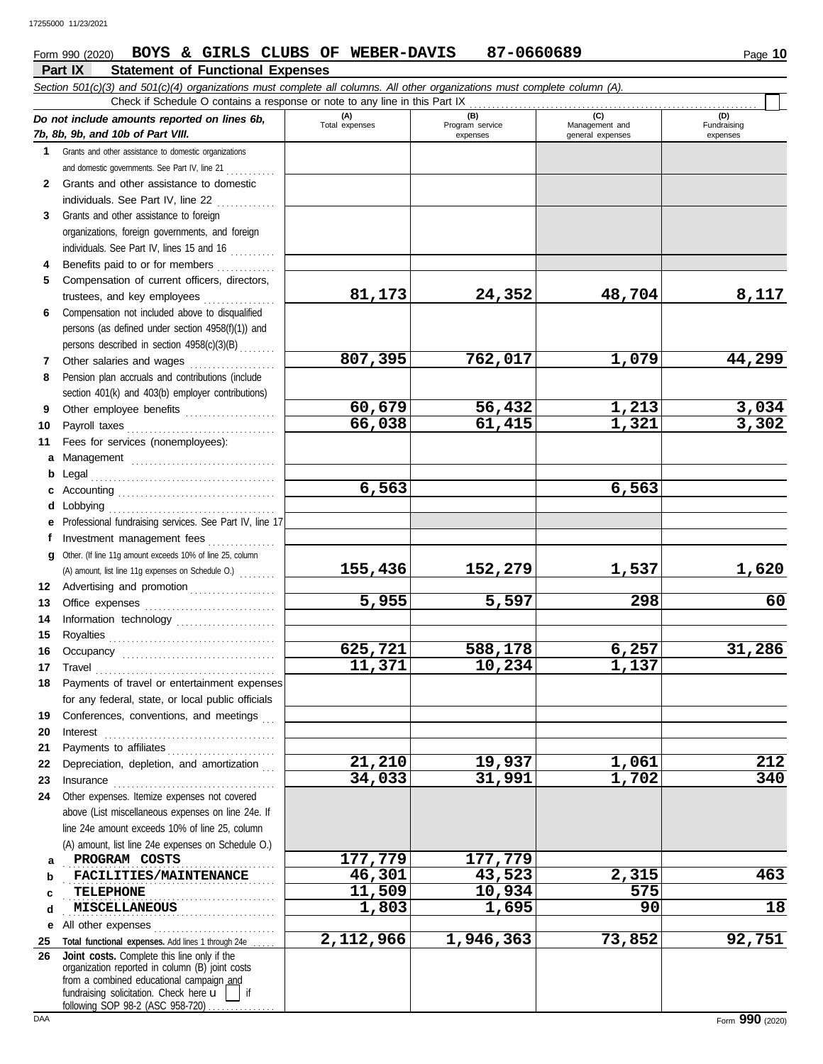Form 990 (2020) **BOYS & GIRLS CLUBS OF WEBER-DAVIS 87-0660689** Page **10**

## Part IX Statement of Functional Expenses

*Section 501(c)(3) and 501(c)(4) organizations must complete all columns. All other organizations must complete column (A).*

Check if Schedule O contains a response or note to any line in this Part IX ☐

| *Do not include amounts reported on lines 6b, 7b, 8b, 9b, and 10b of Part VIII.* | (A) Total expenses | (B) Program service expenses | (C) Management and general expenses | (D) Fundraising expenses |
|---|---|---|---|---|
| **1** Grants and other assistance to domestic organizations and domestic governments. See Part IV, line 21 | | | | |
| **2** Grants and other assistance to domestic individuals. See Part IV, line 22 | | | | |
| **3** Grants and other assistance to foreign organizations, foreign governments, and foreign individuals. See Part IV, lines 15 and 16 | | | | |
| **4** Benefits paid to or for members | | | | |
| **5** Compensation of current officers, directors, trustees, and key employees | 81,173 | 24,352 | 48,704 | 8,117 |
| **6** Compensation not included above to disqualified persons (as defined under section 4958(f)(1)) and persons described in section 4958(c)(3)(B) | | | | |
| **7** Other salaries and wages | 807,395 | 762,017 | 1,079 | 44,299 |
| **8** Pension plan accruals and contributions (include section 401(k) and 403(b) employer contributions) | | | | |
| **9** Other employee benefits | 60,679 | 56,432 | 1,213 | 3,034 |
| **10** Payroll taxes | 66,038 | 61,415 | 1,321 | 3,302 |
| **11** Fees for services (nonemployees): | | | | |
| **a** Management | | | | |
| **b** Legal | | | | |
| **c** Accounting | 6,563 | | 6,563 | |
| **d** Lobbying | | | | |
| **e** Professional fundraising services. See Part IV, line 17 | | | | |
| **f** Investment management fees | | | | |
| **g** Other. (If line 11g amount exceeds 10% of line 25, column (A) amount, list line 11g expenses on Schedule O.) | 155,436 | 152,279 | 1,537 | 1,620 |
| **12** Advertising and promotion | | | | |
| **13** Office expenses | 5,955 | 5,597 | 298 | 60 |
| **14** Information technology | | | | |
| **15** Royalties | | | | |
| **16** Occupancy | 625,721 | 588,178 | 6,257 | 31,286 |
| **17** Travel | 11,371 | 10,234 | 1,137 | |
| **18** Payments of travel or entertainment expenses for any federal, state, or local public officials | | | | |
| **19** Conferences, conventions, and meetings | | | | |
| **20** Interest | | | | |
| **21** Payments to affiliates | | | | |
| **22** Depreciation, depletion, and amortization | 21,210 | 19,937 | 1,061 | 212 |
| **23** Insurance | 34,033 | 31,991 | 1,702 | 340 |
| **24** Other expenses. Itemize expenses not covered above (List miscellaneous expenses on line 24e. If line 24e amount exceeds 10% of line 25, column (A) amount, list line 24e expenses on Schedule O.) | | | | |
| **a** PROGRAM COSTS | 177,779 | 177,779 | | |
| **b** FACILITIES/MAINTENANCE | 46,301 | 43,523 | 2,315 | 463 |
| **c** TELEPHONE | 11,509 | 10,934 | 575 | |
| **d** MISCELLANEOUS | 1,803 | 1,695 | 90 | 18 |
| **e** All other expenses | | | | |
| **25** **Total functional expenses.** Add lines 1 through 24e | 2,112,966 | 1,946,363 | 73,852 | 92,751 |
| **26** **Joint costs.** Complete this line only if the organization reported in column (B) joint costs from a combined educational campaign and fundraising solicitation. Check here ☐ if following SOP 98-2 (ASC 958-720) | | | | |

Form **990** (2020)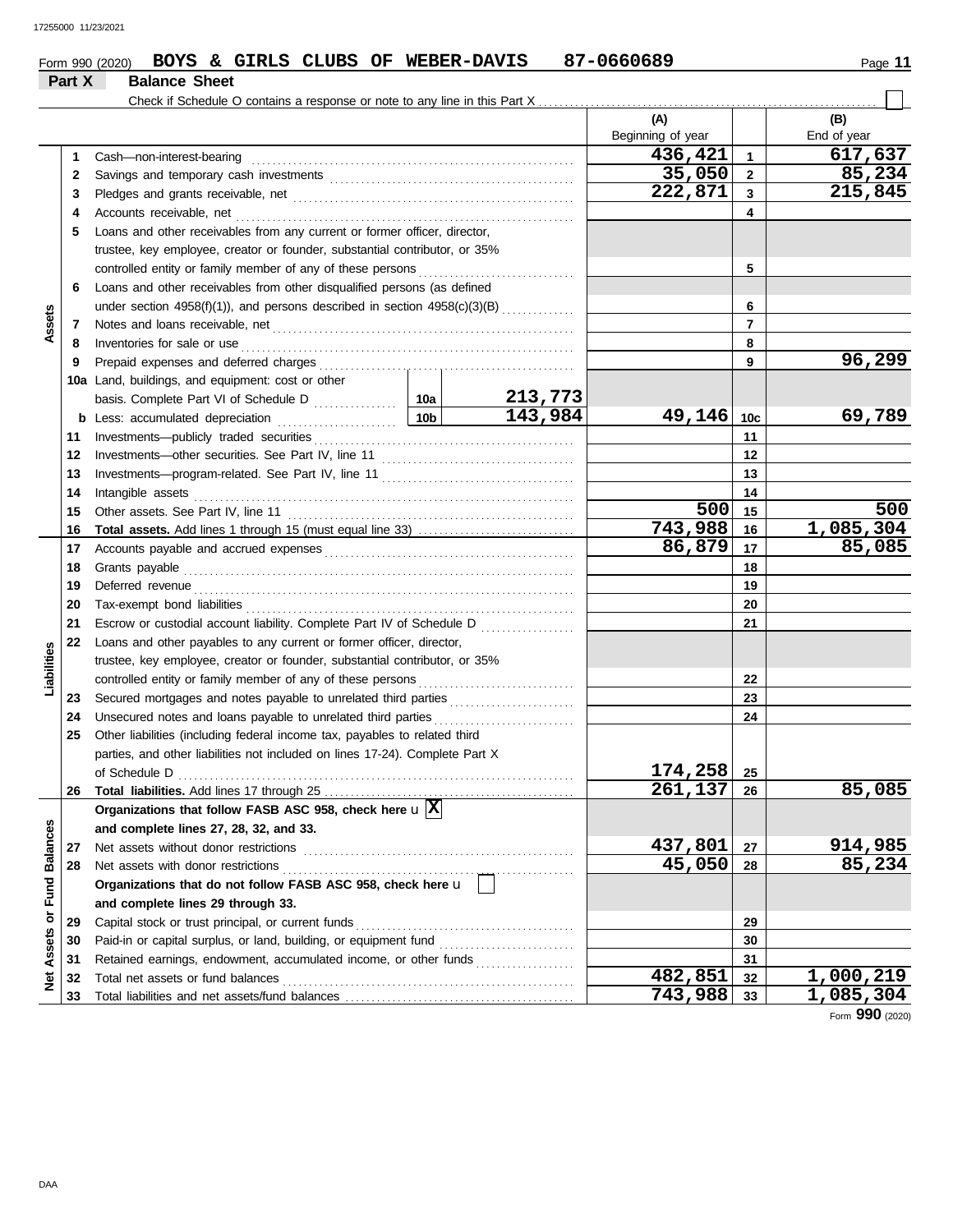Form 990 (2020) **BOYS & GIRLS CLUBS OF WEBER-DAVIS** 87-0660689

## Part X Balance Sheet

Check if Schedule O contains a response or note to any line in this Part X . . . . . . . . . . . . . . . . . . . . . . . . . . . . . . . . . . . . ☐

| Section | Line | Description | | | (A) Beginning of year | Line | (B) End of year |
|---|---|---|---|---|---|---|---|
| Assets | 1 | Cash—non-interest-bearing | | | 436,421 | 1 | 617,637 |
| | 2 | Savings and temporary cash investments | | | 35,050 | 2 | 85,234 |
| | 3 | Pledges and grants receivable, net | | | 222,871 | 3 | 215,845 |
| | 4 | Accounts receivable, net | | | | 4 | |
| | 5 | Loans and other receivables from any current or former officer, director, trustee, key employee, creator or founder, substantial contributor, or 35% controlled entity or family member of any of these persons | | | | 5 | |
| | 6 | Loans and other receivables from other disqualified persons (as defined under section 4958(f)(1)), and persons described in section 4958(c)(3)(B) | | | | 6 | |
| | 7 | Notes and loans receivable, net | | | | 7 | |
| | 8 | Inventories for sale or use | | | | 8 | |
| | 9 | Prepaid expenses and deferred charges | | | | 9 | 96,299 |
| | 10a | Land, buildings, and equipment: cost or other basis. Complete Part VI of Schedule D | 10a | 213,773 | | | |
| | b | Less: accumulated depreciation | 10b | 143,984 | 49,146 | 10c | 69,789 |
| | 11 | Investments—publicly traded securities | | | | 11 | |
| | 12 | Investments—other securities. See Part IV, line 11 | | | | 12 | |
| | 13 | Investments—program-related. See Part IV, line 11 | | | | 13 | |
| | 14 | Intangible assets | | | | 14 | |
| | 15 | Other assets. See Part IV, line 11 | | | 500 | 15 | 500 |
| | 16 | **Total assets.** Add lines 1 through 15 (must equal line 33) | | | 743,988 | 16 | 1,085,304 |
| Liabilities | 17 | Accounts payable and accrued expenses | | | 86,879 | 17 | 85,085 |
| | 18 | Grants payable | | | | 18 | |
| | 19 | Deferred revenue | | | | 19 | |
| | 20 | Tax-exempt bond liabilities | | | | 20 | |
| | 21 | Escrow or custodial account liability. Complete Part IV of Schedule D | | | | 21 | |
| | 22 | Loans and other payables to any current or former officer, director, trustee, key employee, creator or founder, substantial contributor, or 35% controlled entity or family member of any of these persons | | | | 22 | |
| | 23 | Secured mortgages and notes payable to unrelated third parties | | | | 23 | |
| | 24 | Unsecured notes and loans payable to unrelated third parties | | | | 24 | |
| | 25 | Other liabilities (including federal income tax, payables to related third parties, and other liabilities not included on lines 17-24). Complete Part X of Schedule D | | | 174,258 | 25 | |
| | 26 | **Total liabilities.** Add lines 17 through 25 | | | 261,137 | 26 | 85,085 |
| Net Assets or Fund Balances | | **Organizations that follow FASB ASC 958, check here** ☒ **and complete lines 27, 28, 32, and 33.** | | | | | |
| | 27 | Net assets without donor restrictions | | | 437,801 | 27 | 914,985 |
| | 28 | Net assets with donor restrictions | | | 45,050 | 28 | 85,234 |
| | | **Organizations that do not follow FASB ASC 958, check here** ☐ **and complete lines 29 through 33.** | | | | | |
| | 29 | Capital stock or trust principal, or current funds | | | | 29 | |
| | 30 | Paid-in or capital surplus, or land, building, or equipment fund | | | | 30 | |
| | 31 | Retained earnings, endowment, accumulated income, or other funds | | | | 31 | |
| | 32 | Total net assets or fund balances | | | 482,851 | 32 | 1,000,219 |
| | 33 | Total liabilities and net assets/fund balances | | | 743,988 | 33 | 1,085,304 |

Form **990** (2020)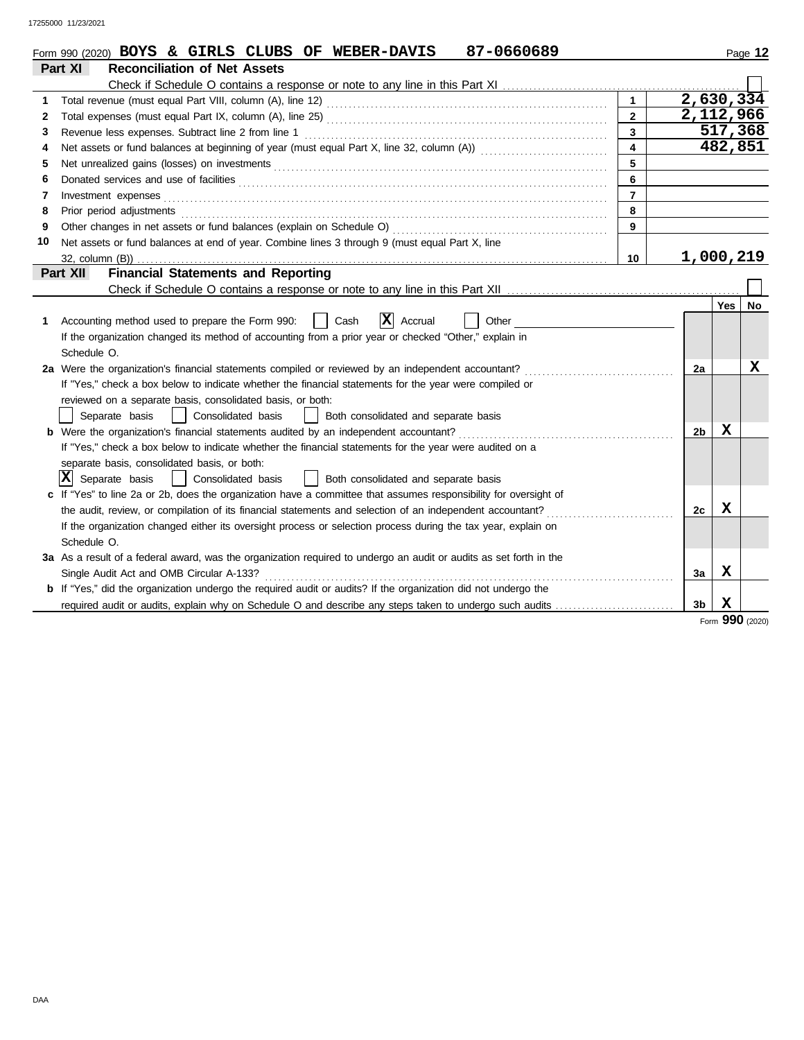Form 990 (2020) **BOYS & GIRLS CLUBS OF WEBER-DAVIS 87-0660689**

## Part XI Reconciliation of Net Assets

Check if Schedule O contains a response or note to any line in this Part XI ☐

| | | | |
|---|---|---|---|
| 1 | Total revenue (must equal Part VIII, column (A), line 12) | 1 | 2,630,334 |
| 2 | Total expenses (must equal Part IX, column (A), line 25) | 2 | 2,112,966 |
| 3 | Revenue less expenses. Subtract line 2 from line 1 | 3 | 517,368 |
| 4 | Net assets or fund balances at beginning of year (must equal Part X, line 32, column (A)) | 4 | 482,851 |
| 5 | Net unrealized gains (losses) on investments | 5 | |
| 6 | Donated services and use of facilities | 6 | |
| 7 | Investment expenses | 7 | |
| 8 | Prior period adjustments | 8 | |
| 9 | Other changes in net assets or fund balances (explain on Schedule O) | 9 | |
| 10 | Net assets or fund balances at end of year. Combine lines 3 through 9 (must equal Part X, line 32, column (B)) | 10 | 1,000,219 |

## Part XII Financial Statements and Reporting

Check if Schedule O contains a response or note to any line in this Part XII ☐

| | | | Yes | No |
|---|---|---|---|---|
| 1 | Accounting method used to prepare the Form 990: ☐ Cash ☒ Accrual ☐ Other<br>If the organization changed its method of accounting from a prior year or checked "Other," explain in Schedule O. | | | |
| 2a | Were the organization's financial statements compiled or reviewed by an independent accountant?<br>If "Yes," check a box below to indicate whether the financial statements for the year were compiled or reviewed on a separate basis, consolidated basis, or both:<br>☐ Separate basis ☐ Consolidated basis ☐ Both consolidated and separate basis | 2a | | X |
| b | Were the organization's financial statements audited by an independent accountant?<br>If "Yes," check a box below to indicate whether the financial statements for the year were audited on a separate basis, consolidated basis, or both:<br>☒ Separate basis ☐ Consolidated basis ☐ Both consolidated and separate basis | 2b | X | |
| c | If "Yes" to line 2a or 2b, does the organization have a committee that assumes responsibility for oversight of the audit, review, or compilation of its financial statements and selection of an independent accountant?<br>If the organization changed either its oversight process or selection process during the tax year, explain on Schedule O. | 2c | X | |
| 3a | As a result of a federal award, was the organization required to undergo an audit or audits as set forth in the Single Audit Act and OMB Circular A-133? | 3a | X | |
| b | If "Yes," did the organization undergo the required audit or audits? If the organization did not undergo the required audit or audits, explain why on Schedule O and describe any steps taken to undergo such audits | 3b | X | |

Form **990** (2020)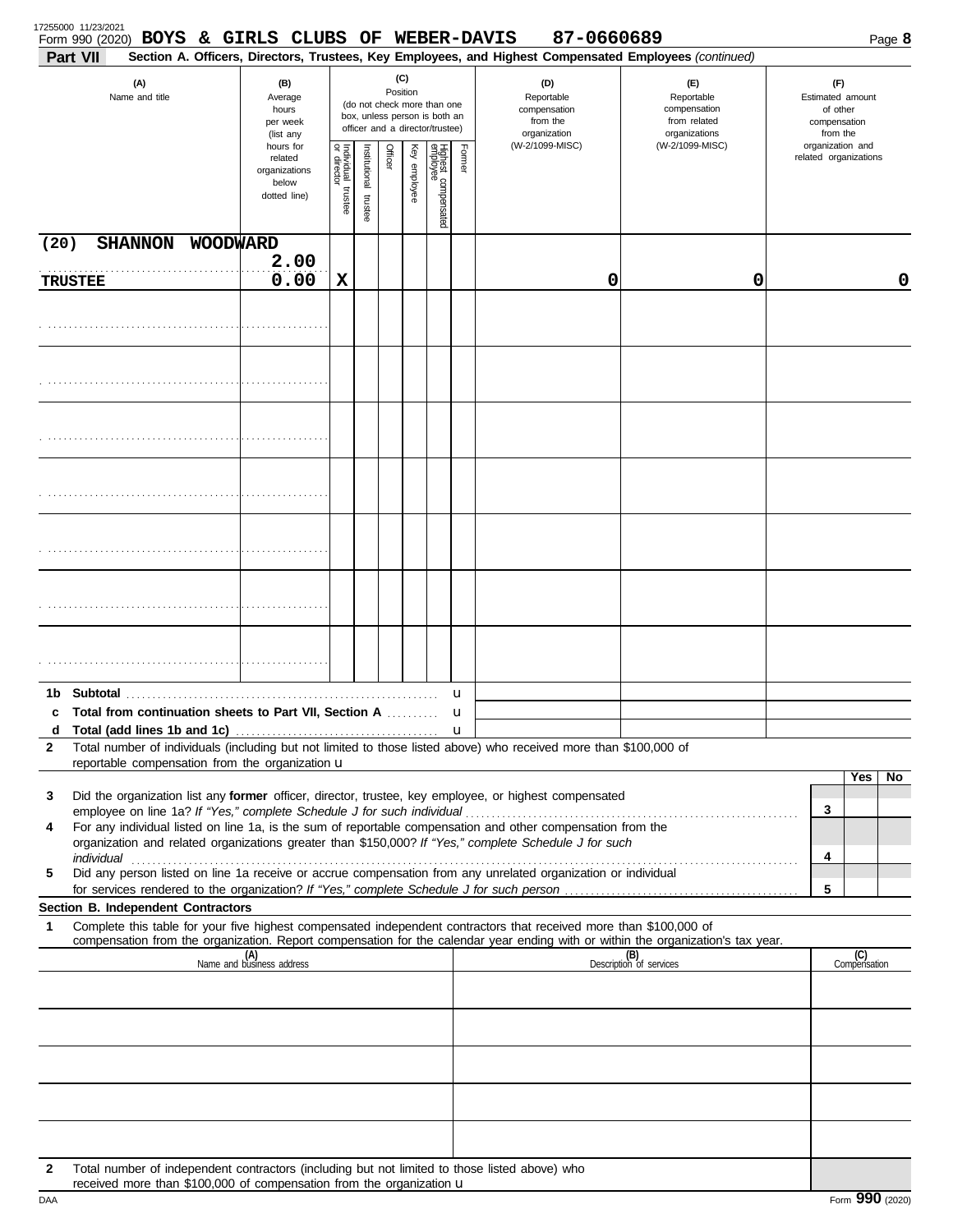17255000 11/23/2021

Form 990 (2020) **BOYS & GIRLS CLUBS OF WEBER-DAVIS 87-0660689** Page **8**

**Part VII Section A. Officers, Directors, Trustees, Key Employees, and Highest Compensated Employees** *(continued)*

| (A) Name and title | (B) Average hours per week (list any hours for related organizations below dotted line) | (C) Position: Individual trustee or director | Institutional trustee | Officer | Key employee | Highest compensated employee | Former | (D) Reportable compensation from the organization (W-2/1099-MISC) | (E) Reportable compensation from related organizations (W-2/1099-MISC) | (F) Estimated amount of other compensation from the organization and related organizations |
|---|---|---|---|---|---|---|---|---|---|---|
| (20) SHANNON WOODWARD<br>TRUSTEE | 2.00<br>0.00 | X | | | | | | 0 | 0 | 0 |
| | | | | | | | | | | |
| | | | | | | | | | | |
| | | | | | | | | | | |
| | | | | | | | | | | |
| | | | | | | | | | | |
| | | | | | | | | | | |
| | | | | | | | | | | |

| | | | | |
|---|---|---|---|---|
| **1b** | **Subtotal** | u | | |
| **c** | **Total from continuation sheets to Part VII, Section A** | u | | |
| **d** | **Total (add lines 1b and 1c)** | u | | |

**2** Total number of individuals (including but not limited to those listed above) who received more than $100,000 of reportable compensation from the organization u

| | | | Yes | No |
|---|---|---|---|---|
| **3** | Did the organization list any **former** officer, director, trustee, key employee, or highest compensated employee on line 1a? *If "Yes," complete Schedule J for such individual* | **3** | | |
| **4** | For any individual listed on line 1a, is the sum of reportable compensation and other compensation from the organization and related organizations greater than $150,000? *If "Yes," complete Schedule J for such individual* | **4** | | |
| **5** | Did any person listed on line 1a receive or accrue compensation from any unrelated organization or individual for services rendered to the organization? *If "Yes," complete Schedule J for such person* | **5** | | |

**Section B. Independent Contractors**

**1** Complete this table for your five highest compensated independent contractors that received more than $100,000 of compensation from the organization. Report compensation for the calendar year ending with or within the organization's tax year.

| (A) Name and business address | (B) Description of services | (C) Compensation |
|---|---|---|
| | | |
| | | |
| | | |
| | | |
| | | |

**2** Total number of independent contractors (including but not limited to those listed above) who received more than $100,000 of compensation from the organization u

DAA Form **990** (2020)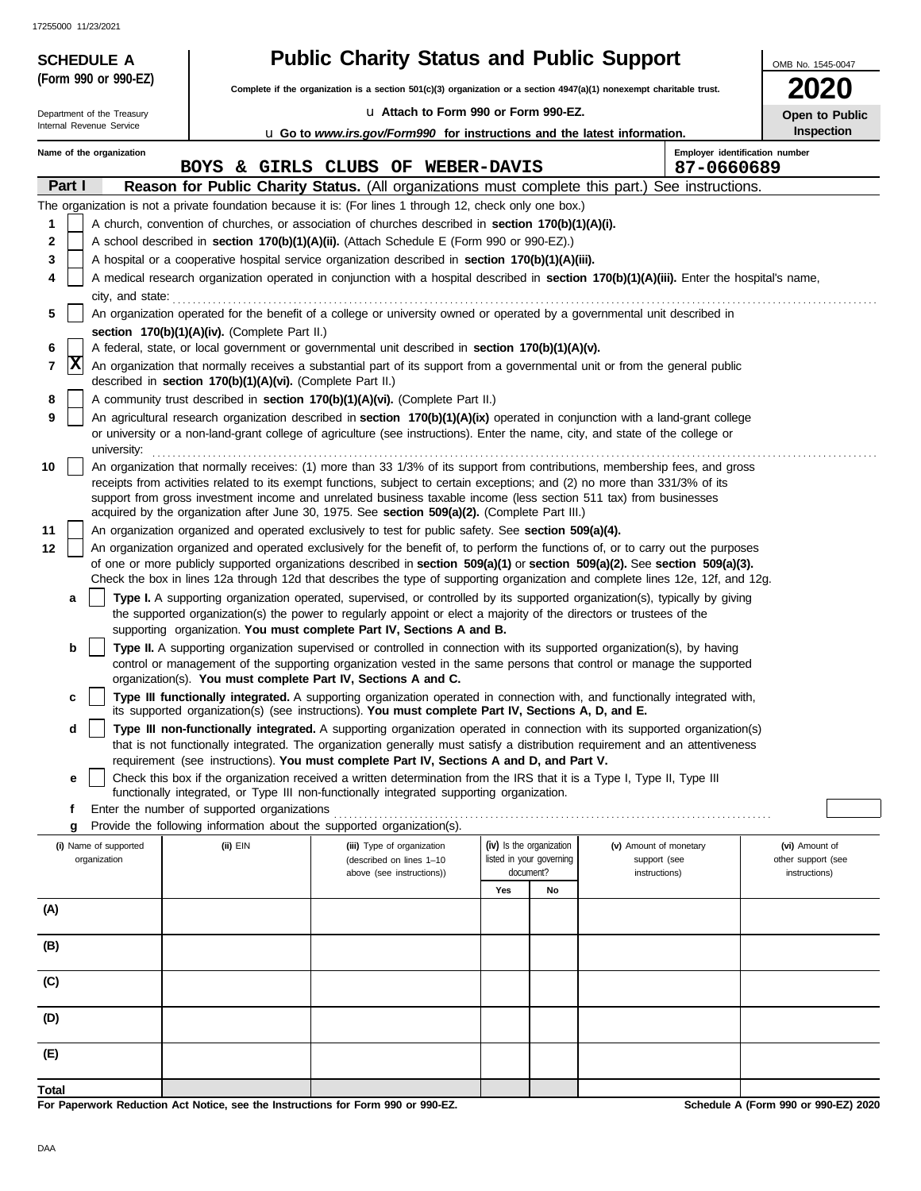**SCHEDULE A (Form 990 or 990-EZ)**

Department of the Treasury
Internal Revenue Service

# Public Charity Status and Public Support

**Complete if the organization is a section 501(c)(3) organization or a section 4947(a)(1) nonexempt charitable trust.**

u Attach to Form 990 or Form 990-EZ.

u Go to *www.irs.gov/Form990* for instructions and the latest information.

OMB No. 1545-0047

**2020**

**Open to Public Inspection**

Name of the organization: BOYS & GIRLS CLUBS OF WEBER-DAVIS

Employer identification number: 87-0660689

**Part I** **Reason for Public Charity Status.** (All organizations must complete this part.) See instructions.

The organization is not a private foundation because it is: (For lines 1 through 12, check only one box.)

1. [ ] A church, convention of churches, or association of churches described in **section 170(b)(1)(A)(i).**
2. [ ] A school described in **section 170(b)(1)(A)(ii).** (Attach Schedule E (Form 990 or 990-EZ).)
3. [ ] A hospital or a cooperative hospital service organization described in **section 170(b)(1)(A)(iii).**
4. [ ] A medical research organization operated in conjunction with a hospital described in **section 170(b)(1)(A)(iii).** Enter the hospital's name, city, and state:
5. [ ] An organization operated for the benefit of a college or university owned or operated by a governmental unit described in **section 170(b)(1)(A)(iv).** (Complete Part II.)
6. [ ] A federal, state, or local government or governmental unit described in **section 170(b)(1)(A)(v).**
7. [X] An organization that normally receives a substantial part of its support from a governmental unit or from the general public described in **section 170(b)(1)(A)(vi).** (Complete Part II.)
8. [ ] A community trust described in **section 170(b)(1)(A)(vi).** (Complete Part II.)
9. [ ] An agricultural research organization described in **section 170(b)(1)(A)(ix)** operated in conjunction with a land-grant college or university or a non-land-grant college of agriculture (see instructions). Enter the name, city, and state of the college or university:
10. [ ] An organization that normally receives: (1) more than 33 1/3% of its support from contributions, membership fees, and gross receipts from activities related to its exempt functions, subject to certain exceptions; and (2) no more than 331/3% of its support from gross investment income and unrelated business taxable income (less section 511 tax) from businesses acquired by the organization after June 30, 1975. See **section 509(a)(2).** (Complete Part III.)
11. [ ] An organization organized and operated exclusively to test for public safety. See **section 509(a)(4).**
12. [ ] An organization organized and operated exclusively for the benefit of, to perform the functions of, or to carry out the purposes of one or more publicly supported organizations described in **section 509(a)(1)** or **section 509(a)(2).** See **section 509(a)(3).** Check the box in lines 12a through 12d that describes the type of supporting organization and complete lines 12e, 12f, and 12g.
   - **a** [ ] **Type I.** A supporting organization operated, supervised, or controlled by its supported organization(s), typically by giving the supported organization(s) the power to regularly appoint or elect a majority of the directors or trustees of the supporting organization. **You must complete Part IV, Sections A and B.**
   - **b** [ ] **Type II.** A supporting organization supervised or controlled in connection with its supported organization(s), by having control or management of the supporting organization vested in the same persons that control or manage the supported organization(s). **You must complete Part IV, Sections A and C.**
   - **c** [ ] **Type III functionally integrated.** A supporting organization operated in connection with, and functionally integrated with, its supported organization(s) (see instructions). **You must complete Part IV, Sections A, D, and E.**
   - **d** [ ] **Type III non-functionally integrated.** A supporting organization operated in connection with its supported organization(s) that is not functionally integrated. The organization generally must satisfy a distribution requirement and an attentiveness requirement (see instructions). **You must complete Part IV, Sections A and D, and Part V.**
   - **e** [ ] Check this box if the organization received a written determination from the IRS that it is a Type I, Type II, Type III functionally integrated, or Type III non-functionally integrated supporting organization.
   - **f** Enter the number of supported organizations
   - **g** Provide the following information about the supported organization(s).

| (i) Name of supported organization | (ii) EIN | (iii) Type of organization (described on lines 1–10 above (see instructions)) | (iv) Is the organization listed in your governing document? Yes | No | (v) Amount of monetary support (see instructions) | (vi) Amount of other support (see instructions) |
|---|---|---|---|---|---|---|
| (A) | | | | | | |
| (B) | | | | | | |
| (C) | | | | | | |
| (D) | | | | | | |
| (E) | | | | | | |
| **Total** | | | | | | |

**For Paperwork Reduction Act Notice, see the Instructions for Form 990 or 990-EZ.**

**Schedule A (Form 990 or 990-EZ) 2020**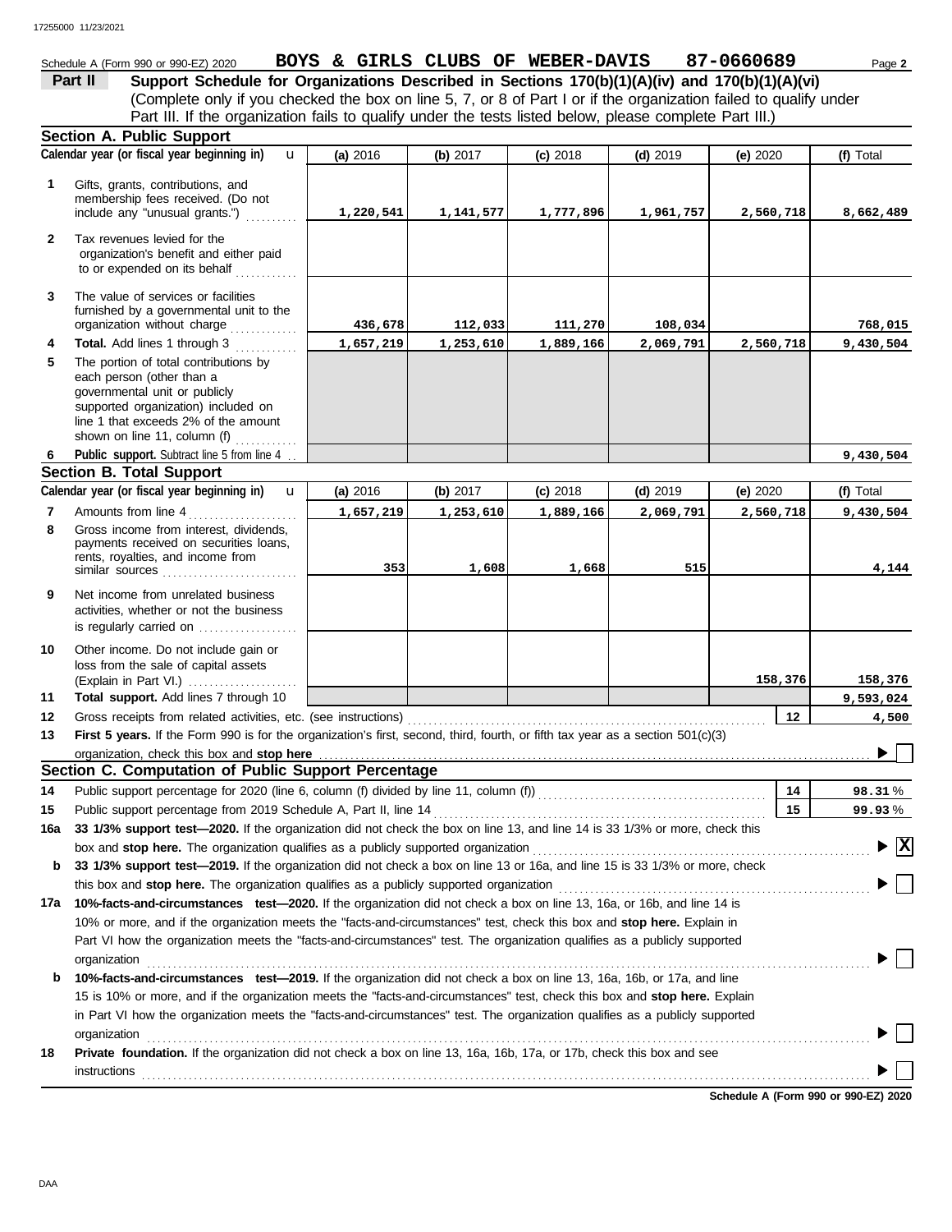Schedule A (Form 990 or 990-EZ) 2020 **BOYS & GIRLS CLUBS OF WEBER-DAVIS 87-0660689** Page **2**

**Part II Support Schedule for Organizations Described in Sections 170(b)(1)(A)(iv) and 170(b)(1)(A)(vi)**
(Complete only if you checked the box on line 5, 7, or 8 of Part I or if the organization failed to qualify under Part III. If the organization fails to qualify under the tests listed below, please complete Part III.)

## Section A. Public Support

| Calendar year (or fiscal year beginning in) | (a) 2016 | (b) 2017 | (c) 2018 | (d) 2019 | (e) 2020 | (f) Total |
|---|---|---|---|---|---|---|
| **1** Gifts, grants, contributions, and membership fees received. (Do not include any "unusual grants.") | 1,220,541 | 1,141,577 | 1,777,896 | 1,961,757 | 2,560,718 | 8,662,489 |
| **2** Tax revenues levied for the organization's benefit and either paid to or expended on its behalf | | | | | | |
| **3** The value of services or facilities furnished by a governmental unit to the organization without charge | 436,678 | 112,033 | 111,270 | 108,034 | | 768,015 |
| **4** **Total.** Add lines 1 through 3 | 1,657,219 | 1,253,610 | 1,889,166 | 2,069,791 | 2,560,718 | 9,430,504 |
| **5** The portion of total contributions by each person (other than a governmental unit or publicly supported organization) included on line 1 that exceeds 2% of the amount shown on line 11, column (f) | | | | | | |
| **6** **Public support.** Subtract line 5 from line 4 | | | | | | 9,430,504 |

## Section B. Total Support

| Calendar year (or fiscal year beginning in) | (a) 2016 | (b) 2017 | (c) 2018 | (d) 2019 | (e) 2020 | (f) Total |
|---|---|---|---|---|---|---|
| **7** Amounts from line 4 | 1,657,219 | 1,253,610 | 1,889,166 | 2,069,791 | 2,560,718 | 9,430,504 |
| **8** Gross income from interest, dividends, payments received on securities loans, rents, royalties, and income from similar sources | 353 | 1,608 | 1,668 | 515 | | 4,144 |
| **9** Net income from unrelated business activities, whether or not the business is regularly carried on | | | | | | |
| **10** Other income. Do not include gain or loss from the sale of capital assets (Explain in Part VI.) | | | | | 158,376 | 158,376 |
| **11** **Total support.** Add lines 7 through 10 | | | | | | 9,593,024 |

**12** Gross receipts from related activities, etc. (see instructions) — **12** — 4,500

**13** **First 5 years.** If the Form 990 is for the organization's first, second, third, fourth, or fifth tax year as a section 501(c)(3) organization, check this box and **stop here** ☐

## Section C. Computation of Public Support Percentage

**14** Public support percentage for 2020 (line 6, column (f) divided by line 11, column (f)) — **14** — 98.31 %

**15** Public support percentage from 2019 Schedule A, Part II, line 14 — **15** — 99.93 %

**16a** **33 1/3% support test—2020.** If the organization did not check the box on line 13, and line 14 is 33 1/3% or more, check this box and **stop here.** The organization qualifies as a publicly supported organization ☒

**b** **33 1/3% support test—2019.** If the organization did not check a box on line 13 or 16a, and line 15 is 33 1/3% or more, check this box and **stop here.** The organization qualifies as a publicly supported organization ☐

**17a** **10%-facts-and-circumstances test—2020.** If the organization did not check a box on line 13, 16a, or 16b, and line 14 is 10% or more, and if the organization meets the "facts-and-circumstances" test, check this box and **stop here.** Explain in Part VI how the organization meets the "facts-and-circumstances" test. The organization qualifies as a publicly supported organization ☐

**b** **10%-facts-and-circumstances test—2019.** If the organization did not check a box on line 13, 16a, 16b, or 17a, and line 15 is 10% or more, and if the organization meets the "facts-and-circumstances" test, check this box and **stop here.** Explain in Part VI how the organization meets the "facts-and-circumstances" test. The organization qualifies as a publicly supported organization ☐

**18** **Private foundation.** If the organization did not check a box on line 13, 16a, 16b, 17a, or 17b, check this box and see instructions ☐

**Schedule A (Form 990 or 990-EZ) 2020**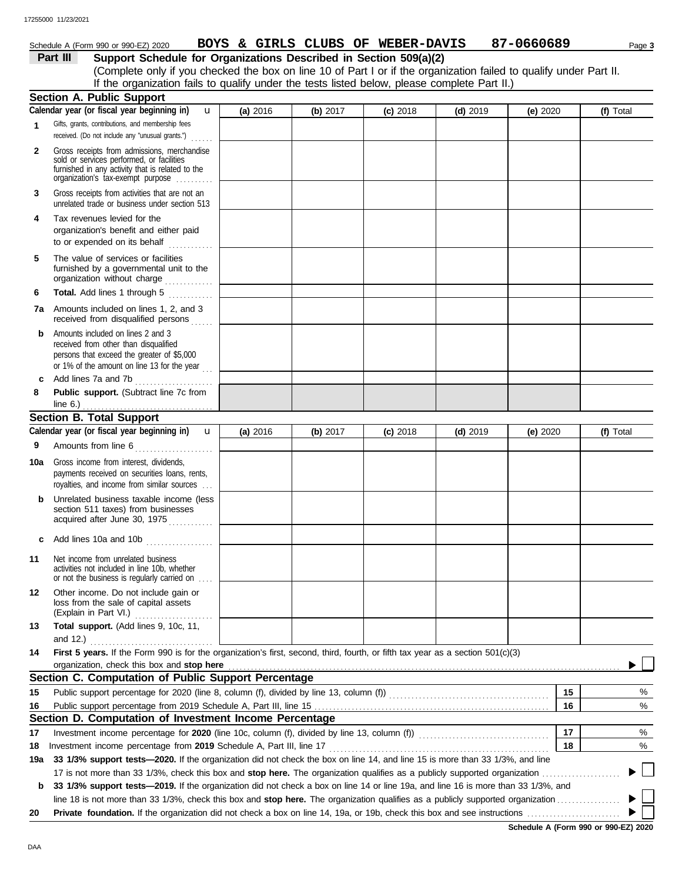Schedule A (Form 990 or 990-EZ) 2020 **BOYS & GIRLS CLUBS OF WEBER-DAVIS 87-0660689** Page **3**

## Part III Support Schedule for Organizations Described in Section 509(a)(2)

(Complete only if you checked the box on line 10 of Part I or if the organization failed to qualify under Part II. If the organization fails to qualify under the tests listed below, please complete Part II.)

### Section A. Public Support

| Calendar year (or fiscal year beginning in) | (a) 2016 | (b) 2017 | (c) 2018 | (d) 2019 | (e) 2020 | (f) Total |
|---|---|---|---|---|---|---|
| 1 Gifts, grants, contributions, and membership fees received. (Do not include any "unusual grants.") | | | | | | |
| 2 Gross receipts from admissions, merchandise sold or services performed, or facilities furnished in any activity that is related to the organization's tax-exempt purpose | | | | | | |
| 3 Gross receipts from activities that are not an unrelated trade or business under section 513 | | | | | | |
| 4 Tax revenues levied for the organization's benefit and either paid to or expended on its behalf | | | | | | |
| 5 The value of services or facilities furnished by a governmental unit to the organization without charge | | | | | | |
| 6 **Total.** Add lines 1 through 5 | | | | | | |
| 7a Amounts included on lines 1, 2, and 3 received from disqualified persons | | | | | | |
| b Amounts included on lines 2 and 3 received from other than disqualified persons that exceed the greater of $5,000 or 1% of the amount on line 13 for the year | | | | | | |
| c Add lines 7a and 7b | | | | | | |
| 8 **Public support.** (Subtract line 7c from line 6.) | | | | | | |

### Section B. Total Support

| Calendar year (or fiscal year beginning in) | (a) 2016 | (b) 2017 | (c) 2018 | (d) 2019 | (e) 2020 | (f) Total |
|---|---|---|---|---|---|---|
| 9 Amounts from line 6 | | | | | | |
| 10a Gross income from interest, dividends, payments received on securities loans, rents, royalties, and income from similar sources | | | | | | |
| b Unrelated business taxable income (less section 511 taxes) from businesses acquired after June 30, 1975 | | | | | | |
| c Add lines 10a and 10b | | | | | | |
| 11 Net income from unrelated business activities not included in line 10b, whether or not the business is regularly carried on | | | | | | |
| 12 Other income. Do not include gain or loss from the sale of capital assets (Explain in Part VI.) | | | | | | |
| 13 **Total support.** (Add lines 9, 10c, 11, and 12.) | | | | | | |

14 **First 5 years.** If the Form 990 is for the organization's first, second, third, fourth, or fifth tax year as a section 501(c)(3) organization, check this box and **stop here** ☐

### Section C. Computation of Public Support Percentage

| | | | |
|---|---|---|---|
| 15 | Public support percentage for 2020 (line 8, column (f), divided by line 13, column (f)) | 15 | % |
| 16 | Public support percentage from 2019 Schedule A, Part III, line 15 | 16 | % |

### Section D. Computation of Investment Income Percentage

| | | | |
|---|---|---|---|
| 17 | Investment income percentage for **2020** (line 10c, column (f), divided by line 13, column (f)) | 17 | % |
| 18 | Investment income percentage from **2019** Schedule A, Part III, line 17 | 18 | % |

19a **33 1/3% support tests—2020.** If the organization did not check the box on line 14, and line 15 is more than 33 1/3%, and line 17 is not more than 33 1/3%, check this box and **stop here.** The organization qualifies as a publicly supported organization ☐

b **33 1/3% support tests—2019.** If the organization did not check a box on line 14 or line 19a, and line 16 is more than 33 1/3%, and line 18 is not more than 33 1/3%, check this box and **stop here.** The organization qualifies as a publicly supported organization ☐

20 **Private foundation.** If the organization did not check a box on line 14, 19a, or 19b, check this box and see instructions ☐

**Schedule A (Form 990 or 990-EZ) 2020**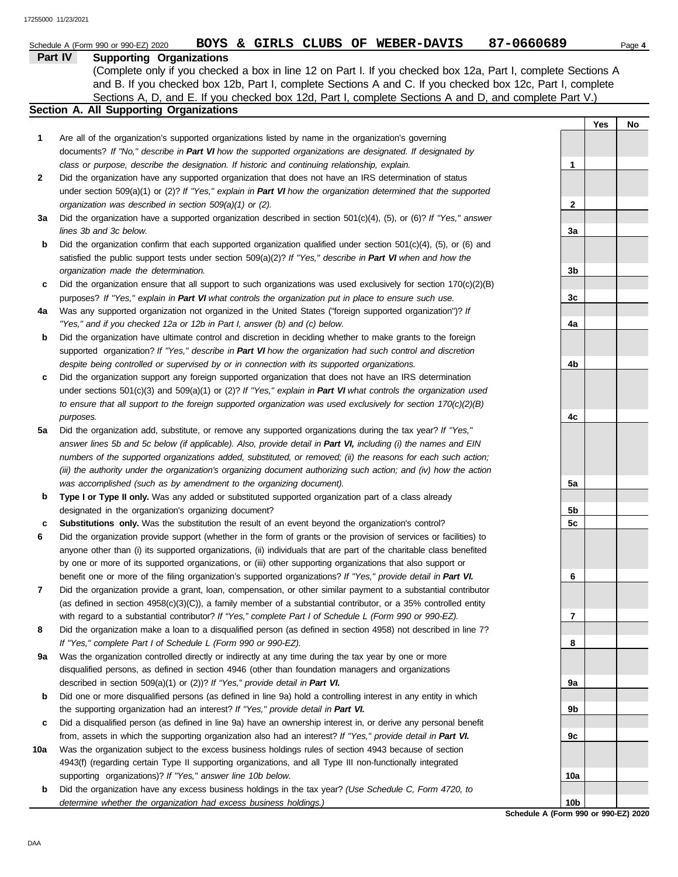Schedule A (Form 990 or 990-EZ) 2020 **BOYS & GIRLS CLUBS OF WEBER-DAVIS 87-0660689**

## Part IV Supporting Organizations

(Complete only if you checked a box in line 12 on Part I. If you checked box 12a, Part I, complete Sections A and B. If you checked box 12b, Part I, complete Sections A and C. If you checked box 12c, Part I, complete Sections A, D, and E. If you checked box 12d, Part I, complete Sections A and D, and complete Part V.)

### Section A. All Supporting Organizations

| | | | Yes | No |
|---|---|---|---|---|
| **1** | Are all of the organization's supported organizations listed by name in the organization's governing documents? *If "No," describe in **Part VI** how the supported organizations are designated. If designated by class or purpose, describe the designation. If historic and continuing relationship, explain.* | 1 | | |
| **2** | Did the organization have any supported organization that does not have an IRS determination of status under section 509(a)(1) or (2)? *If "Yes," explain in **Part VI** how the organization determined that the supported organization was described in section 509(a)(1) or (2).* | 2 | | |
| **3a** | Did the organization have a supported organization described in section 501(c)(4), (5), or (6)? *If "Yes," answer lines 3b and 3c below.* | 3a | | |
| **b** | Did the organization confirm that each supported organization qualified under section 501(c)(4), (5), or (6) and satisfied the public support tests under section 509(a)(2)? *If "Yes," describe in **Part VI** when and how the organization made the determination.* | 3b | | |
| **c** | Did the organization ensure that all support to such organizations was used exclusively for section 170(c)(2)(B) purposes? *If "Yes," explain in **Part VI** what controls the organization put in place to ensure such use.* | 3c | | |
| **4a** | Was any supported organization not organized in the United States ("foreign supported organization")? *If "Yes," and if you checked 12a or 12b in Part I, answer (b) and (c) below.* | 4a | | |
| **b** | Did the organization have ultimate control and discretion in deciding whether to make grants to the foreign supported organization? *If "Yes," describe in **Part VI** how the organization had such control and discretion despite being controlled or supervised by or in connection with its supported organizations.* | 4b | | |
| **c** | Did the organization support any foreign supported organization that does not have an IRS determination under sections 501(c)(3) and 509(a)(1) or (2)? *If "Yes," explain in **Part VI** what controls the organization used to ensure that all support to the foreign supported organization was used exclusively for section 170(c)(2)(B) purposes.* | 4c | | |
| **5a** | Did the organization add, substitute, or remove any supported organizations during the tax year? *If "Yes," answer lines 5b and 5c below (if applicable). Also, provide detail in **Part VI,** including (i) the names and EIN numbers of the supported organizations added, substituted, or removed; (ii) the reasons for each such action; (iii) the authority under the organization's organizing document authorizing such action; and (iv) how the action was accomplished (such as by amendment to the organizing document).* | 5a | | |
| **b** | **Type I or Type II only.** Was any added or substituted supported organization part of a class already designated in the organization's organizing document? | 5b | | |
| **c** | **Substitutions only.** Was the substitution the result of an event beyond the organization's control? | 5c | | |
| **6** | Did the organization provide support (whether in the form of grants or the provision of services or facilities) to anyone other than (i) its supported organizations, (ii) individuals that are part of the charitable class benefited by one or more of its supported organizations, or (iii) other supporting organizations that also support or benefit one or more of the filing organization's supported organizations? *If "Yes," provide detail in **Part VI.*** | 6 | | |
| **7** | Did the organization provide a grant, loan, compensation, or other similar payment to a substantial contributor (as defined in section 4958(c)(3)(C)), a family member of a substantial contributor, or a 35% controlled entity with regard to a substantial contributor? *If "Yes," complete Part I of Schedule L (Form 990 or 990-EZ).* | 7 | | |
| **8** | Did the organization make a loan to a disqualified person (as defined in section 4958) not described in line 7? *If "Yes," complete Part I of Schedule L (Form 990 or 990-EZ).* | 8 | | |
| **9a** | Was the organization controlled directly or indirectly at any time during the tax year by one or more disqualified persons, as defined in section 4946 (other than foundation managers and organizations described in section 509(a)(1) or (2))? *If "Yes," provide detail in **Part VI.*** | 9a | | |
| **b** | Did one or more disqualified persons (as defined in line 9a) hold a controlling interest in any entity in which the supporting organization had an interest? *If "Yes," provide detail in **Part VI.*** | 9b | | |
| **c** | Did a disqualified person (as defined in line 9a) have an ownership interest in, or derive any personal benefit from, assets in which the supporting organization also had an interest? *If "Yes," provide detail in **Part VI.*** | 9c | | |
| **10a** | Was the organization subject to the excess business holdings rules of section 4943 because of section 4943(f) (regarding certain Type II supporting organizations, and all Type III non-functionally integrated supporting organizations)? *If "Yes," answer line 10b below.* | 10a | | |
| **b** | Did the organization have any excess business holdings in the tax year? *(Use Schedule C, Form 4720, to determine whether the organization had excess business holdings.)* | 10b | | |

Schedule A (Form 990 or 990-EZ) 2020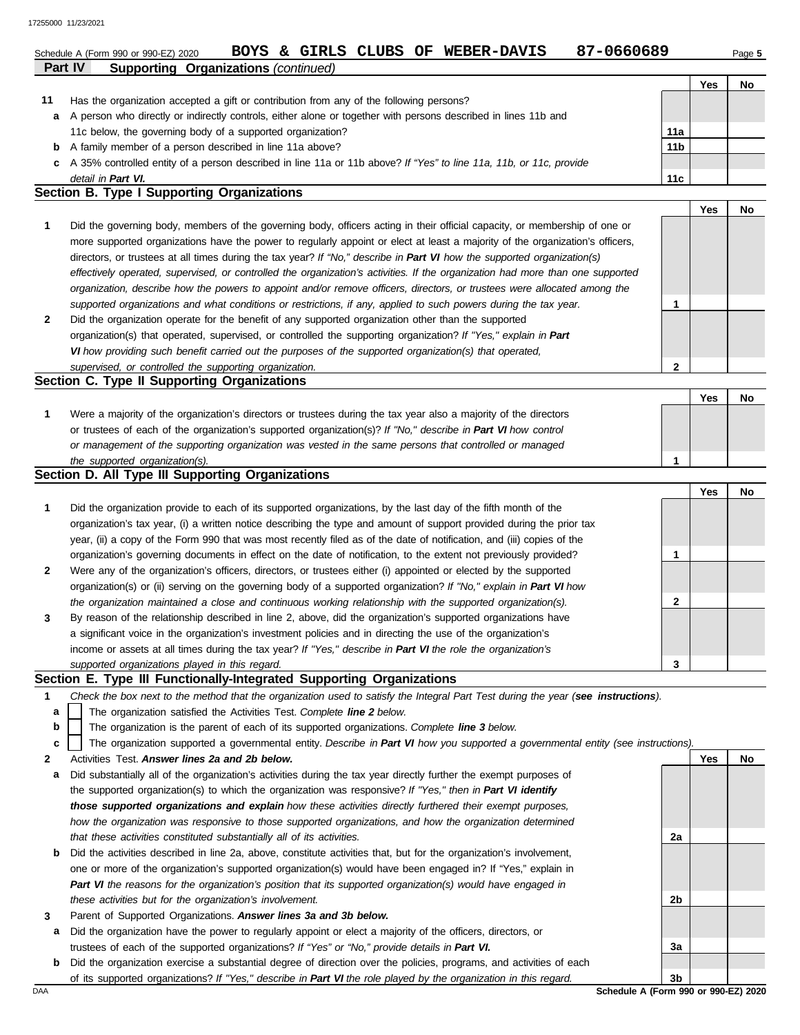Schedule A (Form 990 or 990-EZ) 2020 **BOYS & GIRLS CLUBS OF WEBER-DAVIS 87-0660689** Page **5**

**Part IV Supporting Organizations** *(continued)*

| | | | Yes | No |
|---|---|---|---|---|
| **11** | Has the organization accepted a gift or contribution from any of the following persons? | | | |
| **a** | A person who directly or indirectly controls, either alone or together with persons described in lines 11b and 11c below, the governing body of a supported organization? | **11a** | | |
| **b** | A family member of a person described in line 11a above? | **11b** | | |
| **c** | A 35% controlled entity of a person described in line 11a or 11b above? *If "Yes" to line 11a, 11b, or 11c, provide detail in* ***Part VI.*** | **11c** | | |

## Section B. Type I Supporting Organizations

| | | | Yes | No |
|---|---|---|---|---|
| **1** | Did the governing body, members of the governing body, officers acting in their official capacity, or membership of one or more supported organizations have the power to regularly appoint or elect at least a majority of the organization's officers, directors, or trustees at all times during the tax year? *If "No," describe in* ***Part VI*** *how the supported organization(s) effectively operated, supervised, or controlled the organization's activities. If the organization had more than one supported organization, describe how the powers to appoint and/or remove officers, directors, or trustees were allocated among the supported organizations and what conditions or restrictions, if any, applied to such powers during the tax year.* | **1** | | |
| **2** | Did the organization operate for the benefit of any supported organization other than the supported organization(s) that operated, supervised, or controlled the supporting organization? *If "Yes," explain in* ***Part VI*** *how providing such benefit carried out the purposes of the supported organization(s) that operated, supervised, or controlled the supporting organization.* | **2** | | |

## Section C. Type II Supporting Organizations

| | | | Yes | No |
|---|---|---|---|---|
| **1** | Were a majority of the organization's directors or trustees during the tax year also a majority of the directors or trustees of each of the organization's supported organization(s)? *If "No," describe in* ***Part VI*** *how control or management of the supporting organization was vested in the same persons that controlled or managed the supported organization(s).* | **1** | | |

## Section D. All Type III Supporting Organizations

| | | | Yes | No |
|---|---|---|---|---|
| **1** | Did the organization provide to each of its supported organizations, by the last day of the fifth month of the organization's tax year, (i) a written notice describing the type and amount of support provided during the prior tax year, (ii) a copy of the Form 990 that was most recently filed as of the date of notification, and (iii) copies of the organization's governing documents in effect on the date of notification, to the extent not previously provided? | **1** | | |
| **2** | Were any of the organization's officers, directors, or trustees either (i) appointed or elected by the supported organization(s) or (ii) serving on the governing body of a supported organization? *If "No," explain in* ***Part VI*** *how the organization maintained a close and continuous working relationship with the supported organization(s).* | **2** | | |
| **3** | By reason of the relationship described in line 2, above, did the organization's supported organizations have a significant voice in the organization's investment policies and in directing the use of the organization's income or assets at all times during the tax year? *If "Yes," describe in* ***Part VI*** *the role the organization's supported organizations played in this regard.* | **3** | | |

## Section E. Type III Functionally-Integrated Supporting Organizations

**1** *Check the box next to the method that the organization used to satisfy the Integral Part Test during the year (**see instructions**).*

- **a** ☐ The organization satisfied the Activities Test. *Complete **line 2** below.*
- **b** ☐ The organization is the parent of each of its supported organizations. *Complete **line 3** below.*
- **c** ☐ The organization supported a governmental entity. *Describe in **Part VI** how you supported a governmental entity (see instructions).*

| | | | Yes | No |
|---|---|---|---|---|
| **2** | Activities Test. ***Answer lines 2a and 2b below.*** | | | |
| **a** | Did substantially all of the organization's activities during the tax year directly further the exempt purposes of the supported organization(s) to which the organization was responsive? *If "Yes," then in* ***Part VI identify those supported organizations and explain*** *how these activities directly furthered their exempt purposes, how the organization was responsive to those supported organizations, and how the organization determined that these activities constituted substantially all of its activities.* | **2a** | | |
| **b** | Did the activities described in line 2a, above, constitute activities that, but for the organization's involvement, one or more of the organization's supported organization(s) would have been engaged in? If "Yes," explain in ***Part VI*** *the reasons for the organization's position that its supported organization(s) would have engaged in these activities but for the organization's involvement.* | **2b** | | |
| **3** | Parent of Supported Organizations. ***Answer lines 3a and 3b below.*** | | | |
| **a** | Did the organization have the power to regularly appoint or elect a majority of the officers, directors, or trustees of each of the supported organizations? *If "Yes" or "No," provide details in* ***Part VI.*** | **3a** | | |
| **b** | Did the organization exercise a substantial degree of direction over the policies, programs, and activities of each of its supported organizations? *If "Yes," describe in* ***Part VI*** *the role played by the organization in this regard.* | **3b** | | |

**Schedule A (Form 990 or 990-EZ) 2020**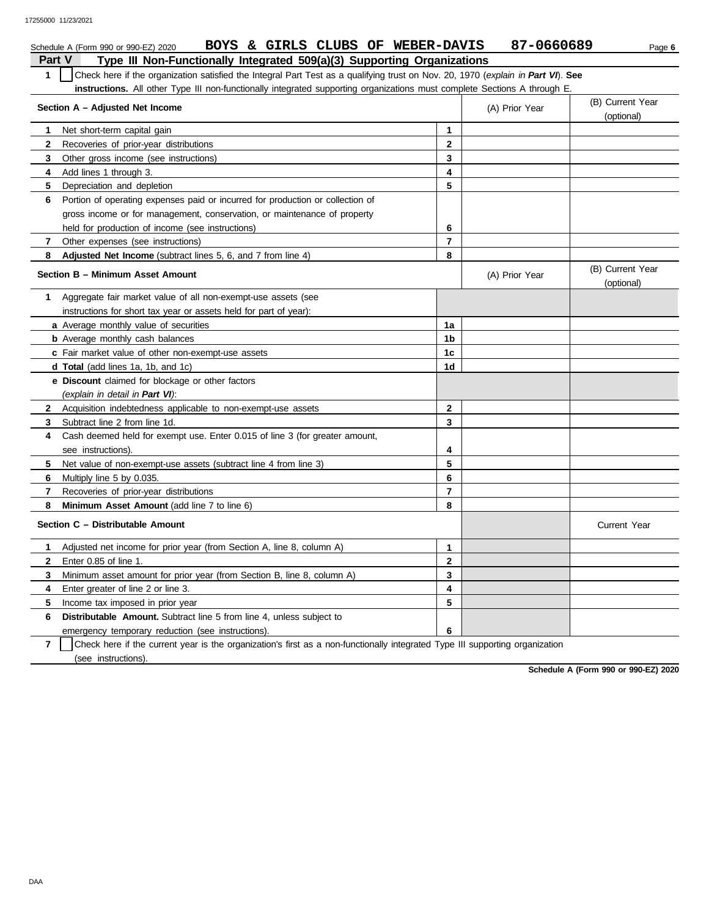Schedule A (Form 990 or 990-EZ) 2020 **BOYS & GIRLS CLUBS OF WEBER-DAVIS 87-0660689** Page **6**

## Part V Type III Non-Functionally Integrated 509(a)(3) Supporting Organizations

**1** ☐ Check here if the organization satisfied the Integral Part Test as a qualifying trust on Nov. 20, 1970 (*explain in* ***Part VI***). **See instructions.** All other Type III non-functionally integrated supporting organizations must complete Sections A through E.

| Section A – Adjusted Net Income | | (A) Prior Year | (B) Current Year (optional) |
|---|---|---|---|
| **1** Net short-term capital gain | 1 | | |
| **2** Recoveries of prior-year distributions | 2 | | |
| **3** Other gross income (see instructions) | 3 | | |
| **4** Add lines 1 through 3. | 4 | | |
| **5** Depreciation and depletion | 5 | | |
| **6** Portion of operating expenses paid or incurred for production or collection of gross income or for management, conservation, or maintenance of property held for production of income (see instructions) | 6 | | |
| **7** Other expenses (see instructions) | 7 | | |
| **8** **Adjusted Net Income** (subtract lines 5, 6, and 7 from line 4) | 8 | | |

| Section B – Minimum Asset Amount | | (A) Prior Year | (B) Current Year (optional) |
|---|---|---|---|
| **1** Aggregate fair market value of all non-exempt-use assets (see instructions for short tax year or assets held for part of year): | | | |
| **a** Average monthly value of securities | 1a | | |
| **b** Average monthly cash balances | 1b | | |
| **c** Fair market value of other non-exempt-use assets | 1c | | |
| **d** **Total** (add lines 1a, 1b, and 1c) | 1d | | |
| **e** **Discount** claimed for blockage or other factors (*explain in detail in* ***Part VI***): | | | |
| **2** Acquisition indebtedness applicable to non-exempt-use assets | 2 | | |
| **3** Subtract line 2 from line 1d. | 3 | | |
| **4** Cash deemed held for exempt use. Enter 0.015 of line 3 (for greater amount, see instructions). | 4 | | |
| **5** Net value of non-exempt-use assets (subtract line 4 from line 3) | 5 | | |
| **6** Multiply line 5 by 0.035. | 6 | | |
| **7** Recoveries of prior-year distributions | 7 | | |
| **8** **Minimum Asset Amount** (add line 7 to line 6) | 8 | | |

| Section C – Distributable Amount | | | Current Year |
|---|---|---|---|
| **1** Adjusted net income for prior year (from Section A, line 8, column A) | 1 | | |
| **2** Enter 0.85 of line 1. | 2 | | |
| **3** Minimum asset amount for prior year (from Section B, line 8, column A) | 3 | | |
| **4** Enter greater of line 2 or line 3. | 4 | | |
| **5** Income tax imposed in prior year | 5 | | |
| **6** **Distributable Amount.** Subtract line 5 from line 4, unless subject to emergency temporary reduction (see instructions). | 6 | | |

**7** ☐ Check here if the current year is the organization's first as a non-functionally integrated Type III supporting organization (see instructions).

**Schedule A (Form 990 or 990-EZ) 2020**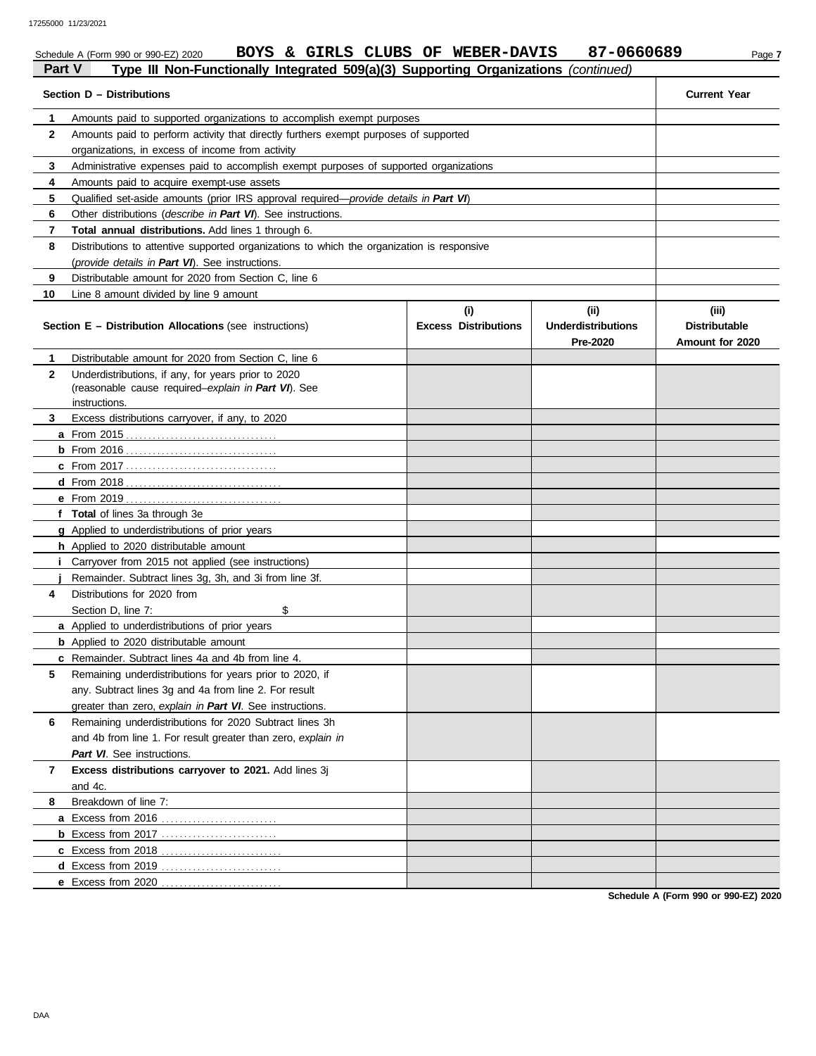Schedule A (Form 990 or 990-EZ) 2020 **BOYS & GIRLS CLUBS OF WEBER-DAVIS 87-0660689**

**Part V Type III Non-Functionally Integrated 509(a)(3) Supporting Organizations** *(continued)*

| Section D – Distributions | Current Year |
|---|---|
| **1** Amounts paid to supported organizations to accomplish exempt purposes | |
| **2** Amounts paid to perform activity that directly furthers exempt purposes of supported organizations, in excess of income from activity | |
| **3** Administrative expenses paid to accomplish exempt purposes of supported organizations | |
| **4** Amounts paid to acquire exempt-use assets | |
| **5** Qualified set-aside amounts (prior IRS approval required—*provide details in* ***Part VI***) | |
| **6** Other distributions (*describe in* ***Part VI***). See instructions. | |
| **7** **Total annual distributions.** Add lines 1 through 6. | |
| **8** Distributions to attentive supported organizations to which the organization is responsive (*provide details in* ***Part VI***). See instructions. | |
| **9** Distributable amount for 2020 from Section C, line 6 | |
| **10** Line 8 amount divided by line 9 amount | |

| Section E – Distribution Allocations (see instructions) | (i) Excess Distributions | (ii) Underdistributions Pre-2020 | (iii) Distributable Amount for 2020 |
|---|---|---|---|
| **1** Distributable amount for 2020 from Section C, line 6 | | | |
| **2** Underdistributions, if any, for years prior to 2020 (reasonable cause required–*explain in* ***Part VI***). See instructions. | | | |
| **3** Excess distributions carryover, if any, to 2020 | | | |
| **a** From 2015 | | | |
| **b** From 2016 | | | |
| **c** From 2017 | | | |
| **d** From 2018 | | | |
| **e** From 2019 | | | |
| **f** **Total** of lines 3a through 3e | | | |
| **g** Applied to underdistributions of prior years | | | |
| **h** Applied to 2020 distributable amount | | | |
| **i** Carryover from 2015 not applied (see instructions) | | | |
| **j** Remainder. Subtract lines 3g, 3h, and 3i from line 3f. | | | |
| **4** Distributions for 2020 from Section D, line 7: $ | | | |
| **a** Applied to underdistributions of prior years | | | |
| **b** Applied to 2020 distributable amount | | | |
| **c** Remainder. Subtract lines 4a and 4b from line 4. | | | |
| **5** Remaining underdistributions for years prior to 2020, if any. Subtract lines 3g and 4a from line 2. For result greater than zero, *explain in* ***Part VI***. See instructions. | | | |
| **6** Remaining underdistributions for 2020 Subtract lines 3h and 4b from line 1. For result greater than zero, *explain in* ***Part VI***. See instructions. | | | |
| **7** **Excess distributions carryover to 2021.** Add lines 3j and 4c. | | | |
| **8** Breakdown of line 7: | | | |
| **a** Excess from 2016 | | | |
| **b** Excess from 2017 | | | |
| **c** Excess from 2018 | | | |
| **d** Excess from 2019 | | | |
| **e** Excess from 2020 | | | |

**Schedule A (Form 990 or 990-EZ) 2020**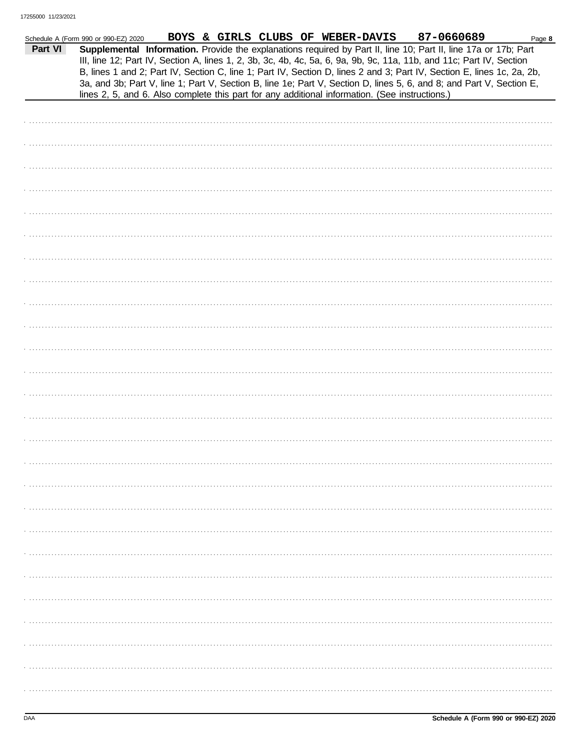Schedule A (Form 990 or 990-EZ) 2020 BOYS & GIRLS CLUBS OF WEBER-DAVIS 87-0660689

**Part VI** **Supplemental Information.** Provide the explanations required by Part II, line 10; Part II, line 17a or 17b; Part III, line 12; Part IV, Section A, lines 1, 2, 3b, 3c, 4b, 4c, 5a, 6, 9a, 9b, 9c, 11a, 11b, and 11c; Part IV, Section B, lines 1 and 2; Part IV, Section C, line 1; Part IV, Section D, lines 2 and 3; Part IV, Section E, lines 1c, 2a, 2b, 3a, and 3b; Part V, line 1; Part V, Section B, line 1e; Part V, Section D, lines 5, 6, and 8; and Part V, Section E, lines 2, 5, and 6. Also complete this part for any additional information. (See instructions.)

Schedule A (Form 990 or 990-EZ) 2020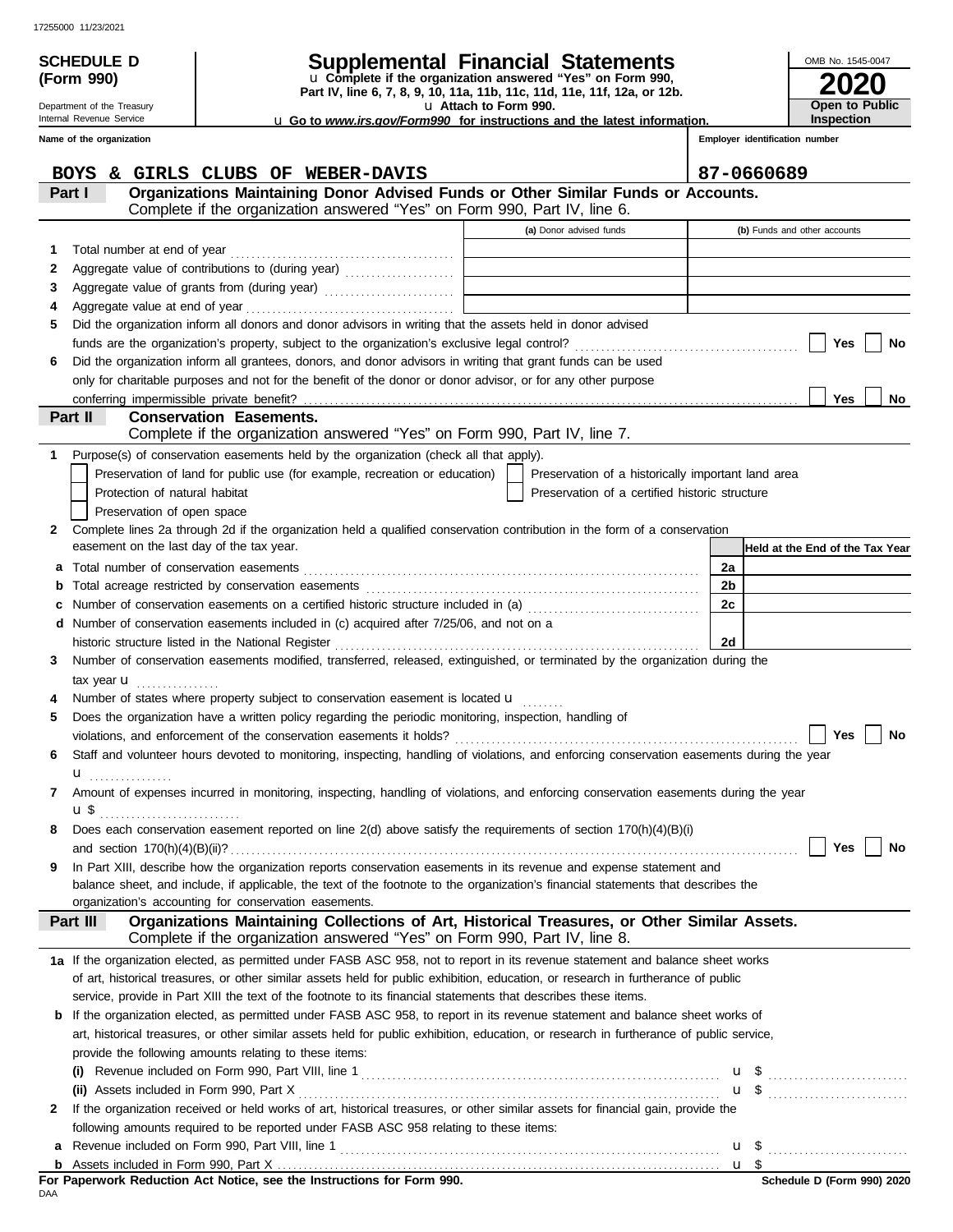17255000 11/23/2021

**SCHEDULE D (Form 990)**

Department of the Treasury
Internal Revenue Service

# Supplemental Financial Statements

u **Complete if the organization answered "Yes" on Form 990, Part IV, line 6, 7, 8, 9, 10, 11a, 11b, 11c, 11d, 11e, 11f, 12a, or 12b.**
u **Attach to Form 990.**
u **Go to *www.irs.gov/Form990* for instructions and the latest information.**

OMB No. 1545-0047
**2020**
**Open to Public Inspection**

**Name of the organization:** BOYS & GIRLS CLUBS OF WEBER-DAVIS
**Employer identification number:** 87-0660689

## Part I — Organizations Maintaining Donor Advised Funds or Other Similar Funds or Accounts.

Complete if the organization answered "Yes" on Form 990, Part IV, line 6.

| | | (a) Donor advised funds | (b) Funds and other accounts |
|---|---|---|---|
| 1 | Total number at end of year | | |
| 2 | Aggregate value of contributions to (during year) | | |
| 3 | Aggregate value of grants from (during year) | | |
| 4 | Aggregate value at end of year | | |

5 Did the organization inform all donors and donor advisors in writing that the assets held in donor advised funds are the organization's property, subject to the organization's exclusive legal control? ☐ Yes ☐ No

6 Did the organization inform all grantees, donors, and donor advisors in writing that grant funds can be used only for charitable purposes and not for the benefit of the donor or donor advisor, or for any other purpose conferring impermissible private benefit? ☐ Yes ☐ No

## Part II — Conservation Easements.

Complete if the organization answered "Yes" on Form 990, Part IV, line 7.

1 Purpose(s) of conservation easements held by the organization (check all that apply).

- ☐ Preservation of land for public use (for example, recreation or education)
- ☐ Preservation of a historically important land area
- ☐ Protection of natural habitat
- ☐ Preservation of a certified historic structure
- ☐ Preservation of open space

2 Complete lines 2a through 2d if the organization held a qualified conservation contribution in the form of a conservation easement on the last day of the tax year.

| | | | Held at the End of the Tax Year |
|---|---|---|---|
| a | Total number of conservation easements | 2a | |
| b | Total acreage restricted by conservation easements | 2b | |
| c | Number of conservation easements on a certified historic structure included in (a) | 2c | |
| d | Number of conservation easements included in (c) acquired after 7/25/06, and not on a historic structure listed in the National Register | 2d | |

3 Number of conservation easements modified, transferred, released, extinguished, or terminated by the organization during the tax year u

4 Number of states where property subject to conservation easement is located u

5 Does the organization have a written policy regarding the periodic monitoring, inspection, handling of violations, and enforcement of the conservation easements it holds? ☐ Yes ☐ No

6 Staff and volunteer hours devoted to monitoring, inspecting, handling of violations, and enforcing conservation easements during the year u

7 Amount of expenses incurred in monitoring, inspecting, handling of violations, and enforcing conservation easements during the year u $

8 Does each conservation easement reported on line 2(d) above satisfy the requirements of section 170(h)(4)(B)(i) and section 170(h)(4)(B)(ii)? ☐ Yes ☐ No

9 In Part XIII, describe how the organization reports conservation easements in its revenue and expense statement and balance sheet, and include, if applicable, the text of the footnote to the organization's financial statements that describes the organization's accounting for conservation easements.

## Part III — Organizations Maintaining Collections of Art, Historical Treasures, or Other Similar Assets.

Complete if the organization answered "Yes" on Form 990, Part IV, line 8.

1a If the organization elected, as permitted under FASB ASC 958, not to report in its revenue statement and balance sheet works of art, historical treasures, or other similar assets held for public exhibition, education, or research in furtherance of public service, provide in Part XIII the text of the footnote to its financial statements that describes these items.

b If the organization elected, as permitted under FASB ASC 958, to report in its revenue statement and balance sheet works of art, historical treasures, or other similar assets held for public exhibition, education, or research in furtherance of public service, provide the following amounts relating to these items:

(i) Revenue included on Form 990, Part VIII, line 1 u $

(ii) Assets included in Form 990, Part X u $

2 If the organization received or held works of art, historical treasures, or other similar assets for financial gain, provide the following amounts required to be reported under FASB ASC 958 relating to these items:

a Revenue included on Form 990, Part VIII, line 1 u $

b Assets included in Form 990, Part X u $

**For Paperwork Reduction Act Notice, see the Instructions for Form 990.**
**Schedule D (Form 990) 2020**

DAA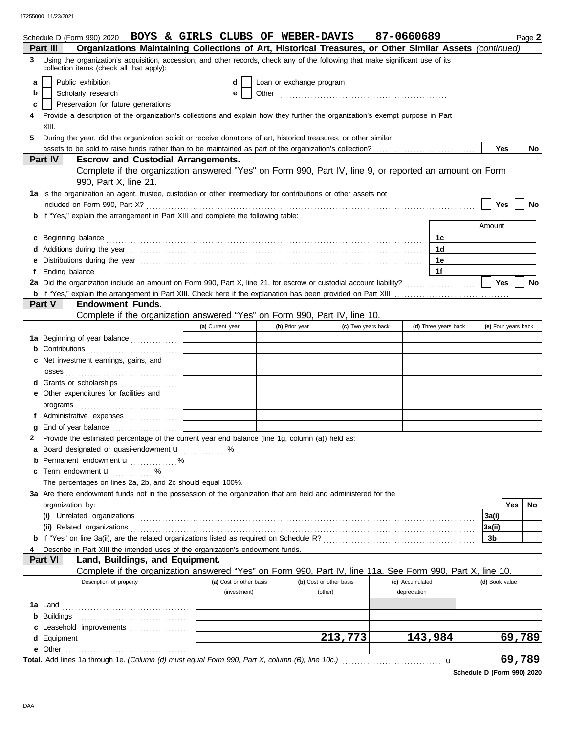Schedule D (Form 990) 2020 **BOYS & GIRLS CLUBS OF WEBER-DAVIS** **87-0660689** Page **2**

**Part III** **Organizations Maintaining Collections of Art, Historical Treasures, or Other Similar Assets** *(continued)*

**3** Using the organization's acquisition, accession, and other records, check any of the following that make significant use of its collection items (check all that apply):

- **a** ☐ Public exhibition
- **b** ☐ Scholarly research
- **c** ☐ Preservation for future generations
- **d** ☐ Loan or exchange program
- **e** ☐ Other

**4** Provide a description of the organization's collections and explain how they further the organization's exempt purpose in Part XIII.

**5** During the year, did the organization solicit or receive donations of art, historical treasures, or other similar assets to be sold to raise funds rather than to be maintained as part of the organization's collection? ☐ Yes ☐ No

**Part IV** **Escrow and Custodial Arrangements.**
Complete if the organization answered "Yes" on Form 990, Part IV, line 9, or reported an amount on Form 990, Part X, line 21.

**1a** Is the organization an agent, trustee, custodian or other intermediary for contributions or other assets not included on Form 990, Part X? ☐ Yes ☐ No

**b** If "Yes," explain the arrangement in Part XIII and complete the following table:

| | | Amount |
|---|---|---|
| **c** Beginning balance | 1c | |
| **d** Additions during the year | 1d | |
| **e** Distributions during the year | 1e | |
| **f** Ending balance | 1f | |

**2a** Did the organization include an amount on Form 990, Part X, line 21, for escrow or custodial account liability? ☐ Yes ☐ No

**b** If "Yes," explain the arrangement in Part XIII. Check here if the explanation has been provided on Part XIII ☐

**Part V** **Endowment Funds.**
Complete if the organization answered "Yes" on Form 990, Part IV, line 10.

| | (a) Current year | (b) Prior year | (c) Two years back | (d) Three years back | (e) Four years back |
|---|---|---|---|---|---|
| **1a** Beginning of year balance | | | | | |
| **b** Contributions | | | | | |
| **c** Net investment earnings, gains, and losses | | | | | |
| **d** Grants or scholarships | | | | | |
| **e** Other expenditures for facilities and programs | | | | | |
| **f** Administrative expenses | | | | | |
| **g** End of year balance | | | | | |

**2** Provide the estimated percentage of the current year end balance (line 1g, column (a)) held as:

- **a** Board designated or quasi-endowment u %
- **b** Permanent endowment u %
- **c** Term endowment u %

The percentages on lines 2a, 2b, and 2c should equal 100%.

**3a** Are there endowment funds not in the possession of the organization that are held and administered for the organization by:

| | | Yes | No |
|---|---|---|---|
| **(i)** Unrelated organizations | 3a(i) | | |
| **(ii)** Related organizations | 3a(ii) | | |
| **b** If "Yes" on line 3a(ii), are the related organizations listed as required on Schedule R? | 3b | | |

**4** Describe in Part XIII the intended uses of the organization's endowment funds.

**Part VI** **Land, Buildings, and Equipment.**
Complete if the organization answered "Yes" on Form 990, Part IV, line 11a. See Form 990, Part X, line 10.

| Description of property | (a) Cost or other basis (investment) | (b) Cost or other basis (other) | (c) Accumulated depreciation | (d) Book value |
|---|---|---|---|---|
| **1a** Land | | | | |
| **b** Buildings | | | | |
| **c** Leasehold improvements | | | | |
| **d** Equipment | | 213,773 | 143,984 | 69,789 |
| **e** Other | | | | |
| **Total.** Add lines 1a through 1e. *(Column (d) must equal Form 990, Part X, column (B), line 10c.)* u | | | | 69,789 |

**Schedule D (Form 990) 2020**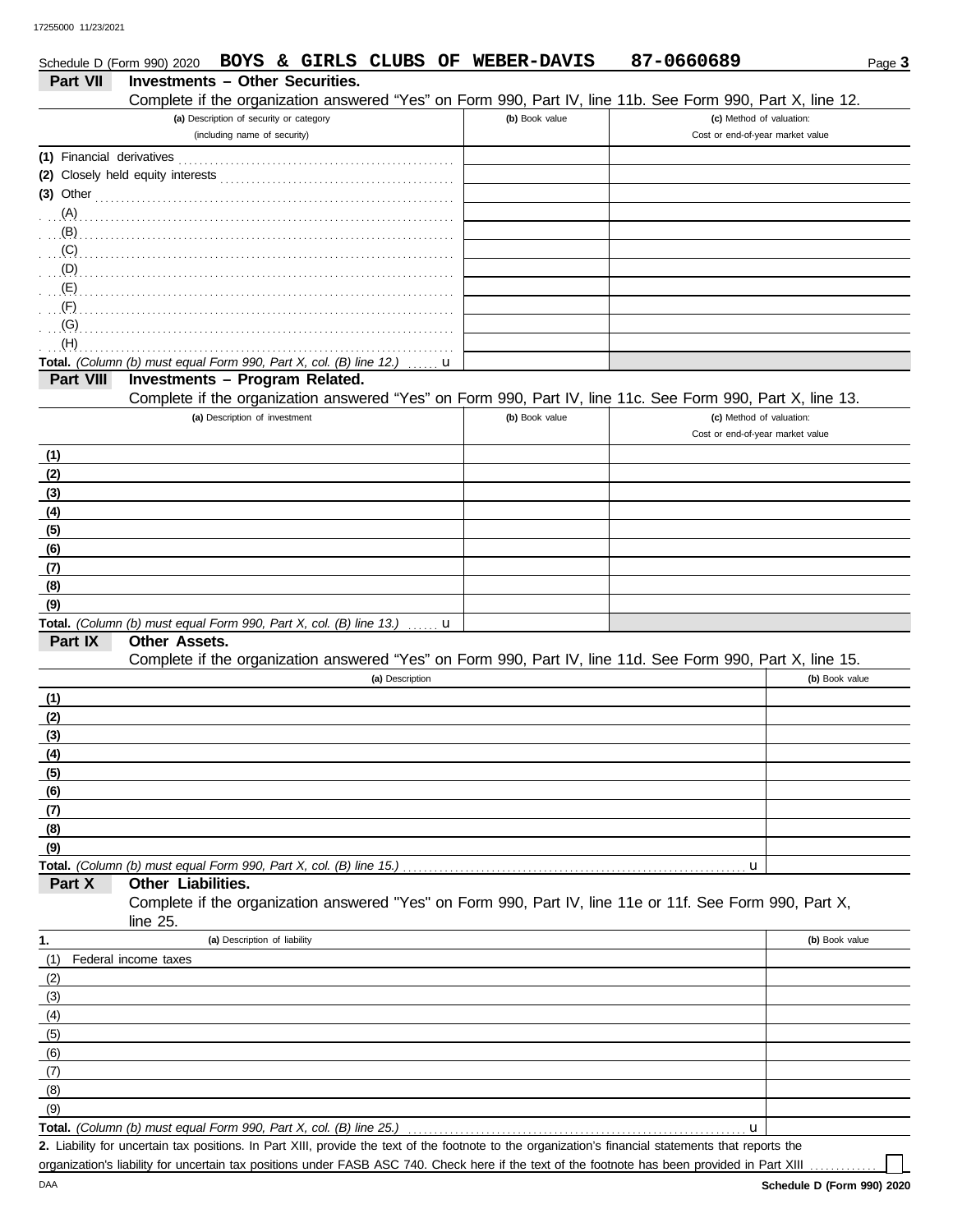Schedule D (Form 990) 2020 **BOYS & GIRLS CLUBS OF WEBER-DAVIS** **87-0660689** Page **3**

## Part VII Investments – Other Securities.

Complete if the organization answered "Yes" on Form 990, Part IV, line 11b. See Form 990, Part X, line 12.

| (a) Description of security or category (including name of security) | (b) Book value | (c) Method of valuation: Cost or end-of-year market value |
|---|---|---|
| (1) Financial derivatives | | |
| (2) Closely held equity interests | | |
| (3) Other | | |
| (A) | | |
| (B) | | |
| (C) | | |
| (D) | | |
| (E) | | |
| (F) | | |
| (G) | | |
| (H) | | |
| **Total.** *(Column (b) must equal Form 990, Part X, col. (B) line 12.)* u | | |

## Part VIII Investments – Program Related.

Complete if the organization answered "Yes" on Form 990, Part IV, line 11c. See Form 990, Part X, line 13.

| (a) Description of investment | (b) Book value | (c) Method of valuation: Cost or end-of-year market value |
|---|---|---|
| (1) | | |
| (2) | | |
| (3) | | |
| (4) | | |
| (5) | | |
| (6) | | |
| (7) | | |
| (8) | | |
| (9) | | |
| **Total.** *(Column (b) must equal Form 990, Part X, col. (B) line 13.)* u | | |

## Part IX Other Assets.

Complete if the organization answered "Yes" on Form 990, Part IV, line 11d. See Form 990, Part X, line 15.

| (a) Description | (b) Book value |
|---|---|
| (1) | |
| (2) | |
| (3) | |
| (4) | |
| (5) | |
| (6) | |
| (7) | |
| (8) | |
| (9) | |
| **Total.** *(Column (b) must equal Form 990, Part X, col. (B) line 15.)* u | |

## Part X Other Liabilities.

Complete if the organization answered "Yes" on Form 990, Part IV, line 11e or 11f. See Form 990, Part X, line 25.

| 1. (a) Description of liability | (b) Book value |
|---|---|
| (1) Federal income taxes | |
| (2) | |
| (3) | |
| (4) | |
| (5) | |
| (6) | |
| (7) | |
| (8) | |
| (9) | |
| **Total.** *(Column (b) must equal Form 990, Part X, col. (B) line 25.)* u | |

**2.** Liability for uncertain tax positions. In Part XIII, provide the text of the footnote to the organization's financial statements that reports the organization's liability for uncertain tax positions under FASB ASC 740. Check here if the text of the footnote has been provided in Part XIII ☐

**Schedule D (Form 990) 2020**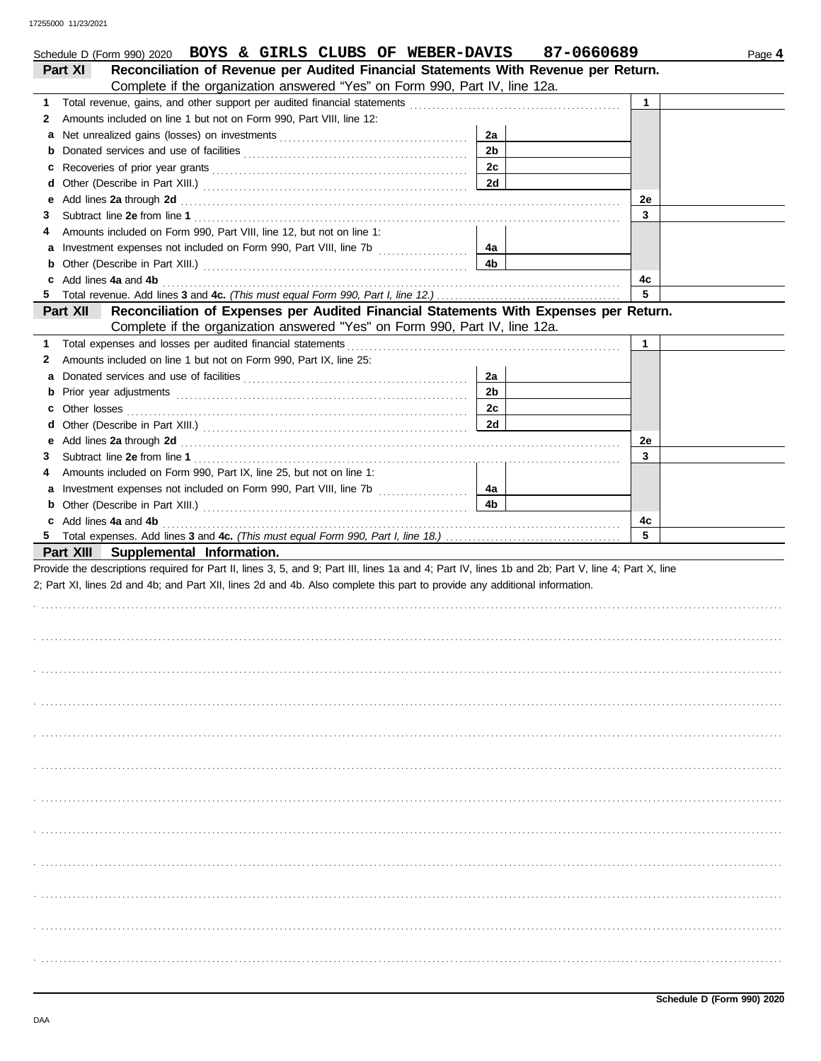Schedule D (Form 990) 2020 **BOYS & GIRLS CLUBS OF WEBER-DAVIS** **87-0660689** Page **4**

## Part XI Reconciliation of Revenue per Audited Financial Statements With Revenue per Return.

Complete if the organization answered "Yes" on Form 990, Part IV, line 12a.

| | | | | | |
|---|---|---|---|---|---|
| **1** | Total revenue, gains, and other support per audited financial statements | | | 1 | |
| **2** | Amounts included on line 1 but not on Form 990, Part VIII, line 12: | | | | |
| **a** | Net unrealized gains (losses) on investments | 2a | | | |
| **b** | Donated services and use of facilities | 2b | | | |
| **c** | Recoveries of prior year grants | 2c | | | |
| **d** | Other (Describe in Part XIII.) | 2d | | | |
| **e** | Add lines **2a** through **2d** | | | 2e | |
| **3** | Subtract line **2e** from line **1** | | | 3 | |
| **4** | Amounts included on Form 990, Part VIII, line 12, but not on line 1: | | | | |
| **a** | Investment expenses not included on Form 990, Part VIII, line 7b | 4a | | | |
| **b** | Other (Describe in Part XIII.) | 4b | | | |
| **c** | Add lines **4a** and **4b** | | | 4c | |
| **5** | Total revenue. Add lines **3** and **4c.** *(This must equal Form 990, Part I, line 12.)* | | | 5 | |

## Part XII Reconciliation of Expenses per Audited Financial Statements With Expenses per Return.

Complete if the organization answered "Yes" on Form 990, Part IV, line 12a.

| | | | | | |
|---|---|---|---|---|---|
| **1** | Total expenses and losses per audited financial statements | | | 1 | |
| **2** | Amounts included on line 1 but not on Form 990, Part IX, line 25: | | | | |
| **a** | Donated services and use of facilities | 2a | | | |
| **b** | Prior year adjustments | 2b | | | |
| **c** | Other losses | 2c | | | |
| **d** | Other (Describe in Part XIII.) | 2d | | | |
| **e** | Add lines **2a** through **2d** | | | 2e | |
| **3** | Subtract line **2e** from line **1** | | | 3 | |
| **4** | Amounts included on Form 990, Part IX, line 25, but not on line 1: | | | | |
| **a** | Investment expenses not included on Form 990, Part VIII, line 7b | 4a | | | |
| **b** | Other (Describe in Part XIII.) | 4b | | | |
| **c** | Add lines **4a** and **4b** | | | 4c | |
| **5** | Total expenses. Add lines **3** and **4c.** *(This must equal Form 990, Part I, line 18.)* | | | 5 | |

## Part XIII Supplemental Information.

Provide the descriptions required for Part II, lines 3, 5, and 9; Part III, lines 1a and 4; Part IV, lines 1b and 2b; Part V, line 4; Part X, line 2; Part XI, lines 2d and 4b; and Part XII, lines 2d and 4b. Also complete this part to provide any additional information.

**Schedule D (Form 990) 2020**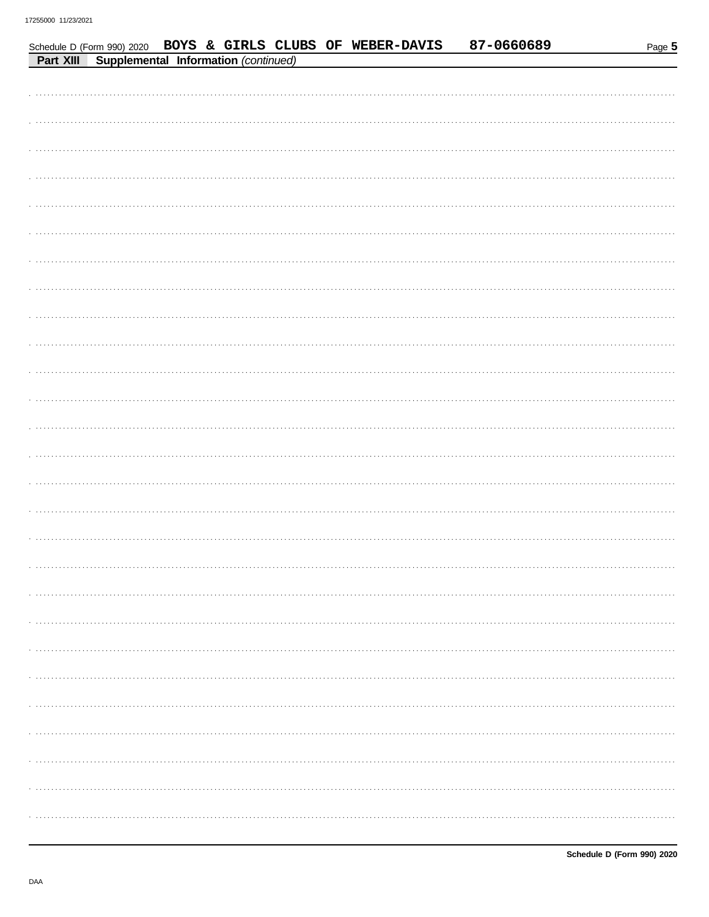Schedule D (Form 990) 2020 BOYS & GIRLS CLUBS OF WEBER-DAVIS 87-0660689

**Part XIII Supplemental Information** *(continued)*

Schedule D (Form 990) 2020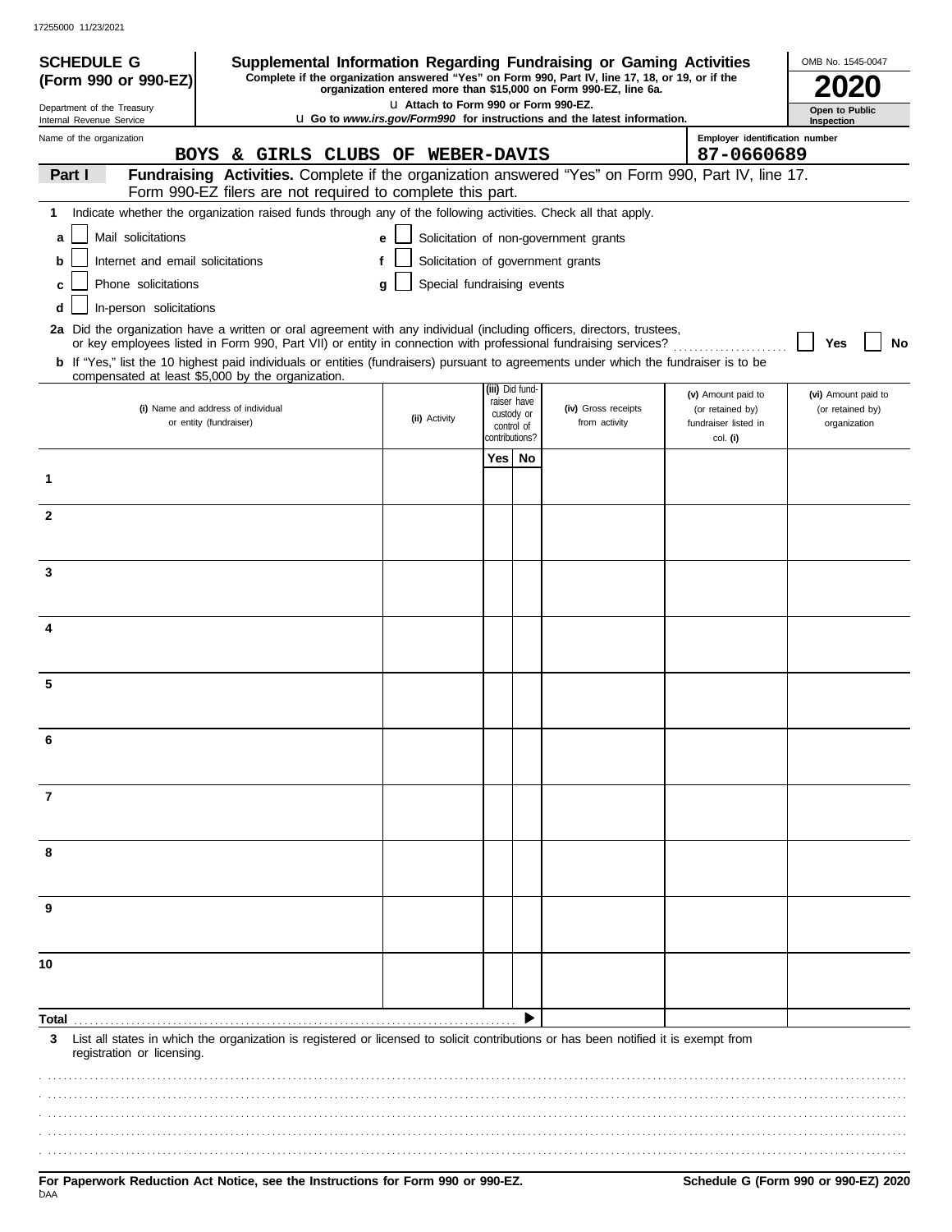**SCHEDULE G (Form 990 or 990-EZ)**

Department of the Treasury
Internal Revenue Service

# Supplemental Information Regarding Fundraising or Gaming Activities

**Complete if the organization answered "Yes" on Form 990, Part IV, line 17, 18, or 19, or if the organization entered more than $15,000 on Form 990-EZ, line 6a.**

**u Attach to Form 990 or Form 990-EZ.**

**u Go to *www.irs.gov/Form990* for instructions and the latest information.**

OMB No. 1545-0047

**2020**

**Open to Public Inspection**

Name of the organization: **BOYS & GIRLS CLUBS OF WEBER-DAVIS**

Employer identification number: **87-0660689**

**Part I** **Fundraising Activities.** Complete if the organization answered "Yes" on Form 990, Part IV, line 17. Form 990-EZ filers are not required to complete this part.

**1** Indicate whether the organization raised funds through any of the following activities. Check all that apply.

- **a** ☐ Mail solicitations
- **b** ☐ Internet and email solicitations
- **c** ☐ Phone solicitations
- **d** ☐ In-person solicitations
- **e** ☐ Solicitation of non-government grants
- **f** ☐ Solicitation of government grants
- **g** ☐ Special fundraising events

**2a** Did the organization have a written or oral agreement with any individual (including officers, directors, trustees, or key employees listed in Form 990, Part VII) or entity in connection with professional fundraising services? ☐ **Yes** ☐ **No**

**b** If "Yes," list the 10 highest paid individuals or entities (fundraisers) pursuant to agreements under which the fundraiser is to be compensated at least $5,000 by the organization.

| | (i) Name and address of individual or entity (fundraiser) | (ii) Activity | (iii) Did fund-raiser have custody or control of contributions? Yes | No | (iv) Gross receipts from activity | (v) Amount paid to (or retained by) fundraiser listed in col. (i) | (vi) Amount paid to (or retained by) organization |
|---|---|---|---|---|---|---|---|
| 1 | | | | | | | |
| 2 | | | | | | | |
| 3 | | | | | | | |
| 4 | | | | | | | |
| 5 | | | | | | | |
| 6 | | | | | | | |
| 7 | | | | | | | |
| 8 | | | | | | | |
| 9 | | | | | | | |
| 10 | | | | | | | |
| **Total** | | | | ▶ | | | |

**3** List all states in which the organization is registered or licensed to solicit contributions or has been notified it is exempt from registration or licensing.

**For Paperwork Reduction Act Notice, see the Instructions for Form 990 or 990-EZ.**

**Schedule G (Form 990 or 990-EZ) 2020**

DAA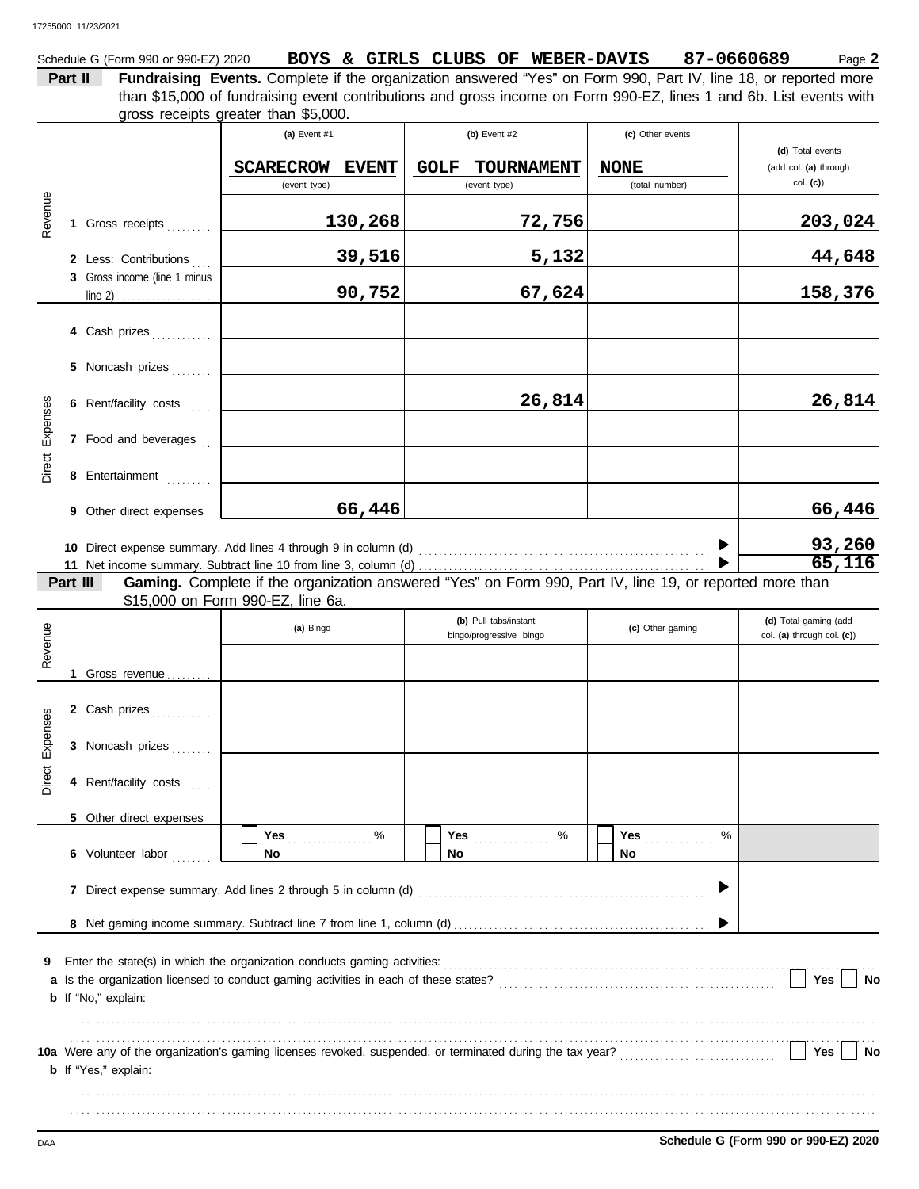Schedule G (Form 990 or 990-EZ) 2020 **BOYS & GIRLS CLUBS OF WEBER-DAVIS 87-0660689** Page **2**

**Part II Fundraising Events.** Complete if the organization answered "Yes" on Form 990, Part IV, line 18, or reported more than $15,000 of fundraising event contributions and gross income on Form 990-EZ, lines 1 and 6b. List events with gross receipts greater than $5,000.

| | | (a) Event #1 | (b) Event #2 | (c) Other events | (d) Total events (add col. (a) through col. (c)) |
|---|---|---|---|---|---|
| | | SCARECROW EVENT (event type) | GOLF TOURNAMENT (event type) | NONE (total number) | |
| Revenue | 1 Gross receipts | 130,268 | 72,756 | | 203,024 |
| | 2 Less: Contributions | 39,516 | 5,132 | | 44,648 |
| | 3 Gross income (line 1 minus line 2) | 90,752 | 67,624 | | 158,376 |
| Direct Expenses | 4 Cash prizes | | | | |
| | 5 Noncash prizes | | | | |
| | 6 Rent/facility costs | | 26,814 | | 26,814 |
| | 7 Food and beverages | | | | |
| | 8 Entertainment | | | | |
| | 9 Other direct expenses | 66,446 | | | 66,446 |
| | 10 Direct expense summary. Add lines 4 through 9 in column (d) | | | | 93,260 |
| | 11 Net income summary. Subtract line 10 from line 3, column (d) | | | | 65,116 |

**Part III Gaming.** Complete if the organization answered "Yes" on Form 990, Part IV, line 19, or reported more than $15,000 on Form 990-EZ, line 6a.

| | | (a) Bingo | (b) Pull tabs/instant bingo/progressive bingo | (c) Other gaming | (d) Total gaming (add col. (a) through col. (c)) |
|---|---|---|---|---|---|
| Revenue | 1 Gross revenue | | | | |
| Direct Expenses | 2 Cash prizes | | | | |
| | 3 Noncash prizes | | | | |
| | 4 Rent/facility costs | | | | |
| | 5 Other direct expenses | | | | |
| | 6 Volunteer labor | Yes ___ % / No | Yes ___ % / No | Yes ___ % / No | |
| | 7 Direct expense summary. Add lines 2 through 5 in column (d) | | | | |
| | 8 Net gaming income summary. Subtract line 7 from line 1, column (d) | | | | |

9 Enter the state(s) in which the organization conducts gaming activities:

a Is the organization licensed to conduct gaming activities in each of these states? Yes No

b If "No," explain:

10a Were any of the organization's gaming licenses revoked, suspended, or terminated during the tax year? Yes No

b If "Yes," explain:

Schedule G (Form 990 or 990-EZ) 2020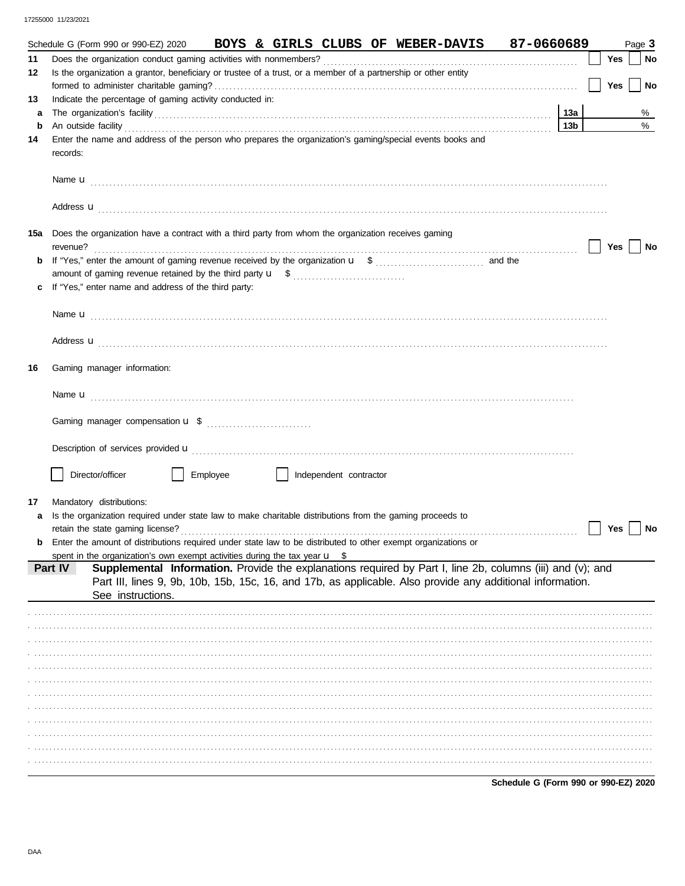Schedule G (Form 990 or 990-EZ) 2020 **BOYS & GIRLS CLUBS OF WEBER-DAVIS 87-0660689** Page **3**

**11** Does the organization conduct gaming activities with nonmembers? Yes No

**12** Is the organization a grantor, beneficiary or trustee of a trust, or a member of a partnership or other entity formed to administer charitable gaming? Yes No

**13** Indicate the percentage of gaming activity conducted in:

**a** The organization's facility **13a** %

**b** An outside facility **13b** %

**14** Enter the name and address of the person who prepares the organization's gaming/special events books and records:

Name u

Address u

**15a** Does the organization have a contract with a third party from whom the organization receives gaming revenue? Yes No

**b** If "Yes," enter the amount of gaming revenue received by the organization u $ and the amount of gaming revenue retained by the third party u $

**c** If "Yes," enter name and address of the third party:

Name u

Address u

**16** Gaming manager information:

Name u

Gaming manager compensation u $

Description of services provided u

Director/officer Employee Independent contractor

**17** Mandatory distributions:

**a** Is the organization required under state law to make charitable distributions from the gaming proceeds to retain the state gaming license? Yes No

**b** Enter the amount of distributions required under state law to be distributed to other exempt organizations or spent in the organization's own exempt activities during the tax year u $

**Part IV Supplemental Information.** Provide the explanations required by Part I, line 2b, columns (iii) and (v); and Part III, lines 9, 9b, 10b, 15b, 15c, 16, and 17b, as applicable. Also provide any additional information. See instructions.

**Schedule G (Form 990 or 990-EZ) 2020**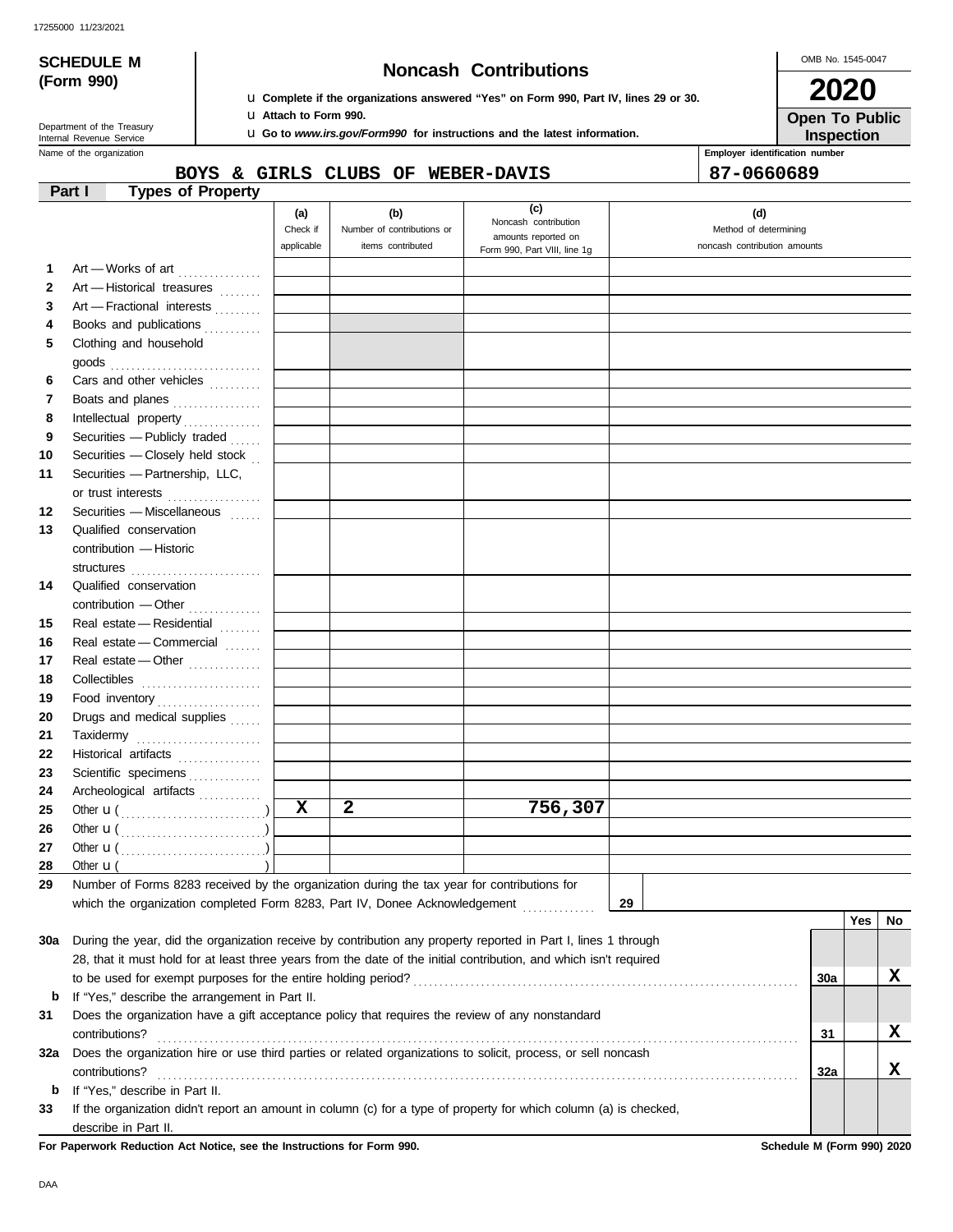17255000 11/23/2021

**SCHEDULE M (Form 990)**

Department of the Treasury
Internal Revenue Service

# Noncash Contributions

u **Complete if the organizations answered "Yes" on Form 990, Part IV, lines 29 or 30.**
u **Attach to Form 990.**
u **Go to *www.irs.gov/Form990* for instructions and the latest information.**

OMB No. 1545-0047

**2020**

**Open To Public Inspection**

Name of the organization: **BOYS & GIRLS CLUBS OF WEBER-DAVIS**

Employer identification number: **87-0660689**

**Part I — Types of Property**

| | | (a) Check if applicable | (b) Number of contributions or items contributed | (c) Noncash contribution amounts reported on Form 990, Part VIII, line 1g | (d) Method of determining noncash contribution amounts |
|---|---|---|---|---|---|
| 1 | Art — Works of art | | | | |
| 2 | Art — Historical treasures | | | | |
| 3 | Art — Fractional interests | | | | |
| 4 | Books and publications | | | | |
| 5 | Clothing and household goods | | | | |
| 6 | Cars and other vehicles | | | | |
| 7 | Boats and planes | | | | |
| 8 | Intellectual property | | | | |
| 9 | Securities — Publicly traded | | | | |
| 10 | Securities — Closely held stock | | | | |
| 11 | Securities — Partnership, LLC, or trust interests | | | | |
| 12 | Securities — Miscellaneous | | | | |
| 13 | Qualified conservation contribution — Historic structures | | | | |
| 14 | Qualified conservation contribution — Other | | | | |
| 15 | Real estate — Residential | | | | |
| 16 | Real estate — Commercial | | | | |
| 17 | Real estate — Other | | | | |
| 18 | Collectibles | | | | |
| 19 | Food inventory | | | | |
| 20 | Drugs and medical supplies | | | | |
| 21 | Taxidermy | | | | |
| 22 | Historical artifacts | | | | |
| 23 | Scientific specimens | | | | |
| 24 | Archeological artifacts | | | | |
| 25 | Other u ( ) | X | 2 | 756,307 | |
| 26 | Other u ( ) | | | | |
| 27 | Other u ( ) | | | | |
| 28 | Other u ( ) | | | | |

**29** Number of Forms 8283 received by the organization during the tax year for contributions for which the organization completed Form 8283, Part IV, Donee Acknowledgement . . . . **29**

| | | | Yes | No |
|---|---|---|---|---|
| 30a | During the year, did the organization receive by contribution any property reported in Part I, lines 1 through 28, that it must hold for at least three years from the date of the initial contribution, and which isn't required to be used for exempt purposes for the entire holding period? | 30a | | X |
| b | If "Yes," describe the arrangement in Part II. | | | |
| 31 | Does the organization have a gift acceptance policy that requires the review of any nonstandard contributions? | 31 | | X |
| 32a | Does the organization hire or use third parties or related organizations to solicit, process, or sell noncash contributions? | 32a | | X |
| b | If "Yes," describe in Part II. | | | |
| 33 | If the organization didn't report an amount in column (c) for a type of property for which column (a) is checked, describe in Part II. | | | |

**For Paperwork Reduction Act Notice, see the Instructions for Form 990.**

**Schedule M (Form 990) 2020**

DAA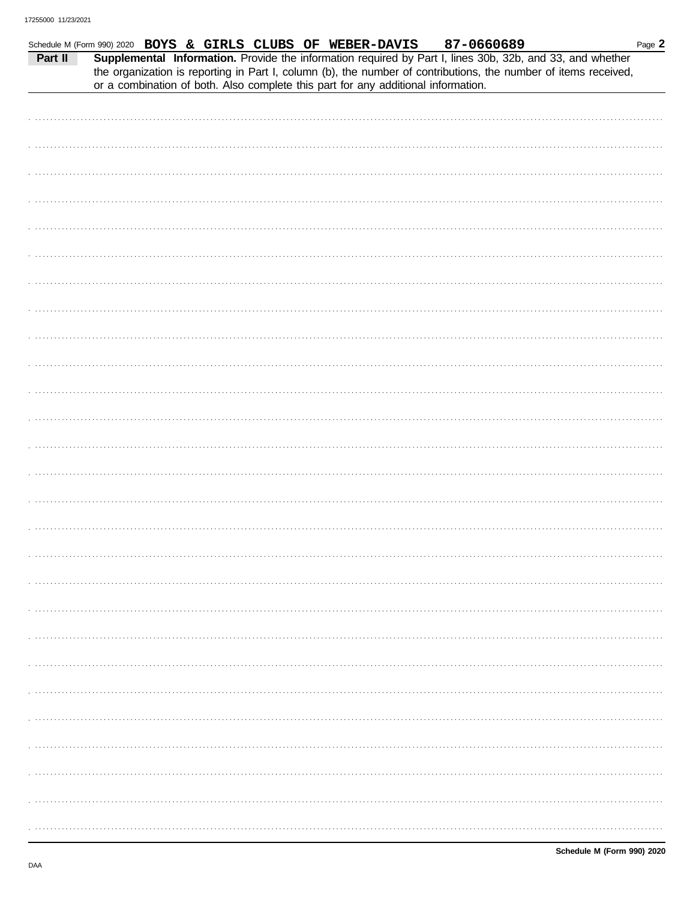Schedule M (Form 990) 2020 **BOYS & GIRLS CLUBS OF WEBER-DAVIS 87-0660689**

**Part II** **Supplemental Information.** Provide the information required by Part I, lines 30b, 32b, and 33, and whether the organization is reporting in Part I, column (b), the number of contributions, the number of items received, or a combination of both. Also complete this part for any additional information.

**Schedule M (Form 990) 2020**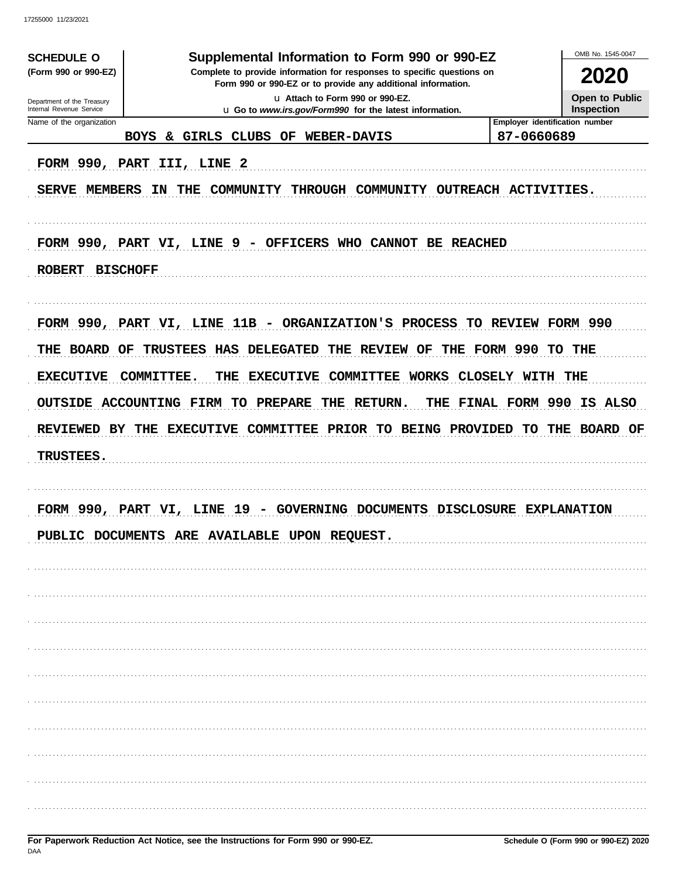17255000 11/23/2021

**SCHEDULE O**
**(Form 990 or 990-EZ)**

Department of the Treasury
Internal Revenue Service

# Supplemental Information to Form 990 or 990-EZ

**Complete to provide information for responses to specific questions on Form 990 or 990-EZ or to provide any additional information.**

u Attach to Form 990 or 990-EZ.
u Go to *www.irs.gov/Form990* for the latest information.

OMB No. 1545-0047

**2020**

**Open to Public Inspection**

| Name of the organization | Employer identification number |
|---|---|
| BOYS & GIRLS CLUBS OF WEBER-DAVIS | 87-0660689 |

FORM 990, PART III, LINE 2

SERVE MEMBERS IN THE COMMUNITY THROUGH COMMUNITY OUTREACH ACTIVITIES.

FORM 990, PART VI, LINE 9 - OFFICERS WHO CANNOT BE REACHED

ROBERT BISCHOFF

FORM 990, PART VI, LINE 11B - ORGANIZATION'S PROCESS TO REVIEW FORM 990

THE BOARD OF TRUSTEES HAS DELEGATED THE REVIEW OF THE FORM 990 TO THE EXECUTIVE COMMITTEE. THE EXECUTIVE COMMITTEE WORKS CLOSELY WITH THE OUTSIDE ACCOUNTING FIRM TO PREPARE THE RETURN. THE FINAL FORM 990 IS ALSO REVIEWED BY THE EXECUTIVE COMMITTEE PRIOR TO BEING PROVIDED TO THE BOARD OF TRUSTEES.

FORM 990, PART VI, LINE 19 - GOVERNING DOCUMENTS DISCLOSURE EXPLANATION

PUBLIC DOCUMENTS ARE AVAILABLE UPON REQUEST.

**For Paperwork Reduction Act Notice, see the Instructions for Form 990 or 990-EZ.** **Schedule O (Form 990 or 990-EZ) 2020**
DAA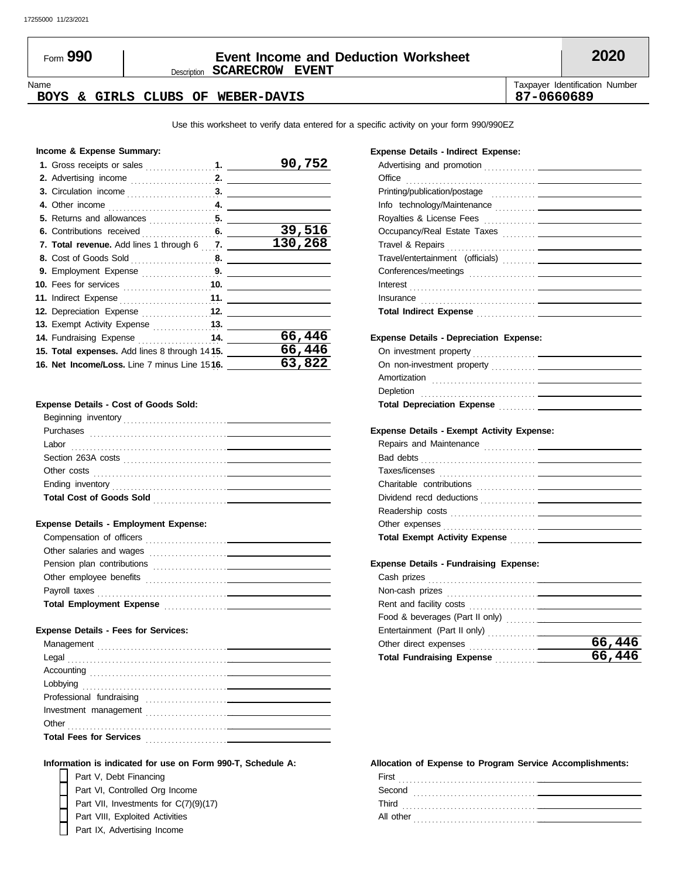# Form 990 — Event Income and Deduction Worksheet — 2020

Description **SCARECROW EVENT**

Name: **BOYS & GIRLS CLUBS OF WEBER-DAVIS**

Taxpayer Identification Number: **87-0660689**

Use this worksheet to verify data entered for a specific activity on your form 990/990EZ

**Income & Expense Summary:**

| | | |
|---|---|---|
| **1.** Gross receipts or sales | 1. | 90,752 |
| **2.** Advertising income | 2. | |
| **3.** Circulation income | 3. | |
| **4.** Other income | 4. | |
| **5.** Returns and allowances | 5. | |
| **6.** Contributions received | 6. | 39,516 |
| **7. Total revenue.** Add lines 1 through 6 | 7. | 130,268 |
| **8.** Cost of Goods Sold | 8. | |
| **9.** Employment Expense | 9. | |
| **10.** Fees for services | 10. | |
| **11.** Indirect Expense | 11. | |
| **12.** Depreciation Expense | 12. | |
| **13.** Exempt Activity Expense | 13. | |
| **14.** Fundraising Expense | 14. | 66,446 |
| **15. Total expenses.** Add lines 8 through 14 | 15. | 66,446 |
| **16. Net Income/Loss.** Line 7 minus Line 15 | 16. | 63,822 |

**Expense Details - Cost of Goods Sold:**

| | |
|---|---|
| Beginning inventory | |
| Purchases | |
| Labor | |
| Section 263A costs | |
| Other costs | |
| Ending inventory | |
| **Total Cost of Goods Sold** | |

**Expense Details - Employment Expense:**

| | |
|---|---|
| Compensation of officers | |
| Other salaries and wages | |
| Pension plan contributions | |
| Other employee benefits | |
| Payroll taxes | |
| **Total Employment Expense** | |

**Expense Details - Fees for Services:**

| | |
|---|---|
| Management | |
| Legal | |
| Accounting | |
| Lobbying | |
| Professional fundraising | |
| Investment management | |
| Other | |
| **Total Fees for Services** | |

**Expense Details - Indirect Expense:**

| | |
|---|---|
| Advertising and promotion | |
| Office | |
| Printing/publication/postage | |
| Info technology/Maintenance | |
| Royalties & License Fees | |
| Occupancy/Real Estate Taxes | |
| Travel & Repairs | |
| Travel/entertainment (officials) | |
| Conferences/meetings | |
| Interest | |
| Insurance | |
| **Total Indirect Expense** | |

**Expense Details - Depreciation Expense:**

| | |
|---|---|
| On investment property | |
| On non-investment property | |
| Amortization | |
| Depletion | |
| **Total Depreciation Expense** | |

**Expense Details - Exempt Activity Expense:**

| | |
|---|---|
| Repairs and Maintenance | |
| Bad debts | |
| Taxes/licenses | |
| Charitable contributions | |
| Dividend recd deductions | |
| Readership costs | |
| Other expenses | |
| **Total Exempt Activity Expense** | |

**Expense Details - Fundraising Expense:**

| | |
|---|---|
| Cash prizes | |
| Non-cash prizes | |
| Rent and facility costs | |
| Food & beverages (Part II only) | |
| Entertainment (Part II only) | |
| Other direct expenses | 66,446 |
| **Total Fundraising Expense** | 66,446 |

**Information is indicated for use on Form 990-T, Schedule A:**

- [ ] Part V, Debt Financing
- [ ] Part VI, Controlled Org Income
- [ ] Part VII, Investments for C(7)(9)(17)
- [ ] Part VIII, Exploited Activities
- [ ] Part IX, Advertising Income

**Allocation of Expense to Program Service Accomplishments:**

| | |
|---|---|
| First | |
| Second | |
| Third | |
| All other | |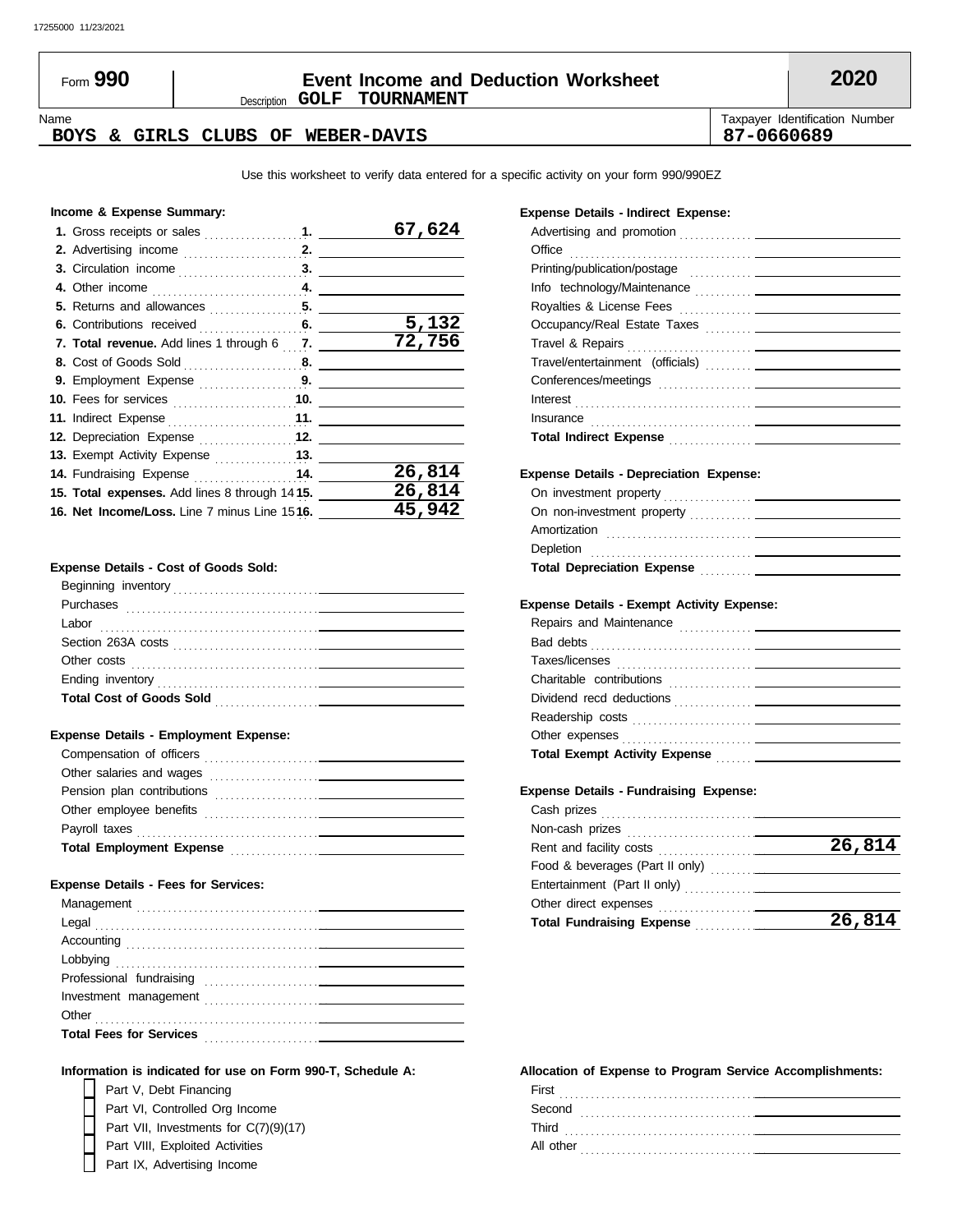17255000 11/23/2021

# Form 990 — Event Income and Deduction Worksheet — 2020

Description: **GOLF TOURNAMENT**

| Name | Taxpayer Identification Number |
|---|---|
| **BOYS & GIRLS CLUBS OF WEBER-DAVIS** | **87-0660689** |

Use this worksheet to verify data entered for a specific activity on your form 990/990EZ

### Income & Expense Summary:

| | Line | Amount |
|---|---|---|
| **1.** Gross receipts or sales | 1. | 67,624 |
| **2.** Advertising income | 2. | |
| **3.** Circulation income | 3. | |
| **4.** Other income | 4. | |
| **5.** Returns and allowances | 5. | |
| **6.** Contributions received | 6. | 5,132 |
| **7. Total revenue.** Add lines 1 through 6 | 7. | 72,756 |
| **8.** Cost of Goods Sold | 8. | |
| **9.** Employment Expense | 9. | |
| **10.** Fees for services | 10. | |
| **11.** Indirect Expense | 11. | |
| **12.** Depreciation Expense | 12. | |
| **13.** Exempt Activity Expense | 13. | |
| **14.** Fundraising Expense | 14. | 26,814 |
| **15. Total expenses.** Add lines 8 through 14 | 15. | 26,814 |
| **16. Net Income/Loss.** Line 7 minus Line 15 | 16. | 45,942 |

### Expense Details - Cost of Goods Sold:

| | |
|---|---|
| Beginning inventory | |
| Purchases | |
| Labor | |
| Section 263A costs | |
| Other costs | |
| Ending inventory | |
| **Total Cost of Goods Sold** | |

### Expense Details - Employment Expense:

| | |
|---|---|
| Compensation of officers | |
| Other salaries and wages | |
| Pension plan contributions | |
| Other employee benefits | |
| Payroll taxes | |
| **Total Employment Expense** | |

### Expense Details - Fees for Services:

| | |
|---|---|
| Management | |
| Legal | |
| Accounting | |
| Lobbying | |
| Professional fundraising | |
| Investment management | |
| Other | |
| **Total Fees for Services** | |

### Expense Details - Indirect Expense:

| | |
|---|---|
| Advertising and promotion | |
| Office | |
| Printing/publication/postage | |
| Info technology/Maintenance | |
| Royalties & License Fees | |
| Occupancy/Real Estate Taxes | |
| Travel & Repairs | |
| Travel/entertainment (officials) | |
| Conferences/meetings | |
| Interest | |
| Insurance | |
| **Total Indirect Expense** | |

### Expense Details - Depreciation Expense:

| | |
|---|---|
| On investment property | |
| On non-investment property | |
| Amortization | |
| Depletion | |
| **Total Depreciation Expense** | |

### Expense Details - Exempt Activity Expense:

| | |
|---|---|
| Repairs and Maintenance | |
| Bad debts | |
| Taxes/licenses | |
| Charitable contributions | |
| Dividend recd deductions | |
| Readership costs | |
| Other expenses | |
| **Total Exempt Activity Expense** | |

### Expense Details - Fundraising Expense:

| | |
|---|---|
| Cash prizes | |
| Non-cash prizes | |
| Rent and facility costs | 26,814 |
| Food & beverages (Part II only) | |
| Entertainment (Part II only) | |
| Other direct expenses | |
| **Total Fundraising Expense** | 26,814 |

### Information is indicated for use on Form 990-T, Schedule A:

- [ ] Part V, Debt Financing
- [ ] Part VI, Controlled Org Income
- [ ] Part VII, Investments for C(7)(9)(17)
- [ ] Part VIII, Exploited Activities
- [ ] Part IX, Advertising Income

### Allocation of Expense to Program Service Accomplishments:

| | |
|---|---|
| First | |
| Second | |
| Third | |
| All other | |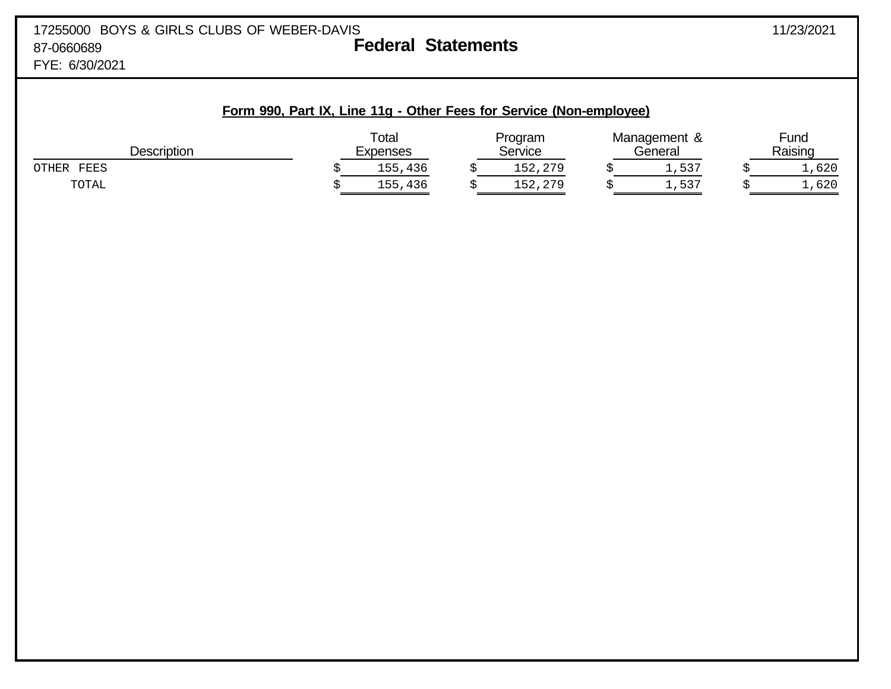17255000 BOYS & GIRLS CLUBS OF WEBER-DAVIS
87-0660689
FYE: 6/30/2021

11/23/2021

# Federal Statements

## Form 990, Part IX, Line 11g - Other Fees for Service (Non-employee)

| Description | Total Expenses | Program Service | Management & General | Fund Raising |
|---|---|---|---|---|
| OTHER FEES | $ 155,436 | $ 152,279 | $ 1,537 | $ 1,620 |
| TOTAL | $ 155,436 | $ 152,279 | $ 1,537 | $ 1,620 |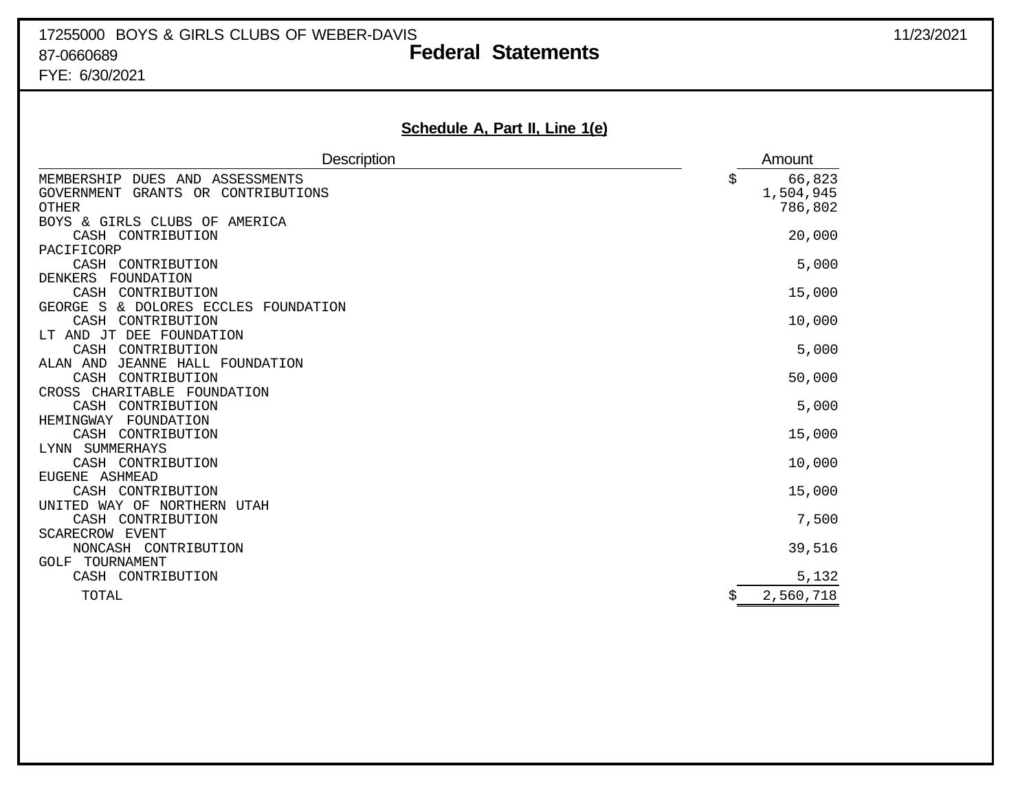17255000 BOYS & GIRLS CLUBS OF WEBER-DAVIS
87-0660689
FYE: 6/30/2021

# Federal Statements

11/23/2021

## Schedule A, Part II, Line 1(e)

| Description | Amount |
|---|---|
| MEMBERSHIP DUES AND ASSESSMENTS | $ 66,823 |
| GOVERNMENT GRANTS OR CONTRIBUTIONS | 1,504,945 |
| OTHER | 786,802 |
| BOYS & GIRLS CLUBS OF AMERICA | |
| CASH CONTRIBUTION | 20,000 |
| PACIFICORP | |
| CASH CONTRIBUTION | 5,000 |
| DENKERS FOUNDATION | |
| CASH CONTRIBUTION | 15,000 |
| GEORGE S & DOLORES ECCLES FOUNDATION | |
| CASH CONTRIBUTION | 10,000 |
| LT AND JT DEE FOUNDATION | |
| CASH CONTRIBUTION | 5,000 |
| ALAN AND JEANNE HALL FOUNDATION | |
| CASH CONTRIBUTION | 50,000 |
| CROSS CHARITABLE FOUNDATION | |
| CASH CONTRIBUTION | 5,000 |
| HEMINGWAY FOUNDATION | |
| CASH CONTRIBUTION | 15,000 |
| LYNN SUMMERHAYS | |
| CASH CONTRIBUTION | 10,000 |
| EUGENE ASHMEAD | |
| CASH CONTRIBUTION | 15,000 |
| UNITED WAY OF NORTHERN UTAH | |
| CASH CONTRIBUTION | 7,500 |
| SCARECROW EVENT | |
| NONCASH CONTRIBUTION | 39,516 |
| GOLF TOURNAMENT | |
| CASH CONTRIBUTION | 5,132 |
| TOTAL | $ 2,560,718 |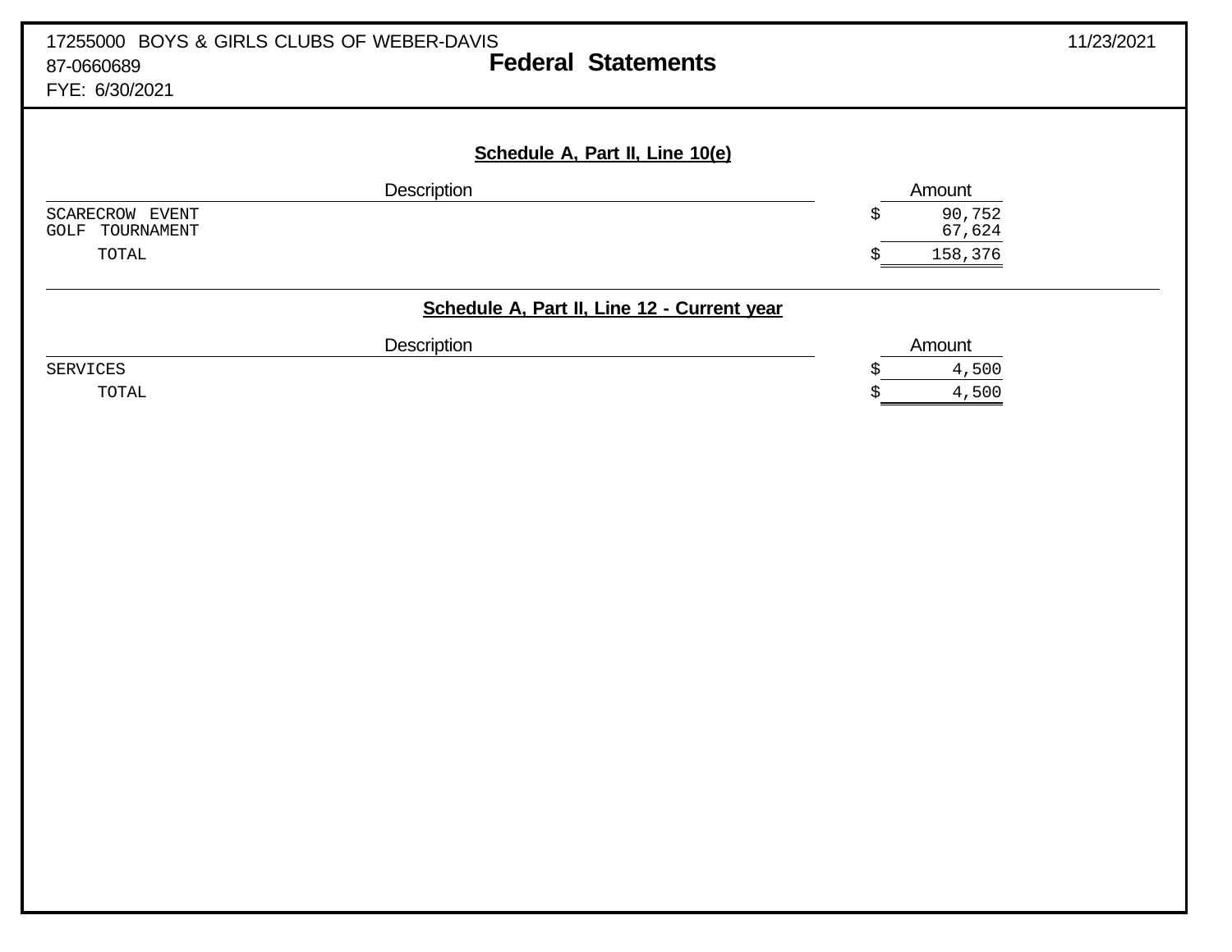17255000 BOYS & GIRLS CLUBS OF WEBER-DAVIS
87-0660689
FYE: 6/30/2021

# Federal Statements

11/23/2021

## Schedule A, Part II, Line 10(e)

| Description | Amount |
|---|---|
| SCARECROW EVENT | $ 90,752 |
| GOLF TOURNAMENT | 67,624 |
| TOTAL | $ 158,376 |

## Schedule A, Part II, Line 12 - Current year

| Description | Amount |
|---|---|
| SERVICES | $ 4,500 |
| TOTAL | $ 4,500 |